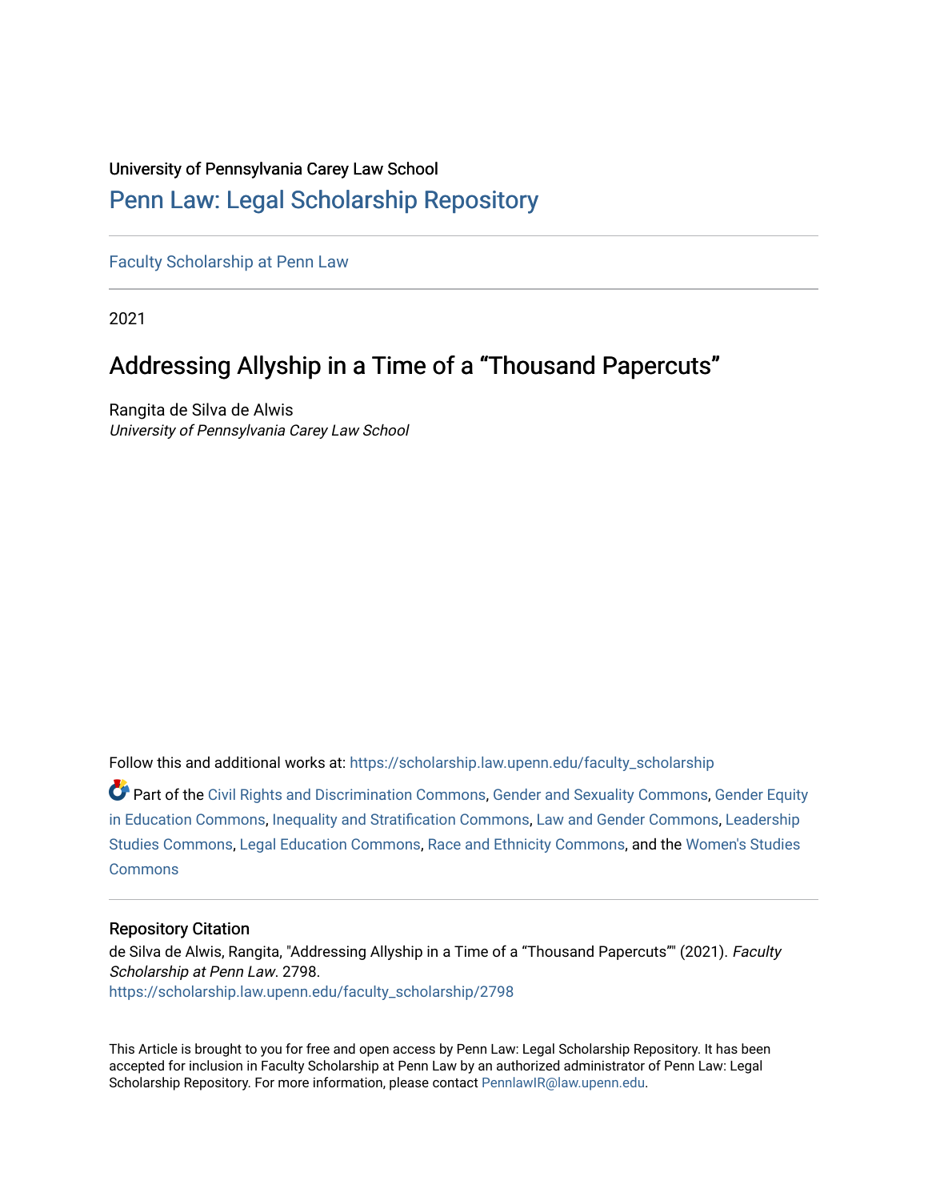University of Pennsylvania Carey Law School

# Penn Law: Legal Scholarship Repository

Faculty Scholarship at Penn Law

2021

## Addressing Allyship in a Time of a "Thousand Papercuts"

Rangita de Silva de Alwis
*University of Pennsylvania Carey Law School*

Follow this and additional works at: https://scholarship.law.upenn.edu/faculty_scholarship

Part of the Civil Rights and Discrimination Commons, Gender and Sexuality Commons, Gender Equity in Education Commons, Inequality and Stratification Commons, Law and Gender Commons, Leadership Studies Commons, Legal Education Commons, Race and Ethnicity Commons, and the Women's Studies Commons

### Repository Citation

de Silva de Alwis, Rangita, "Addressing Allyship in a Time of a "Thousand Papercuts"" (2021). *Faculty Scholarship at Penn Law*. 2798.
https://scholarship.law.upenn.edu/faculty_scholarship/2798

This Article is brought to you for free and open access by Penn Law: Legal Scholarship Repository. It has been accepted for inclusion in Faculty Scholarship at Penn Law by an authorized administrator of Penn Law: Legal Scholarship Repository. For more information, please contact PennlawIR@law.upenn.edu.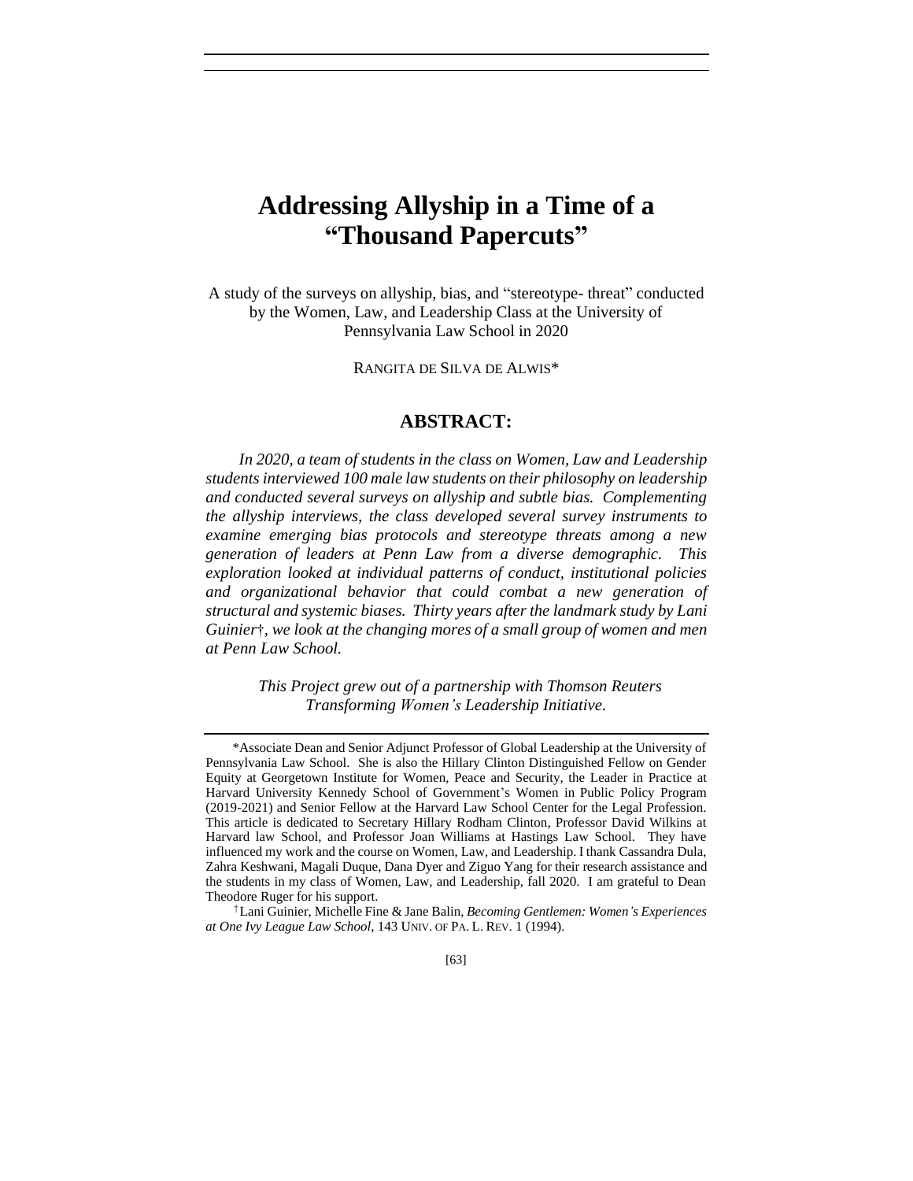# Addressing Allyship in a Time of a "Thousand Papercuts"

A study of the surveys on allyship, bias, and "stereotype- threat" conducted by the Women, Law, and Leadership Class at the University of Pennsylvania Law School in 2020

RANGITA DE SILVA DE ALWIS*

## ABSTRACT:

*In 2020, a team of students in the class on Women, Law and Leadership students interviewed 100 male law students on their philosophy on leadership and conducted several surveys on allyship and subtle bias. Complementing the allyship interviews, the class developed several survey instruments to examine emerging bias protocols and stereotype threats among a new generation of leaders at Penn Law from a diverse demographic. This exploration looked at individual patterns of conduct, institutional policies and organizational behavior that could combat a new generation of structural and systemic biases. Thirty years after the landmark study by Lani Guinier†, we look at the changing mores of a small group of women and men at Penn Law School.*

*This Project grew out of a partnership with Thomson Reuters Transforming Women's Leadership Initiative.*

---

*Associate Dean and Senior Adjunct Professor of Global Leadership at the University of Pennsylvania Law School. She is also the Hillary Clinton Distinguished Fellow on Gender Equity at Georgetown Institute for Women, Peace and Security, the Leader in Practice at Harvard University Kennedy School of Government's Women in Public Policy Program (2019-2021) and Senior Fellow at the Harvard Law School Center for the Legal Profession. This article is dedicated to Secretary Hillary Rodham Clinton, Professor David Wilkins at Harvard law School, and Professor Joan Williams at Hastings Law School. They have influenced my work and the course on Women, Law, and Leadership. I thank Cassandra Dula, Zahra Keshwani, Magali Duque, Dana Dyer and Ziguo Yang for their research assistance and the students in my class of Women, Law, and Leadership, fall 2020. I am grateful to Dean Theodore Ruger for his support.

† Lani Guinier, Michelle Fine & Jane Balin, *Becoming Gentlemen: Women's Experiences at One Ivy League Law School*, 143 UNIV. OF PA. L. REV. 1 (1994).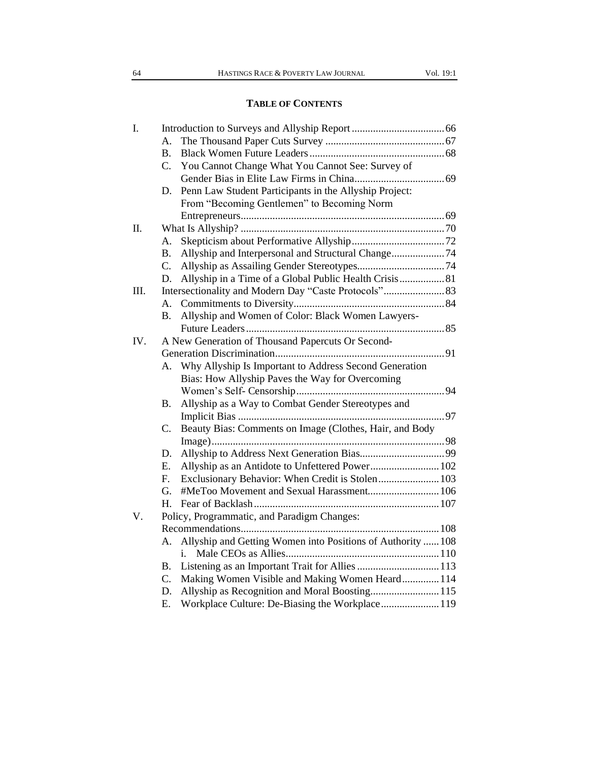**TABLE OF CONTENTS**

- I. Introduction to Surveys and Allyship Report ..... 66
  - A. The Thousand Paper Cuts Survey ..... 67
  - B. Black Women Future Leaders ..... 68
  - C. You Cannot Change What You Cannot See: Survey of Gender Bias in Elite Law Firms in China ..... 69
  - D. Penn Law Student Participants in the Allyship Project: From "Becoming Gentlemen" to Becoming Norm Entrepreneurs ..... 69
- II. What Is Allyship? ..... 70
  - A. Skepticism about Performative Allyship ..... 72
  - B. Allyship and Interpersonal and Structural Change ..... 74
  - C. Allyship as Assailing Gender Stereotypes ..... 74
  - D. Allyship in a Time of a Global Public Health Crisis ..... 81
- III. Intersectionality and Modern Day "Caste Protocols" ..... 83
  - A. Commitments to Diversity ..... 84
  - B. Allyship and Women of Color: Black Women Lawyers-Future Leaders ..... 85
- IV. A New Generation of Thousand Papercuts Or Second-Generation Discrimination ..... 91
  - A. Why Allyship Is Important to Address Second Generation Bias: How Allyship Paves the Way for Overcoming Women's Self- Censorship ..... 94
  - B. Allyship as a Way to Combat Gender Stereotypes and Implicit Bias ..... 97
  - C. Beauty Bias: Comments on Image (Clothes, Hair, and Body Image) ..... 98
  - D. Allyship to Address Next Generation Bias ..... 99
  - E. Allyship as an Antidote to Unfettered Power ..... 102
  - F. Exclusionary Behavior: When Credit is Stolen ..... 103
  - G. #MeToo Movement and Sexual Harassment ..... 106
  - H. Fear of Backlash ..... 107
- V. Policy, Programmatic, and Paradigm Changes: Recommendations ..... 108
  - A. Allyship and Getting Women into Positions of Authority ..... 108
    - i. Male CEOs as Allies ..... 110
  - B. Listening as an Important Trait for Allies ..... 113
  - C. Making Women Visible and Making Women Heard ..... 114
  - D. Allyship as Recognition and Moral Boosting ..... 115
  - E. Workplace Culture: De-Biasing the Workplace ..... 119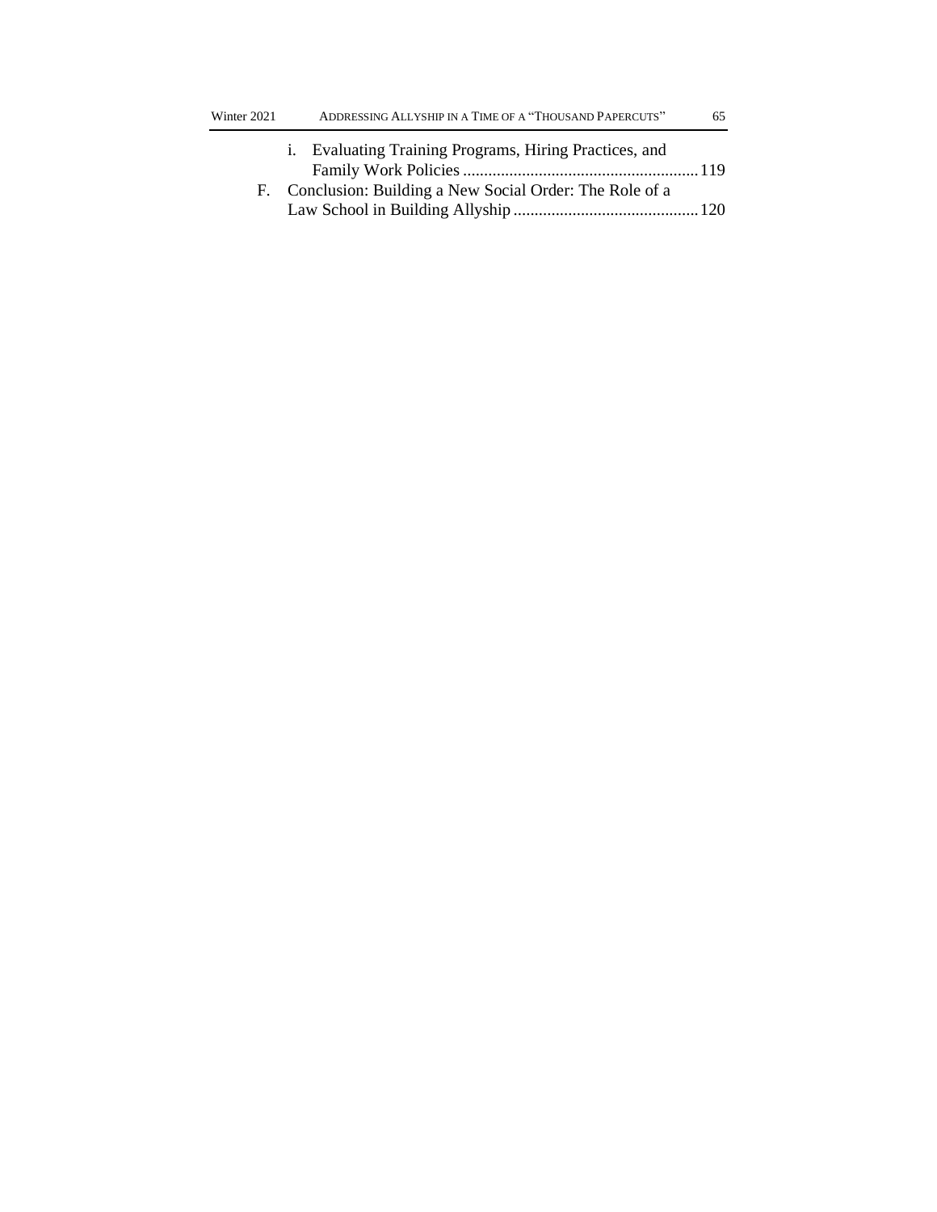i. Evaluating Training Programs, Hiring Practices, and Family Work Policies ........................................................ 119

F. Conclusion: Building a New Social Order: The Role of a Law School in Building Allyship ............................................ 120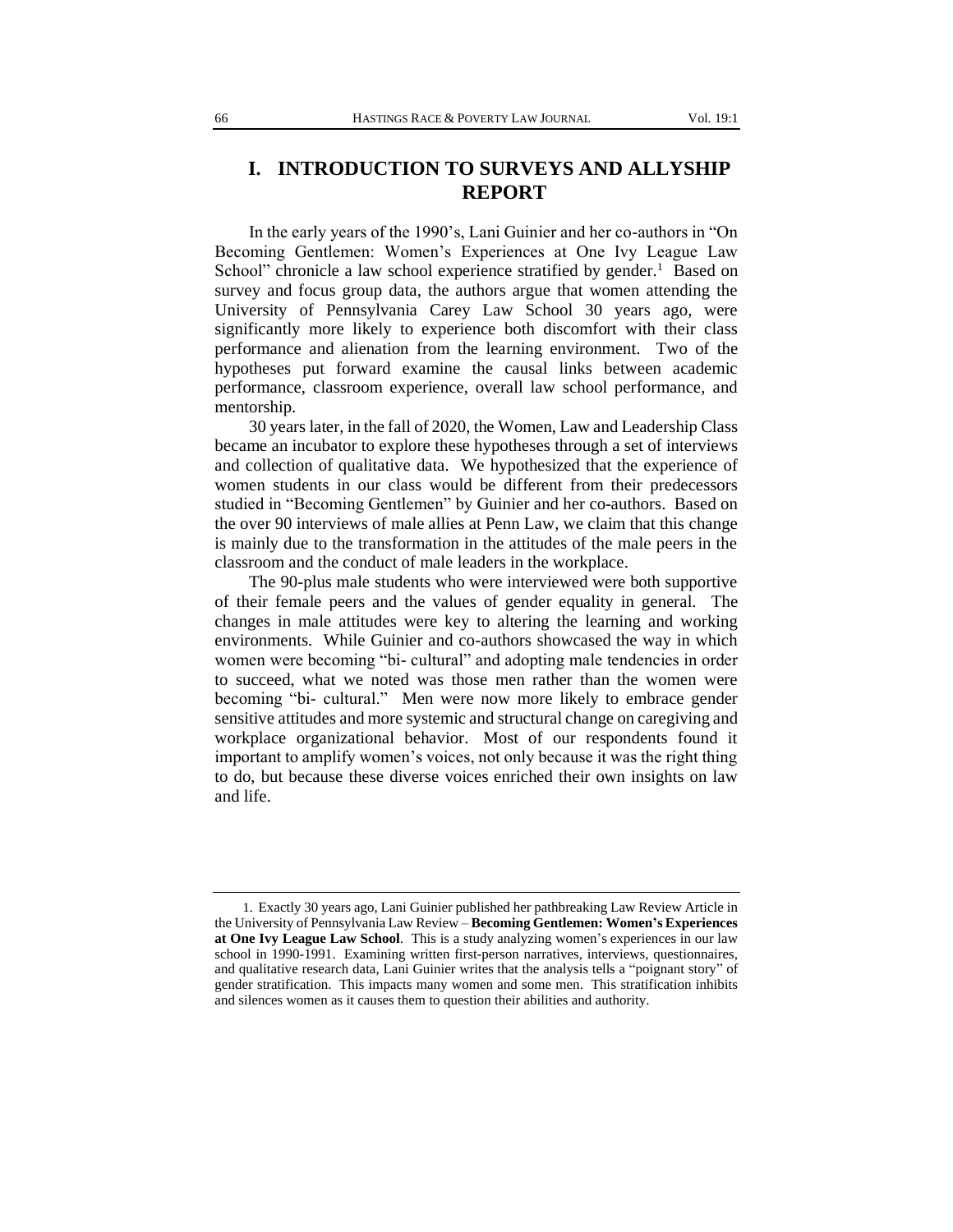# I. INTRODUCTION TO SURVEYS AND ALLYSHIP REPORT

In the early years of the 1990's, Lani Guinier and her co-authors in "On Becoming Gentlemen: Women's Experiences at One Ivy League Law School" chronicle a law school experience stratified by gender.[1] Based on survey and focus group data, the authors argue that women attending the University of Pennsylvania Carey Law School 30 years ago, were significantly more likely to experience both discomfort with their class performance and alienation from the learning environment. Two of the hypotheses put forward examine the causal links between academic performance, classroom experience, overall law school performance, and mentorship.

30 years later, in the fall of 2020, the Women, Law and Leadership Class became an incubator to explore these hypotheses through a set of interviews and collection of qualitative data. We hypothesized that the experience of women students in our class would be different from their predecessors studied in "Becoming Gentlemen" by Guinier and her co-authors. Based on the over 90 interviews of male allies at Penn Law, we claim that this change is mainly due to the transformation in the attitudes of the male peers in the classroom and the conduct of male leaders in the workplace.

The 90-plus male students who were interviewed were both supportive of their female peers and the values of gender equality in general. The changes in male attitudes were key to altering the learning and working environments. While Guinier and co-authors showcased the way in which women were becoming "bi- cultural" and adopting male tendencies in order to succeed, what we noted was those men rather than the women were becoming "bi- cultural." Men were now more likely to embrace gender sensitive attitudes and more systemic and structural change on caregiving and workplace organizational behavior. Most of our respondents found it important to amplify women's voices, not only because it was the right thing to do, but because these diverse voices enriched their own insights on law and life.

---

1. Exactly 30 years ago, Lani Guinier published her pathbreaking Law Review Article in the University of Pennsylvania Law Review – **Becoming Gentlemen: Women's Experiences at One Ivy League Law School**. This is a study analyzing women's experiences in our law school in 1990-1991. Examining written first-person narratives, interviews, questionnaires, and qualitative research data, Lani Guinier writes that the analysis tells a "poignant story" of gender stratification. This impacts many women and some men. This stratification inhibits and silences women as it causes them to question their abilities and authority.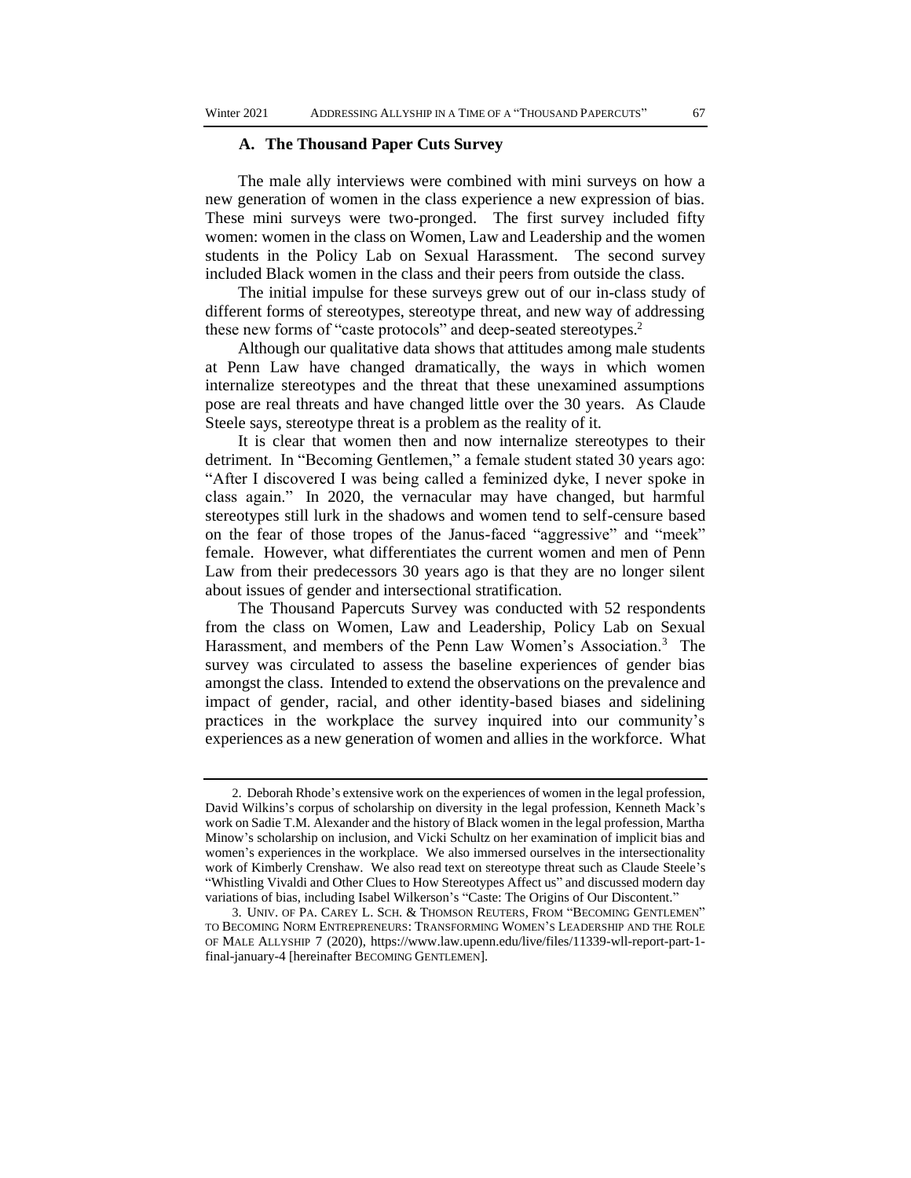### A. The Thousand Paper Cuts Survey

The male ally interviews were combined with mini surveys on how a new generation of women in the class experience a new expression of bias. These mini surveys were two-pronged. The first survey included fifty women: women in the class on Women, Law and Leadership and the women students in the Policy Lab on Sexual Harassment. The second survey included Black women in the class and their peers from outside the class.

The initial impulse for these surveys grew out of our in-class study of different forms of stereotypes, stereotype threat, and new way of addressing these new forms of "caste protocols" and deep-seated stereotypes.[2]

Although our qualitative data shows that attitudes among male students at Penn Law have changed dramatically, the ways in which women internalize stereotypes and the threat that these unexamined assumptions pose are real threats and have changed little over the 30 years. As Claude Steele says, stereotype threat is a problem as the reality of it.

It is clear that women then and now internalize stereotypes to their detriment. In "Becoming Gentlemen," a female student stated 30 years ago: "After I discovered I was being called a feminized dyke, I never spoke in class again." In 2020, the vernacular may have changed, but harmful stereotypes still lurk in the shadows and women tend to self-censure based on the fear of those tropes of the Janus-faced "aggressive" and "meek" female. However, what differentiates the current women and men of Penn Law from their predecessors 30 years ago is that they are no longer silent about issues of gender and intersectional stratification.

The Thousand Papercuts Survey was conducted with 52 respondents from the class on Women, Law and Leadership, Policy Lab on Sexual Harassment, and members of the Penn Law Women's Association.[3] The survey was circulated to assess the baseline experiences of gender bias amongst the class. Intended to extend the observations on the prevalence and impact of gender, racial, and other identity-based biases and sidelining practices in the workplace the survey inquired into our community's experiences as a new generation of women and allies in the workforce. What

---

2. Deborah Rhode's extensive work on the experiences of women in the legal profession, David Wilkins's corpus of scholarship on diversity in the legal profession, Kenneth Mack's work on Sadie T.M. Alexander and the history of Black women in the legal profession, Martha Minow's scholarship on inclusion, and Vicki Schultz on her examination of implicit bias and women's experiences in the workplace. We also immersed ourselves in the intersectionality work of Kimberly Crenshaw. We also read text on stereotype threat such as Claude Steele's "Whistling Vivaldi and Other Clues to How Stereotypes Affect us" and discussed modern day variations of bias, including Isabel Wilkerson's "Caste: The Origins of Our Discontent."

3. UNIV. OF PA. CAREY L. SCH. & THOMSON REUTERS, FROM "BECOMING GENTLEMEN" TO BECOMING NORM ENTREPRENEURS: TRANSFORMING WOMEN'S LEADERSHIP AND THE ROLE OF MALE ALLYSHIP 7 (2020), https://www.law.upenn.edu/live/files/11339-wll-report-part-1-final-january-4 [hereinafter BECOMING GENTLEMEN].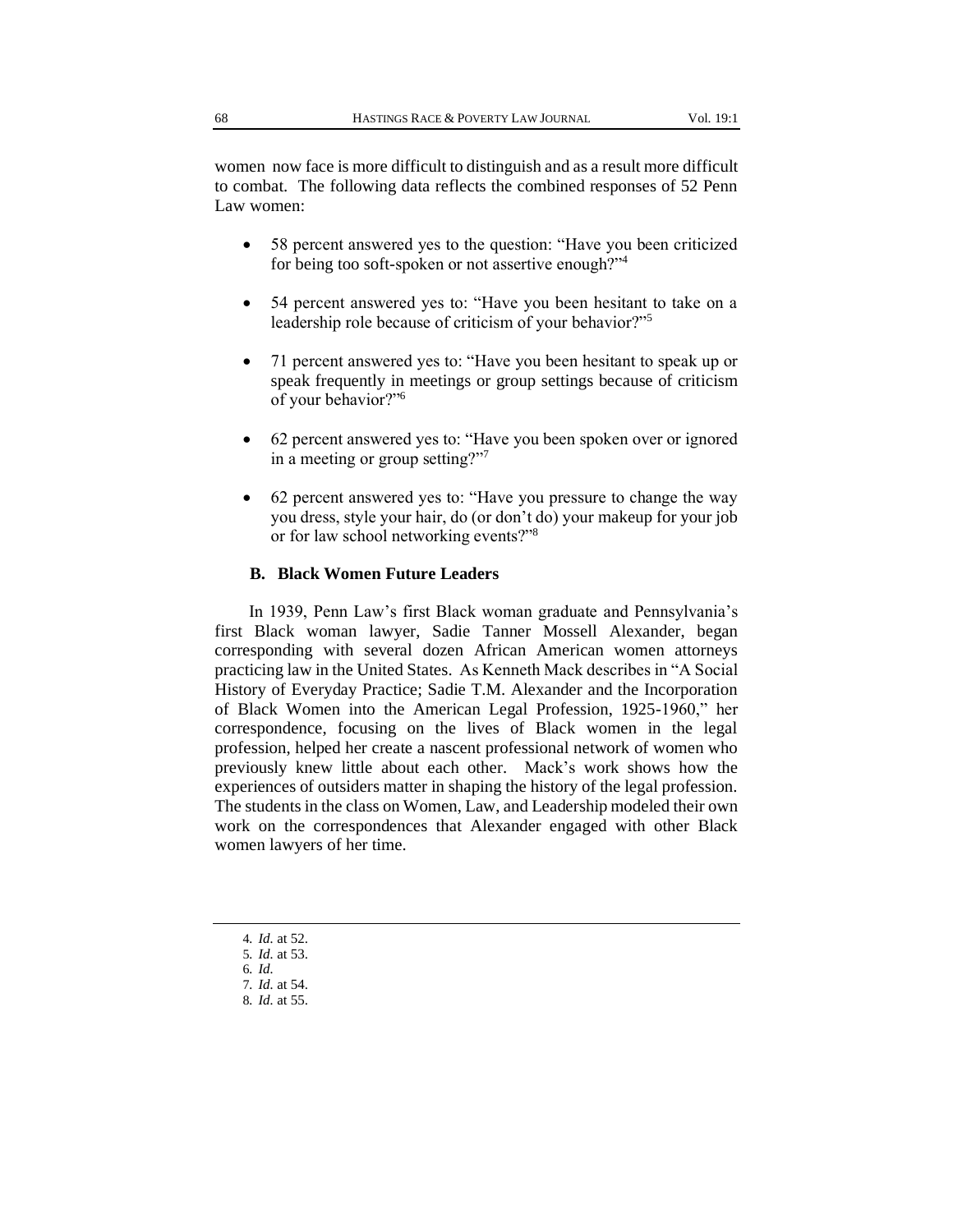women now face is more difficult to distinguish and as a result more difficult to combat. The following data reflects the combined responses of 52 Penn Law women:

- 58 percent answered yes to the question: "Have you been criticized for being too soft-spoken or not assertive enough?"[4]

- 54 percent answered yes to: "Have you been hesitant to take on a leadership role because of criticism of your behavior?"[5]

- 71 percent answered yes to: "Have you been hesitant to speak up or speak frequently in meetings or group settings because of criticism of your behavior?"[6]

- 62 percent answered yes to: "Have you been spoken over or ignored in a meeting or group setting?"[7]

- 62 percent answered yes to: "Have you pressure to change the way you dress, style your hair, do (or don't do) your makeup for your job or for law school networking events?"[8]

### B. Black Women Future Leaders

In 1939, Penn Law's first Black woman graduate and Pennsylvania's first Black woman lawyer, Sadie Tanner Mossell Alexander, began corresponding with several dozen African American women attorneys practicing law in the United States. As Kenneth Mack describes in "A Social History of Everyday Practice; Sadie T.M. Alexander and the Incorporation of Black Women into the American Legal Profession, 1925-1960," her correspondence, focusing on the lives of Black women in the legal profession, helped her create a nascent professional network of women who previously knew little about each other. Mack's work shows how the experiences of outsiders matter in shaping the history of the legal profession. The students in the class on Women, Law, and Leadership modeled their own work on the correspondences that Alexander engaged with other Black women lawyers of her time.

---

4. *Id.* at 52.
5. *Id.* at 53.
6. *Id.*
7. *Id.* at 54.
8. *Id.* at 55.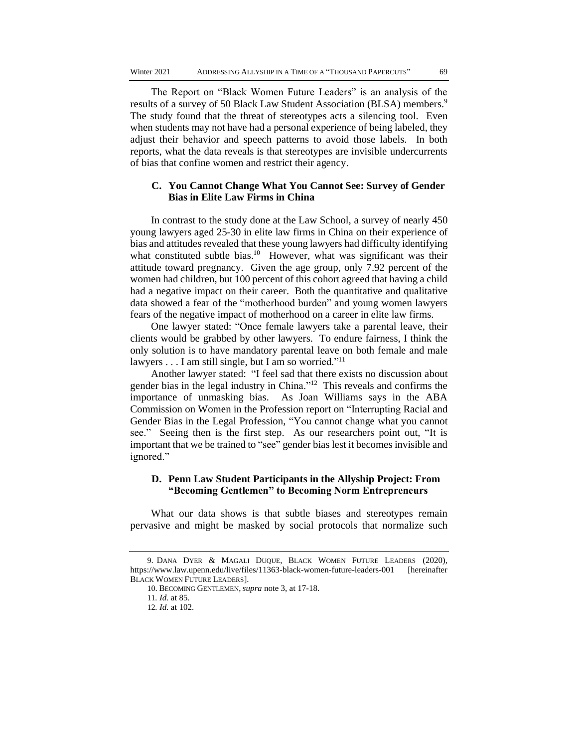The Report on "Black Women Future Leaders" is an analysis of the results of a survey of 50 Black Law Student Association (BLSA) members.[9] The study found that the threat of stereotypes acts a silencing tool. Even when students may not have had a personal experience of being labeled, they adjust their behavior and speech patterns to avoid those labels. In both reports, what the data reveals is that stereotypes are invisible undercurrents of bias that confine women and restrict their agency.

### C. You Cannot Change What You Cannot See: Survey of Gender Bias in Elite Law Firms in China

In contrast to the study done at the Law School, a survey of nearly 450 young lawyers aged 25-30 in elite law firms in China on their experience of bias and attitudes revealed that these young lawyers had difficulty identifying what constituted subtle bias.[10] However, what was significant was their attitude toward pregnancy. Given the age group, only 7.92 percent of the women had children, but 100 percent of this cohort agreed that having a child had a negative impact on their career. Both the quantitative and qualitative data showed a fear of the "motherhood burden" and young women lawyers fears of the negative impact of motherhood on a career in elite law firms.

One lawyer stated: "Once female lawyers take a parental leave, their clients would be grabbed by other lawyers. To endure fairness, I think the only solution is to have mandatory parental leave on both female and male lawyers . . . I am still single, but I am so worried."[11]

Another lawyer stated: "I feel sad that there exists no discussion about gender bias in the legal industry in China."[12] This reveals and confirms the importance of unmasking bias. As Joan Williams says in the ABA Commission on Women in the Profession report on "Interrupting Racial and Gender Bias in the Legal Profession, "You cannot change what you cannot see." Seeing then is the first step. As our researchers point out, "It is important that we be trained to "see" gender bias lest it becomes invisible and ignored."

### D. Penn Law Student Participants in the Allyship Project: From "Becoming Gentlemen" to Becoming Norm Entrepreneurs

What our data shows is that subtle biases and stereotypes remain pervasive and might be masked by social protocols that normalize such

---

9. DANA DYER & MAGALI DUQUE, BLACK WOMEN FUTURE LEADERS (2020), https://www.law.upenn.edu/live/files/11363-black-women-future-leaders-001 [hereinafter BLACK WOMEN FUTURE LEADERS].

10. BECOMING GENTLEMEN, *supra* note 3, at 17-18.

11. *Id.* at 85.

12. *Id.* at 102.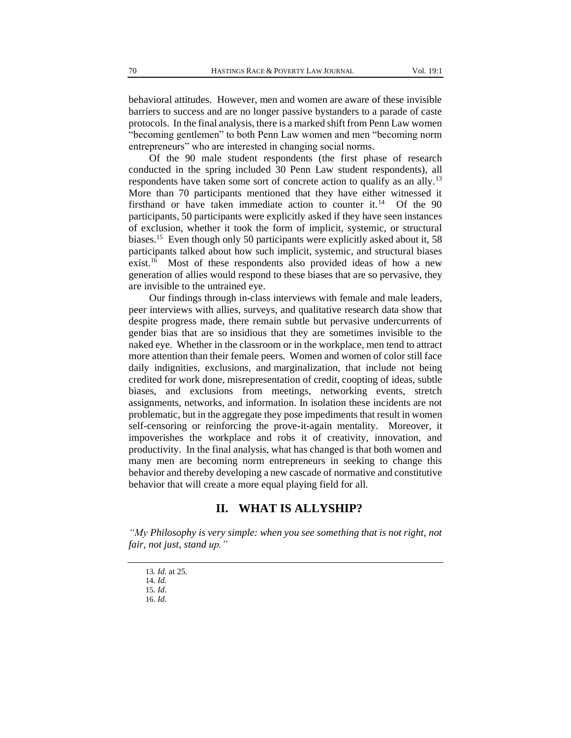behavioral attitudes. However, men and women are aware of these invisible barriers to success and are no longer passive bystanders to a parade of caste protocols. In the final analysis, there is a marked shift from Penn Law women "becoming gentlemen" to both Penn Law women and men "becoming norm entrepreneurs" who are interested in changing social norms.

Of the 90 male student respondents (the first phase of research conducted in the spring included 30 Penn Law student respondents), all respondents have taken some sort of concrete action to qualify as an ally.[13] More than 70 participants mentioned that they have either witnessed it firsthand or have taken immediate action to counter it.[14] Of the 90 participants, 50 participants were explicitly asked if they have seen instances of exclusion, whether it took the form of implicit, systemic, or structural biases.[15] Even though only 50 participants were explicitly asked about it, 58 participants talked about how such implicit, systemic, and structural biases exist.[16] Most of these respondents also provided ideas of how a new generation of allies would respond to these biases that are so pervasive, they are invisible to the untrained eye.

Our findings through in-class interviews with female and male leaders, peer interviews with allies, surveys, and qualitative research data show that despite progress made, there remain subtle but pervasive undercurrents of gender bias that are so insidious that they are sometimes invisible to the naked eye. Whether in the classroom or in the workplace, men tend to attract more attention than their female peers. Women and women of color still face daily indignities, exclusions, and marginalization, that include not being credited for work done, misrepresentation of credit, coopting of ideas, subtle biases, and exclusions from meetings, networking events, stretch assignments, networks, and information. In isolation these incidents are not problematic, but in the aggregate they pose impediments that result in women self-censoring or reinforcing the prove-it-again mentality. Moreover, it impoverishes the workplace and robs it of creativity, innovation, and productivity. In the final analysis, what has changed is that both women and many men are becoming norm entrepreneurs in seeking to change this behavior and thereby developing a new cascade of normative and constitutive behavior that will create a more equal playing field for all.

## II. WHAT IS ALLYSHIP?

*"My Philosophy is very simple: when you see something that is not right, not fair, not just, stand up."*

---

13. *Id.* at 25.
14. *Id.*
15. *Id.*
16. *Id.*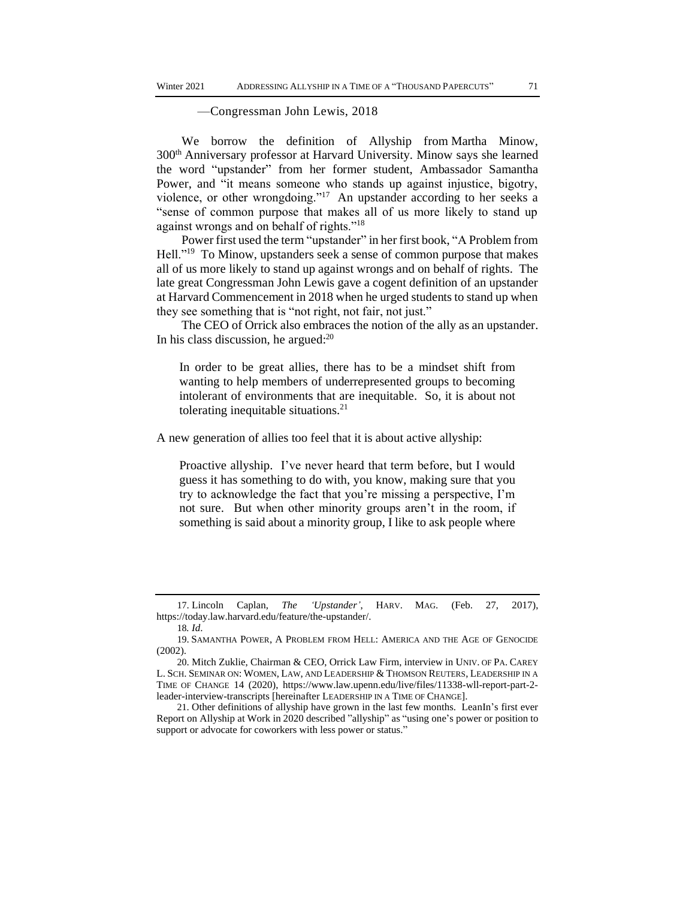—Congressman John Lewis, 2018

We borrow the definition of Allyship from Martha Minow, 300th Anniversary professor at Harvard University. Minow says she learned the word "upstander" from her former student, Ambassador Samantha Power, and "it means someone who stands up against injustice, bigotry, violence, or other wrongdoing."[17] An upstander according to her seeks a "sense of common purpose that makes all of us more likely to stand up against wrongs and on behalf of rights."[18]

Power first used the term "upstander" in her first book, "A Problem from Hell."[19] To Minow, upstanders seek a sense of common purpose that makes all of us more likely to stand up against wrongs and on behalf of rights. The late great Congressman John Lewis gave a cogent definition of an upstander at Harvard Commencement in 2018 when he urged students to stand up when they see something that is "not right, not fair, not just."

The CEO of Orrick also embraces the notion of the ally as an upstander. In his class discussion, he argued:[20]

> In order to be great allies, there has to be a mindset shift from wanting to help members of underrepresented groups to becoming intolerant of environments that are inequitable. So, it is about not tolerating inequitable situations.[21]

A new generation of allies too feel that it is about active allyship:

> Proactive allyship. I've never heard that term before, but I would guess it has something to do with, you know, making sure that you try to acknowledge the fact that you're missing a perspective, I'm not sure. But when other minority groups aren't in the room, if something is said about a minority group, I like to ask people where

---

17. Lincoln Caplan, *The 'Upstander'*, HARV. MAG. (Feb. 27, 2017), https://today.law.harvard.edu/feature/the-upstander/.

18. *Id*.

19. SAMANTHA POWER, A PROBLEM FROM HELL: AMERICA AND THE AGE OF GENOCIDE (2002).

20. Mitch Zuklie, Chairman & CEO, Orrick Law Firm, interview in UNIV. OF PA. CAREY L. SCH. SEMINAR ON: WOMEN, LAW, AND LEADERSHIP & THOMSON REUTERS, LEADERSHIP IN A TIME OF CHANGE 14 (2020), https://www.law.upenn.edu/live/files/11338-wll-report-part-2-leader-interview-transcripts [hereinafter LEADERSHIP IN A TIME OF CHANGE].

21. Other definitions of allyship have grown in the last few months. LeanIn's first ever Report on Allyship at Work in 2020 described "allyship" as "using one's power or position to support or advocate for coworkers with less power or status."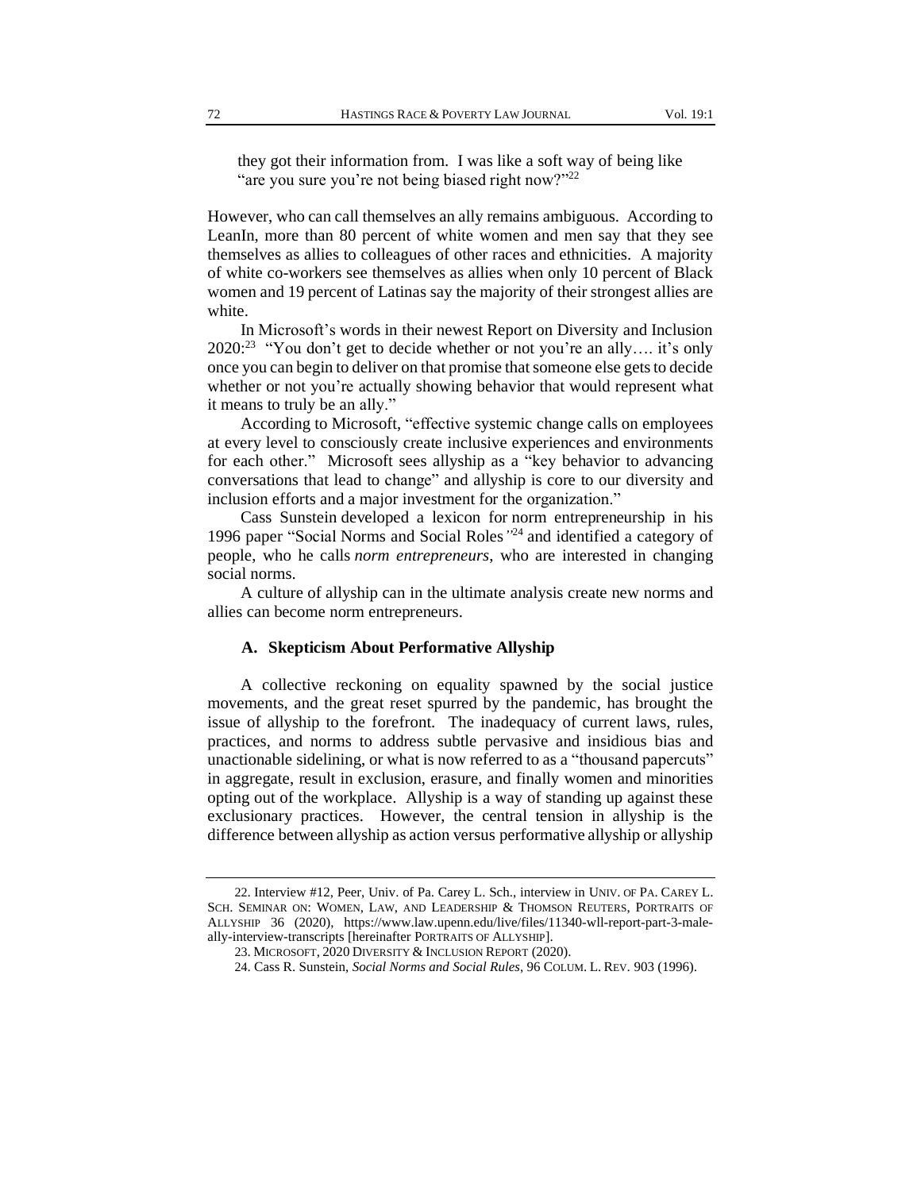they got their information from. I was like a soft way of being like "are you sure you're not being biased right now?"[22]

However, who can call themselves an ally remains ambiguous. According to LeanIn, more than 80 percent of white women and men say that they see themselves as allies to colleagues of other races and ethnicities. A majority of white co-workers see themselves as allies when only 10 percent of Black women and 19 percent of Latinas say the majority of their strongest allies are white.

In Microsoft's words in their newest Report on Diversity and Inclusion 2020:[23] "You don't get to decide whether or not you're an ally…. it's only once you can begin to deliver on that promise that someone else gets to decide whether or not you're actually showing behavior that would represent what it means to truly be an ally."

According to Microsoft, "effective systemic change calls on employees at every level to consciously create inclusive experiences and environments for each other." Microsoft sees allyship as a "key behavior to advancing conversations that lead to change" and allyship is core to our diversity and inclusion efforts and a major investment for the organization."

Cass Sunstein developed a lexicon for norm entrepreneurship in his 1996 paper "Social Norms and Social Roles*"*[24] and identified a category of people, who he calls *norm entrepreneurs*, who are interested in changing social norms.

A culture of allyship can in the ultimate analysis create new norms and allies can become norm entrepreneurs.

### A. Skepticism About Performative Allyship

A collective reckoning on equality spawned by the social justice movements, and the great reset spurred by the pandemic, has brought the issue of allyship to the forefront. The inadequacy of current laws, rules, practices, and norms to address subtle pervasive and insidious bias and unactionable sidelining, or what is now referred to as a "thousand papercuts" in aggregate, result in exclusion, erasure, and finally women and minorities opting out of the workplace. Allyship is a way of standing up against these exclusionary practices. However, the central tension in allyship is the difference between allyship as action versus performative allyship or allyship

---

22. Interview #12, Peer, Univ. of Pa. Carey L. Sch., interview in UNIV. OF PA. CAREY L. SCH. SEMINAR ON: WOMEN, LAW, AND LEADERSHIP & THOMSON REUTERS, PORTRAITS OF ALLYSHIP 36 (2020), https://www.law.upenn.edu/live/files/11340-wll-report-part-3-male-ally-interview-transcripts [hereinafter PORTRAITS OF ALLYSHIP].

23. MICROSOFT, 2020 DIVERSITY & INCLUSION REPORT (2020).

24. Cass R. Sunstein, *Social Norms and Social Rules*, 96 COLUM. L. REV. 903 (1996).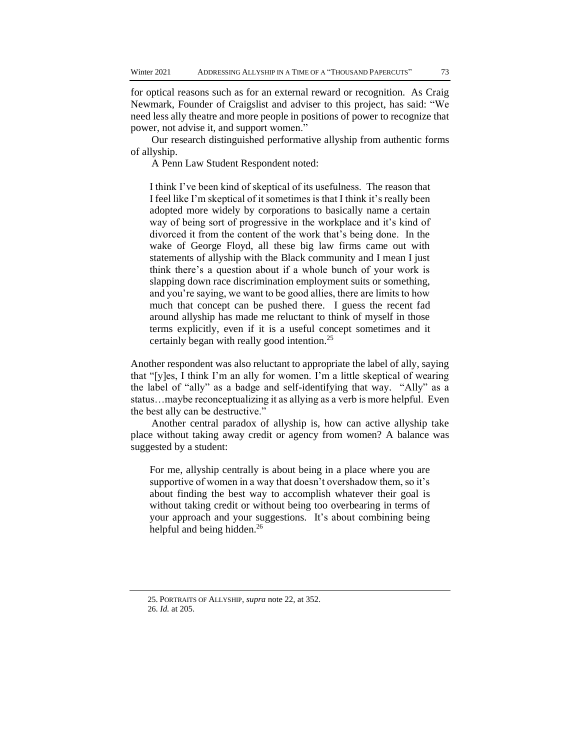for optical reasons such as for an external reward or recognition. As Craig Newmark, Founder of Craigslist and adviser to this project, has said: "We need less ally theatre and more people in positions of power to recognize that power, not advise it, and support women."

Our research distinguished performative allyship from authentic forms of allyship.

A Penn Law Student Respondent noted:

> I think I've been kind of skeptical of its usefulness. The reason that I feel like I'm skeptical of it sometimes is that I think it's really been adopted more widely by corporations to basically name a certain way of being sort of progressive in the workplace and it's kind of divorced it from the content of the work that's being done. In the wake of George Floyd, all these big law firms came out with statements of allyship with the Black community and I mean I just think there's a question about if a whole bunch of your work is slapping down race discrimination employment suits or something, and you're saying, we want to be good allies, there are limits to how much that concept can be pushed there. I guess the recent fad around allyship has made me reluctant to think of myself in those terms explicitly, even if it is a useful concept sometimes and it certainly began with really good intention.[25]

Another respondent was also reluctant to appropriate the label of ally, saying that "[y]es, I think I'm an ally for women. I'm a little skeptical of wearing the label of "ally" as a badge and self-identifying that way. "Ally" as a status…maybe reconceptualizing it as allying as a verb is more helpful. Even the best ally can be destructive."

Another central paradox of allyship is, how can active allyship take place without taking away credit or agency from women? A balance was suggested by a student:

> For me, allyship centrally is about being in a place where you are supportive of women in a way that doesn't overshadow them, so it's about finding the best way to accomplish whatever their goal is without taking credit or without being too overbearing in terms of your approach and your suggestions. It's about combining being helpful and being hidden.[26]

---

25. PORTRAITS OF ALLYSHIP, *supra* note 22, at 352.

26. *Id.* at 205.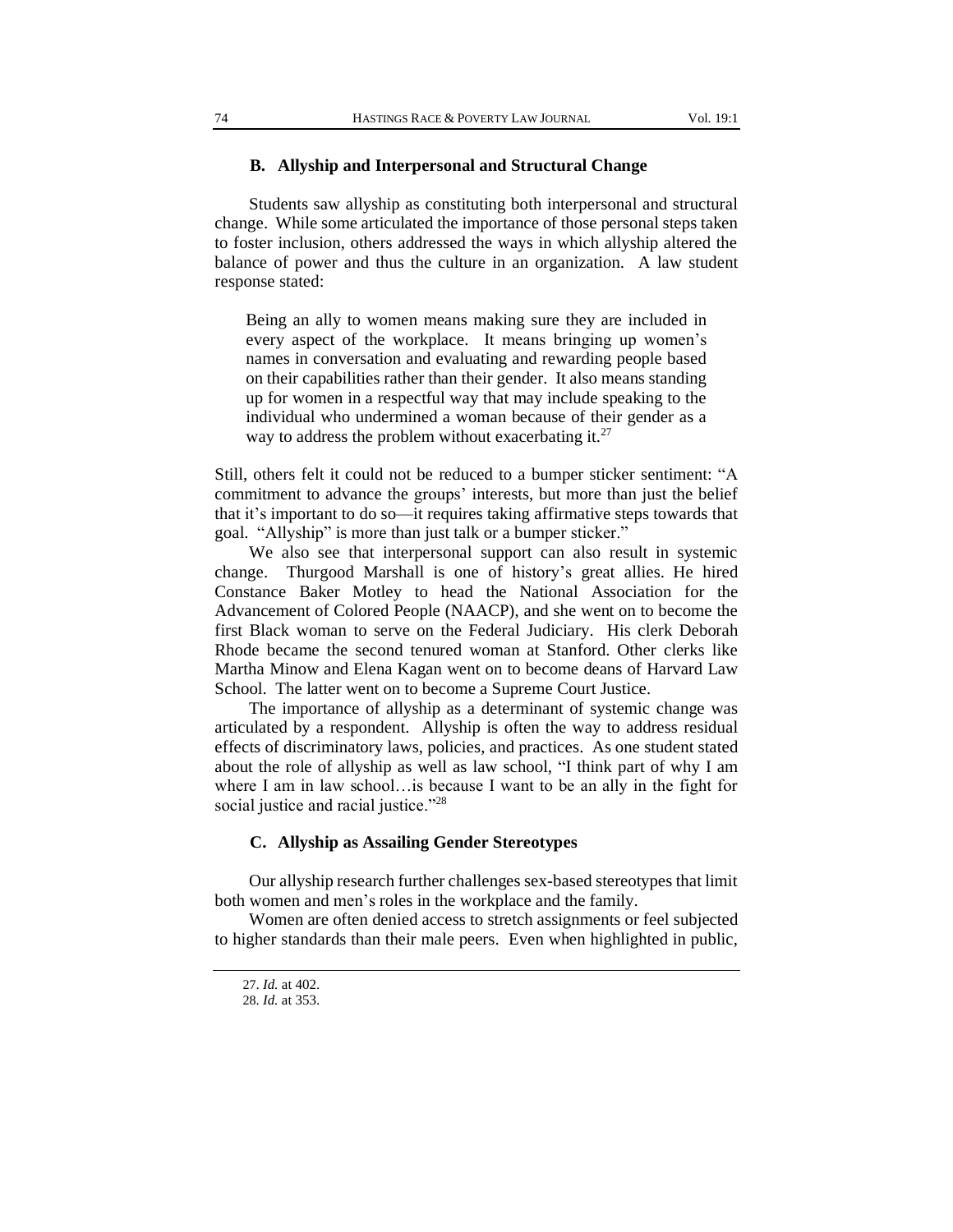### B. Allyship and Interpersonal and Structural Change

Students saw allyship as constituting both interpersonal and structural change. While some articulated the importance of those personal steps taken to foster inclusion, others addressed the ways in which allyship altered the balance of power and thus the culture in an organization. A law student response stated:

> Being an ally to women means making sure they are included in every aspect of the workplace. It means bringing up women's names in conversation and evaluating and rewarding people based on their capabilities rather than their gender. It also means standing up for women in a respectful way that may include speaking to the individual who undermined a woman because of their gender as a way to address the problem without exacerbating it.[27]

Still, others felt it could not be reduced to a bumper sticker sentiment: "A commitment to advance the groups' interests, but more than just the belief that it's important to do so—it requires taking affirmative steps towards that goal. "Allyship" is more than just talk or a bumper sticker."

We also see that interpersonal support can also result in systemic change. Thurgood Marshall is one of history's great allies. He hired Constance Baker Motley to head the National Association for the Advancement of Colored People (NAACP), and she went on to become the first Black woman to serve on the Federal Judiciary. His clerk Deborah Rhode became the second tenured woman at Stanford. Other clerks like Martha Minow and Elena Kagan went on to become deans of Harvard Law School. The latter went on to become a Supreme Court Justice.

The importance of allyship as a determinant of systemic change was articulated by a respondent. Allyship is often the way to address residual effects of discriminatory laws, policies, and practices. As one student stated about the role of allyship as well as law school, "I think part of why I am where I am in law school…is because I want to be an ally in the fight for social justice and racial justice."[28]

### C. Allyship as Assailing Gender Stereotypes

Our allyship research further challenges sex-based stereotypes that limit both women and men's roles in the workplace and the family.

Women are often denied access to stretch assignments or feel subjected to higher standards than their male peers. Even when highlighted in public,

27. *Id.* at 402.
28. *Id.* at 353.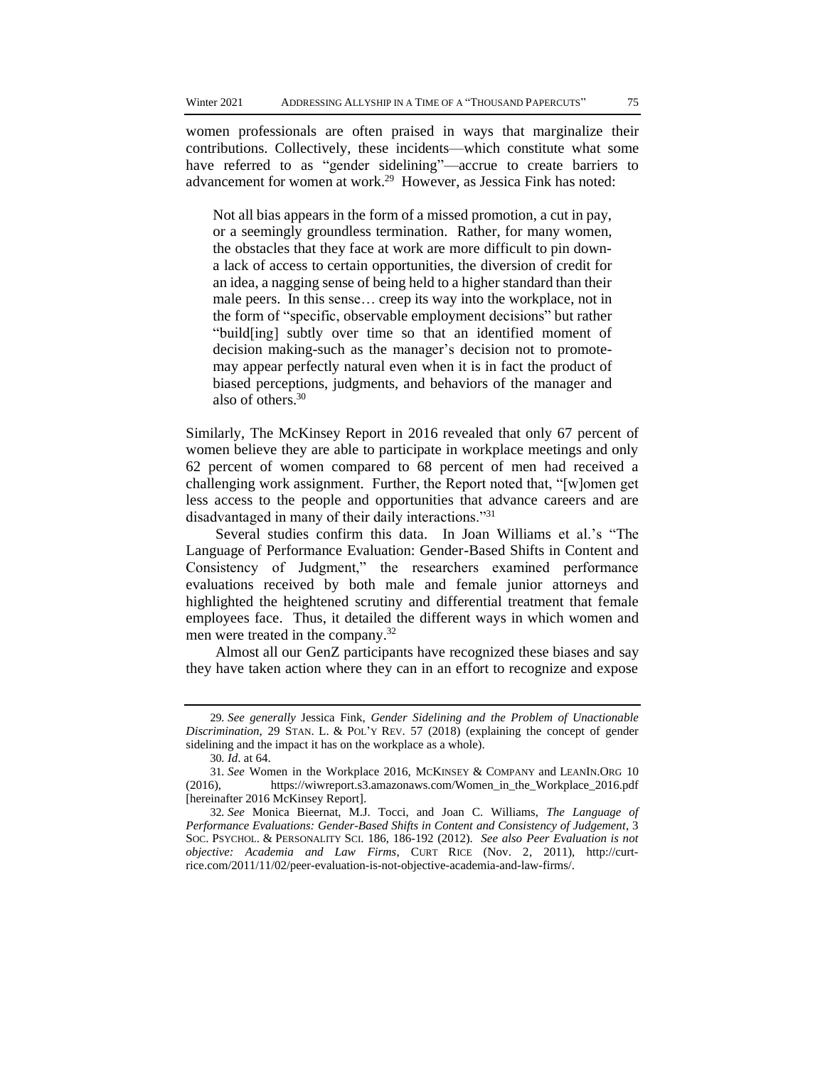women professionals are often praised in ways that marginalize their contributions. Collectively, these incidents—which constitute what some have referred to as "gender sidelining"—accrue to create barriers to advancement for women at work.[29] However, as Jessica Fink has noted:

> Not all bias appears in the form of a missed promotion, a cut in pay, or a seemingly groundless termination. Rather, for many women, the obstacles that they face at work are more difficult to pin down-a lack of access to certain opportunities, the diversion of credit for an idea, a nagging sense of being held to a higher standard than their male peers. In this sense… creep its way into the workplace, not in the form of "specific, observable employment decisions" but rather "build[ing] subtly over time so that an identified moment of decision making-such as the manager's decision not to promote-may appear perfectly natural even when it is in fact the product of biased perceptions, judgments, and behaviors of the manager and also of others.[30]

Similarly, The McKinsey Report in 2016 revealed that only 67 percent of women believe they are able to participate in workplace meetings and only 62 percent of women compared to 68 percent of men had received a challenging work assignment. Further, the Report noted that, "[w]omen get less access to the people and opportunities that advance careers and are disadvantaged in many of their daily interactions."[31]

Several studies confirm this data. In Joan Williams et al.'s "The Language of Performance Evaluation: Gender-Based Shifts in Content and Consistency of Judgment," the researchers examined performance evaluations received by both male and female junior attorneys and highlighted the heightened scrutiny and differential treatment that female employees face. Thus, it detailed the different ways in which women and men were treated in the company.[32]

Almost all our GenZ participants have recognized these biases and say they have taken action where they can in an effort to recognize and expose

---

29. *See generally* Jessica Fink, *Gender Sidelining and the Problem of Unactionable Discrimination*, 29 STAN. L. & POL'Y REV. 57 (2018) (explaining the concept of gender sidelining and the impact it has on the workplace as a whole).

30. *Id.* at 64.

31. *See* Women in the Workplace 2016, MCKINSEY & COMPANY and LEANIN.ORG 10 (2016), https://wiwreport.s3.amazonaws.com/Women_in_the_Workplace_2016.pdf [hereinafter 2016 McKinsey Report].

32. *See* Monica Bieernat, M.J. Tocci, and Joan C. Williams, *The Language of Performance Evaluations: Gender-Based Shifts in Content and Consistency of Judgement*, 3 SOC. PSYCHOL. & PERSONALITY SCI. 186, 186-192 (2012). *See also Peer Evaluation is not objective: Academia and Law Firms*, CURT RICE (Nov. 2, 2011), http://curt-rice.com/2011/11/02/peer-evaluation-is-not-objective-academia-and-law-firms/.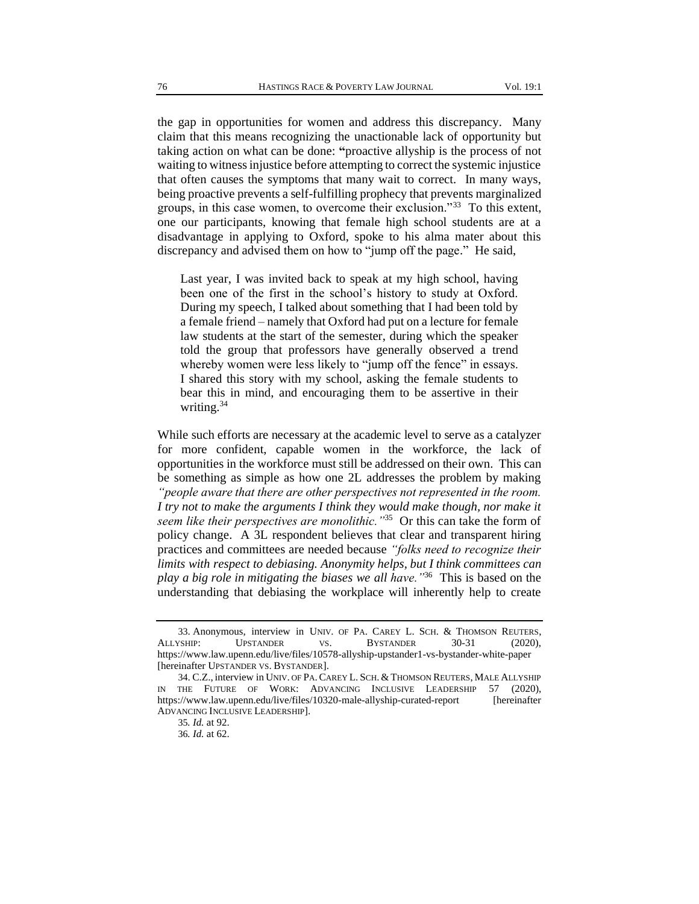the gap in opportunities for women and address this discrepancy. Many claim that this means recognizing the unactionable lack of opportunity but taking action on what can be done: **"**proactive allyship is the process of not waiting to witness injustice before attempting to correct the systemic injustice that often causes the symptoms that many wait to correct. In many ways, being proactive prevents a self-fulfilling prophecy that prevents marginalized groups, in this case women, to overcome their exclusion."[33] To this extent, one our participants, knowing that female high school students are at a disadvantage in applying to Oxford, spoke to his alma mater about this discrepancy and advised them on how to "jump off the page." He said,

> Last year, I was invited back to speak at my high school, having been one of the first in the school's history to study at Oxford. During my speech, I talked about something that I had been told by a female friend – namely that Oxford had put on a lecture for female law students at the start of the semester, during which the speaker told the group that professors have generally observed a trend whereby women were less likely to "jump off the fence" in essays. I shared this story with my school, asking the female students to bear this in mind, and encouraging them to be assertive in their writing.[34]

While such efforts are necessary at the academic level to serve as a catalyzer for more confident, capable women in the workforce, the lack of opportunities in the workforce must still be addressed on their own. This can be something as simple as how one 2L addresses the problem by making *"people aware that there are other perspectives not represented in the room. I try not to make the arguments I think they would make though, nor make it seem like their perspectives are monolithic."*[35] Or this can take the form of policy change. A 3L respondent believes that clear and transparent hiring practices and committees are needed because *"folks need to recognize their limits with respect to debiasing. Anonymity helps, but I think committees can play a big role in mitigating the biases we all have."*[36] This is based on the understanding that debiasing the workplace will inherently help to create

---

33. Anonymous, interview in UNIV. OF PA. CAREY L. SCH. & THOMSON REUTERS, ALLYSHIP: UPSTANDER VS. BYSTANDER 30-31 (2020), https://www.law.upenn.edu/live/files/10578-allyship-upstander1-vs-bystander-white-paper [hereinafter UPSTANDER VS. BYSTANDER].

34. C.Z., interview in UNIV. OF PA. CAREY L. SCH. & THOMSON REUTERS, MALE ALLYSHIP IN THE FUTURE OF WORK: ADVANCING INCLUSIVE LEADERSHIP 57 (2020), https://www.law.upenn.edu/live/files/10320-male-allyship-curated-report [hereinafter ADVANCING INCLUSIVE LEADERSHIP].

35. *Id.* at 92.

36. *Id.* at 62.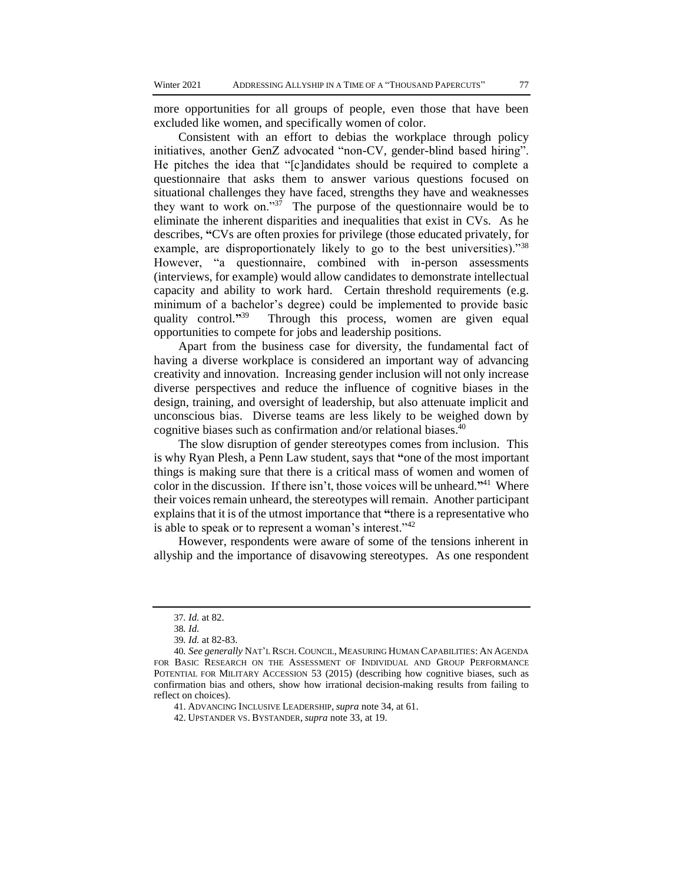more opportunities for all groups of people, even those that have been excluded like women, and specifically women of color.

Consistent with an effort to debias the workplace through policy initiatives, another GenZ advocated "non-CV, gender-blind based hiring". He pitches the idea that "[c]andidates should be required to complete a questionnaire that asks them to answer various questions focused on situational challenges they have faced, strengths they have and weaknesses they want to work on."[37] The purpose of the questionnaire would be to eliminate the inherent disparities and inequalities that exist in CVs. As he describes, **"**CVs are often proxies for privilege (those educated privately, for example, are disproportionately likely to go to the best universities)."[38] However, "a questionnaire, combined with in-person assessments (interviews, for example) would allow candidates to demonstrate intellectual capacity and ability to work hard. Certain threshold requirements (e.g. minimum of a bachelor's degree) could be implemented to provide basic quality control.**"**[39] Through this process, women are given equal opportunities to compete for jobs and leadership positions.

Apart from the business case for diversity, the fundamental fact of having a diverse workplace is considered an important way of advancing creativity and innovation. Increasing gender inclusion will not only increase diverse perspectives and reduce the influence of cognitive biases in the design, training, and oversight of leadership, but also attenuate implicit and unconscious bias. Diverse teams are less likely to be weighed down by cognitive biases such as confirmation and/or relational biases.[40]

The slow disruption of gender stereotypes comes from inclusion. This is why Ryan Plesh, a Penn Law student, says that **"**one of the most important things is making sure that there is a critical mass of women and women of color in the discussion. If there isn't, those voices will be unheard.**"**[41] Where their voices remain unheard, the stereotypes will remain. Another participant explains that it is of the utmost importance that **"**there is a representative who is able to speak or to represent a woman's interest."[42]

However, respondents were aware of some of the tensions inherent in allyship and the importance of disavowing stereotypes. As one respondent

---

37. *Id.* at 82.

38. *Id.*

39. *Id.* at 82-83.

40. *See generally* NAT'L RSCH. COUNCIL, MEASURING HUMAN CAPABILITIES: AN AGENDA FOR BASIC RESEARCH ON THE ASSESSMENT OF INDIVIDUAL AND GROUP PERFORMANCE POTENTIAL FOR MILITARY ACCESSION 53 (2015) (describing how cognitive biases, such as confirmation bias and others, show how irrational decision-making results from failing to reflect on choices).

41. ADVANCING INCLUSIVE LEADERSHIP, *supra* note 34, at 61.

42. UPSTANDER VS. BYSTANDER, *supra* note 33, at 19.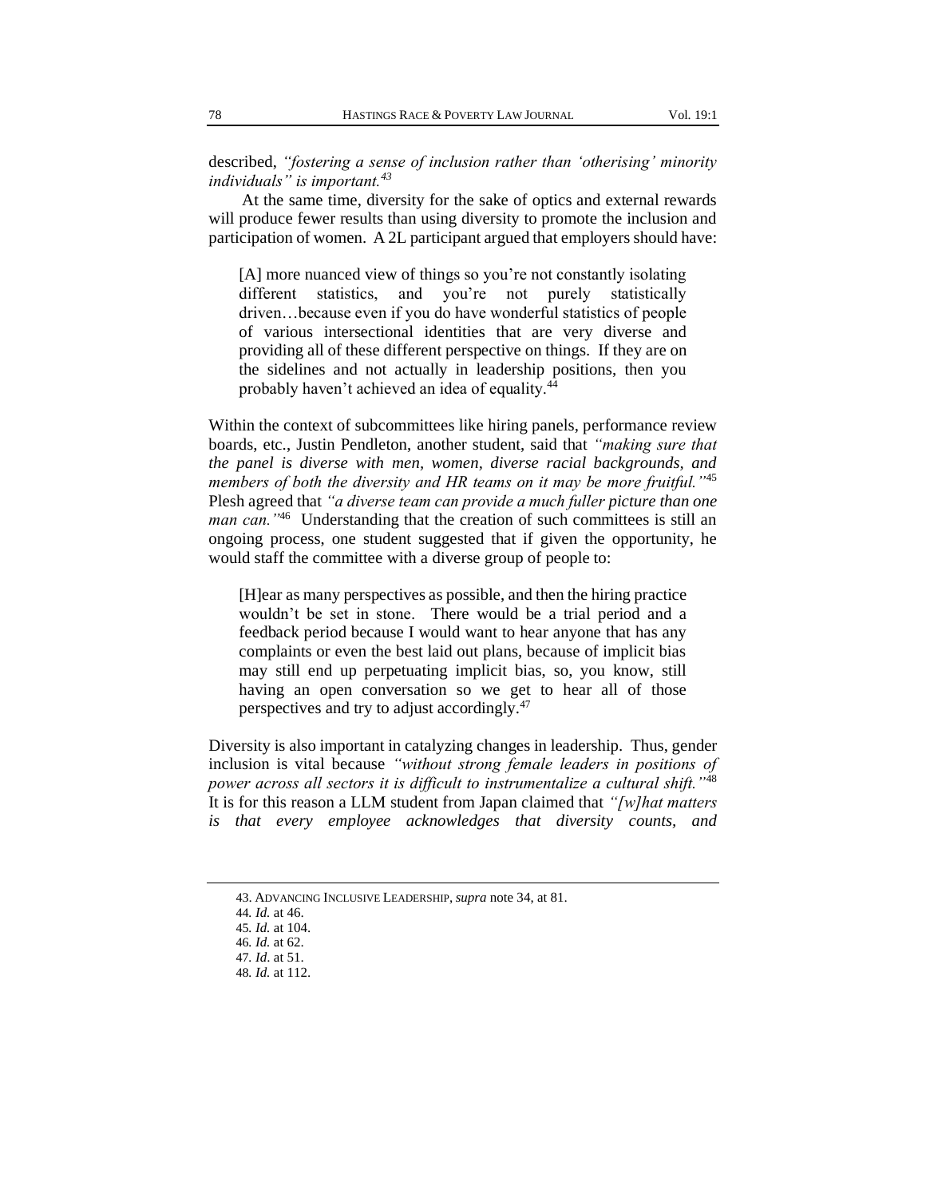described, *"fostering a sense of inclusion rather than 'otherising' minority individuals" is important.*[43]

At the same time, diversity for the sake of optics and external rewards will produce fewer results than using diversity to promote the inclusion and participation of women. A 2L participant argued that employers should have:

> [A] more nuanced view of things so you're not constantly isolating different statistics, and you're not purely statistically driven…because even if you do have wonderful statistics of people of various intersectional identities that are very diverse and providing all of these different perspective on things. If they are on the sidelines and not actually in leadership positions, then you probably haven't achieved an idea of equality.[44]

Within the context of subcommittees like hiring panels, performance review boards, etc., Justin Pendleton, another student, said that *"making sure that the panel is diverse with men, women, diverse racial backgrounds, and members of both the diversity and HR teams on it may be more fruitful."*[45] Plesh agreed that *"a diverse team can provide a much fuller picture than one man can."*[46] Understanding that the creation of such committees is still an ongoing process, one student suggested that if given the opportunity, he would staff the committee with a diverse group of people to:

> [H]ear as many perspectives as possible, and then the hiring practice wouldn't be set in stone. There would be a trial period and a feedback period because I would want to hear anyone that has any complaints or even the best laid out plans, because of implicit bias may still end up perpetuating implicit bias, so, you know, still having an open conversation so we get to hear all of those perspectives and try to adjust accordingly.[47]

Diversity is also important in catalyzing changes in leadership. Thus, gender inclusion is vital because *"without strong female leaders in positions of power across all sectors it is difficult to instrumentalize a cultural shift."*[48] It is for this reason a LLM student from Japan claimed that *"[w]hat matters is that every employee acknowledges that diversity counts, and*

---

43. ADVANCING INCLUSIVE LEADERSHIP, *supra* note 34, at 81.

44. *Id.* at 46.

45. *Id.* at 104.

46. *Id.* at 62.

47. *Id.* at 51.

48. *Id.* at 112.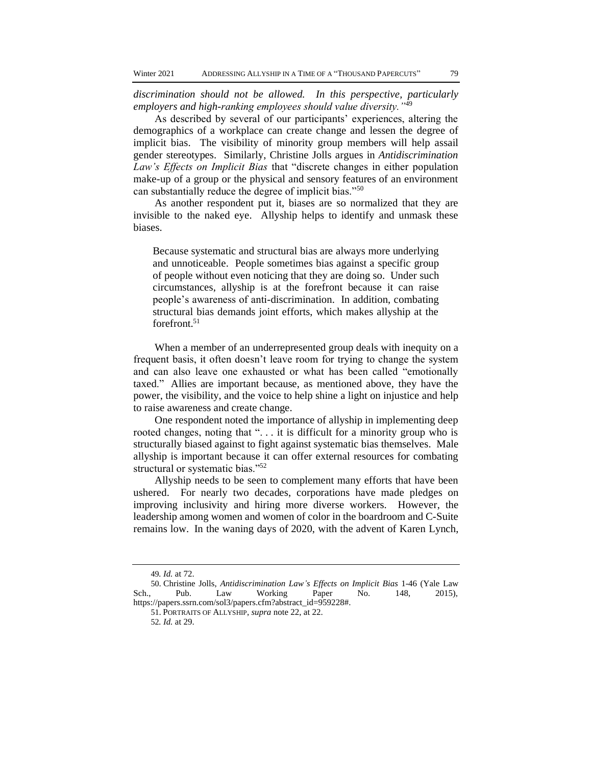*discrimination should not be allowed. In this perspective, particularly employers and high-ranking employees should value diversity."*[49]

As described by several of our participants' experiences, altering the demographics of a workplace can create change and lessen the degree of implicit bias. The visibility of minority group members will help assail gender stereotypes. Similarly, Christine Jolls argues in *Antidiscrimination Law's Effects on Implicit Bias* that "discrete changes in either population make-up of a group or the physical and sensory features of an environment can substantially reduce the degree of implicit bias."[50]

As another respondent put it, biases are so normalized that they are invisible to the naked eye. Allyship helps to identify and unmask these biases.

> Because systematic and structural bias are always more underlying and unnoticeable. People sometimes bias against a specific group of people without even noticing that they are doing so. Under such circumstances, allyship is at the forefront because it can raise people's awareness of anti-discrimination. In addition, combating structural bias demands joint efforts, which makes allyship at the forefront.[51]

When a member of an underrepresented group deals with inequity on a frequent basis, it often doesn't leave room for trying to change the system and can also leave one exhausted or what has been called "emotionally taxed." Allies are important because, as mentioned above, they have the power, the visibility, and the voice to help shine a light on injustice and help to raise awareness and create change.

One respondent noted the importance of allyship in implementing deep rooted changes, noting that ". . . it is difficult for a minority group who is structurally biased against to fight against systematic bias themselves. Male allyship is important because it can offer external resources for combating structural or systematic bias."[52]

Allyship needs to be seen to complement many efforts that have been ushered. For nearly two decades, corporations have made pledges on improving inclusivity and hiring more diverse workers. However, the leadership among women and women of color in the boardroom and C-Suite remains low. In the waning days of 2020, with the advent of Karen Lynch,

---

49. *Id.* at 72.

50. Christine Jolls, *Antidiscrimination Law's Effects on Implicit Bias* 1-46 (Yale Law Sch., Pub. Law Working Paper No. 148, 2015), https://papers.ssrn.com/sol3/papers.cfm?abstract_id=959228#.

51. PORTRAITS OF ALLYSHIP, *supra* note 22, at 22.

52. *Id.* at 29.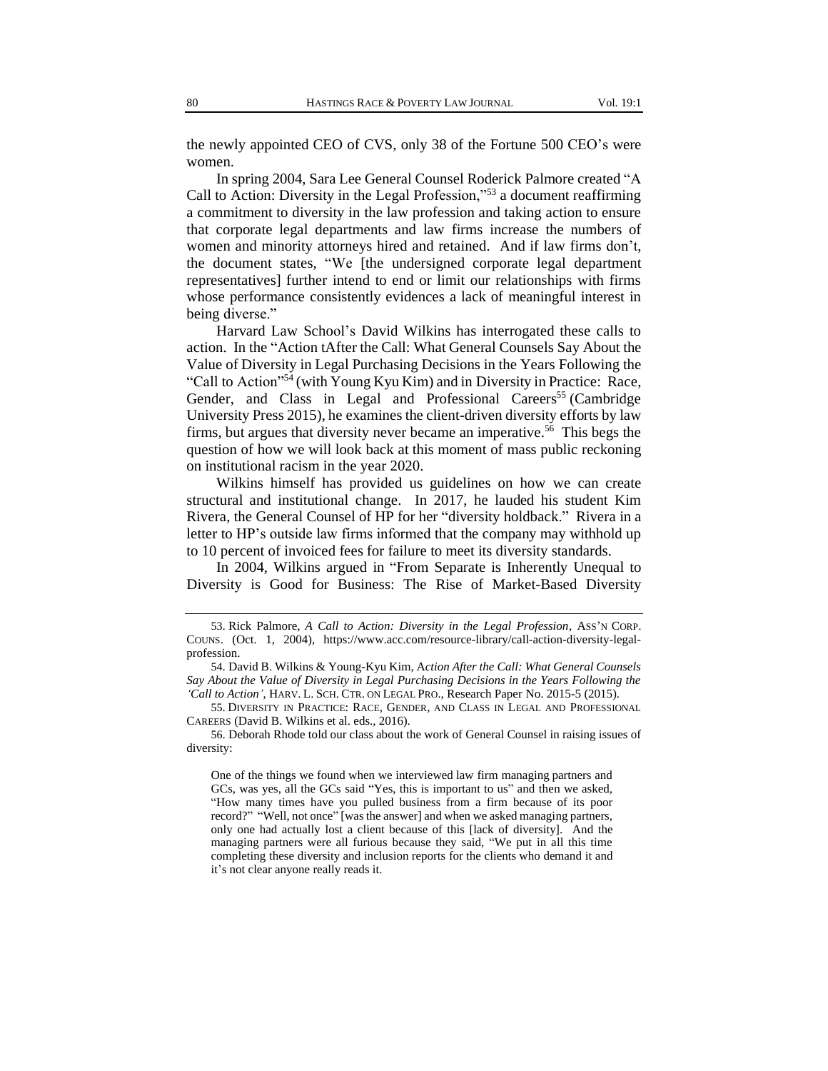the newly appointed CEO of CVS, only 38 of the Fortune 500 CEO's were women.

In spring 2004, Sara Lee General Counsel Roderick Palmore created "A Call to Action: Diversity in the Legal Profession,"[53] a document reaffirming a commitment to diversity in the law profession and taking action to ensure that corporate legal departments and law firms increase the numbers of women and minority attorneys hired and retained. And if law firms don't, the document states, "We [the undersigned corporate legal department representatives] further intend to end or limit our relationships with firms whose performance consistently evidences a lack of meaningful interest in being diverse."

Harvard Law School's David Wilkins has interrogated these calls to action. In the "Action tAfter the Call: What General Counsels Say About the Value of Diversity in Legal Purchasing Decisions in the Years Following the "Call to Action"[54] (with Young Kyu Kim) and in Diversity in Practice: Race, Gender, and Class in Legal and Professional Careers[55] (Cambridge University Press 2015), he examines the client-driven diversity efforts by law firms, but argues that diversity never became an imperative.[56] This begs the question of how we will look back at this moment of mass public reckoning on institutional racism in the year 2020.

Wilkins himself has provided us guidelines on how we can create structural and institutional change. In 2017, he lauded his student Kim Rivera, the General Counsel of HP for her "diversity holdback." Rivera in a letter to HP's outside law firms informed that the company may withhold up to 10 percent of invoiced fees for failure to meet its diversity standards.

In 2004, Wilkins argued in "From Separate is Inherently Unequal to Diversity is Good for Business: The Rise of Market-Based Diversity

---

53. Rick Palmore, *A Call to Action: Diversity in the Legal Profession*, ASS'N CORP. COUNS. (Oct. 1, 2004), https://www.acc.com/resource-library/call-action-diversity-legal-profession.

54. David B. Wilkins & Young-Kyu Kim, A*ction After the Call: What General Counsels Say About the Value of Diversity in Legal Purchasing Decisions in the Years Following the 'Call to Action'*, HARV. L. SCH. CTR. ON LEGAL PRO., Research Paper No. 2015-5 (2015).

55. DIVERSITY IN PRACTICE: RACE, GENDER, AND CLASS IN LEGAL AND PROFESSIONAL CAREERS (David B. Wilkins et al. eds., 2016).

56. Deborah Rhode told our class about the work of General Counsel in raising issues of diversity:

> One of the things we found when we interviewed law firm managing partners and GCs, was yes, all the GCs said "Yes, this is important to us" and then we asked, "How many times have you pulled business from a firm because of its poor record?" "Well, not once" [was the answer] and when we asked managing partners, only one had actually lost a client because of this [lack of diversity]. And the managing partners were all furious because they said, "We put in all this time completing these diversity and inclusion reports for the clients who demand it and it's not clear anyone really reads it.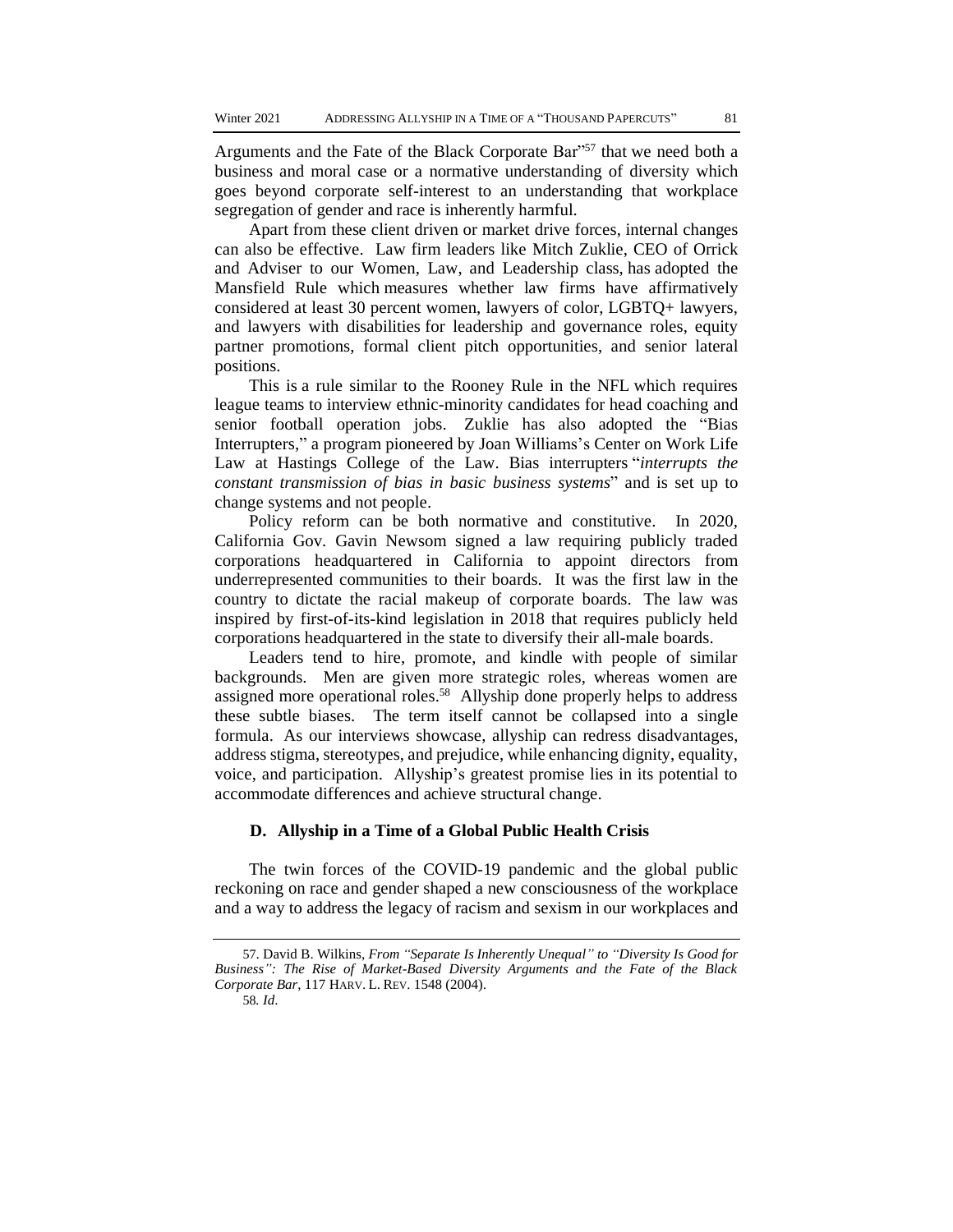Arguments and the Fate of the Black Corporate Bar"[57] that we need both a business and moral case or a normative understanding of diversity which goes beyond corporate self-interest to an understanding that workplace segregation of gender and race is inherently harmful.

Apart from these client driven or market drive forces, internal changes can also be effective. Law firm leaders like Mitch Zuklie, CEO of Orrick and Adviser to our Women, Law, and Leadership class, has adopted the Mansfield Rule which measures whether law firms have affirmatively considered at least 30 percent women, lawyers of color, LGBTQ+ lawyers, and lawyers with disabilities for leadership and governance roles, equity partner promotions, formal client pitch opportunities, and senior lateral positions.

This is a rule similar to the Rooney Rule in the NFL which requires league teams to interview ethnic-minority candidates for head coaching and senior football operation jobs. Zuklie has also adopted the "Bias Interrupters," a program pioneered by Joan Williams's Center on Work Life Law at Hastings College of the Law. Bias interrupters "*interrupts the constant transmission of bias in basic business systems*" and is set up to change systems and not people.

Policy reform can be both normative and constitutive. In 2020, California Gov. Gavin Newsom signed a law requiring publicly traded corporations headquartered in California to appoint directors from underrepresented communities to their boards. It was the first law in the country to dictate the racial makeup of corporate boards. The law was inspired by first-of-its-kind legislation in 2018 that requires publicly held corporations headquartered in the state to diversify their all-male boards.

Leaders tend to hire, promote, and kindle with people of similar backgrounds. Men are given more strategic roles, whereas women are assigned more operational roles.[58] Allyship done properly helps to address these subtle biases. The term itself cannot be collapsed into a single formula. As our interviews showcase, allyship can redress disadvantages, address stigma, stereotypes, and prejudice, while enhancing dignity, equality, voice, and participation. Allyship's greatest promise lies in its potential to accommodate differences and achieve structural change.

### D. Allyship in a Time of a Global Public Health Crisis

The twin forces of the COVID-19 pandemic and the global public reckoning on race and gender shaped a new consciousness of the workplace and a way to address the legacy of racism and sexism in our workplaces and

---

57. David B. Wilkins, *From "Separate Is Inherently Unequal" to "Diversity Is Good for Business": The Rise of Market-Based Diversity Arguments and the Fate of the Black Corporate Bar*, 117 HARV. L. REV. 1548 (2004).

58. *Id*.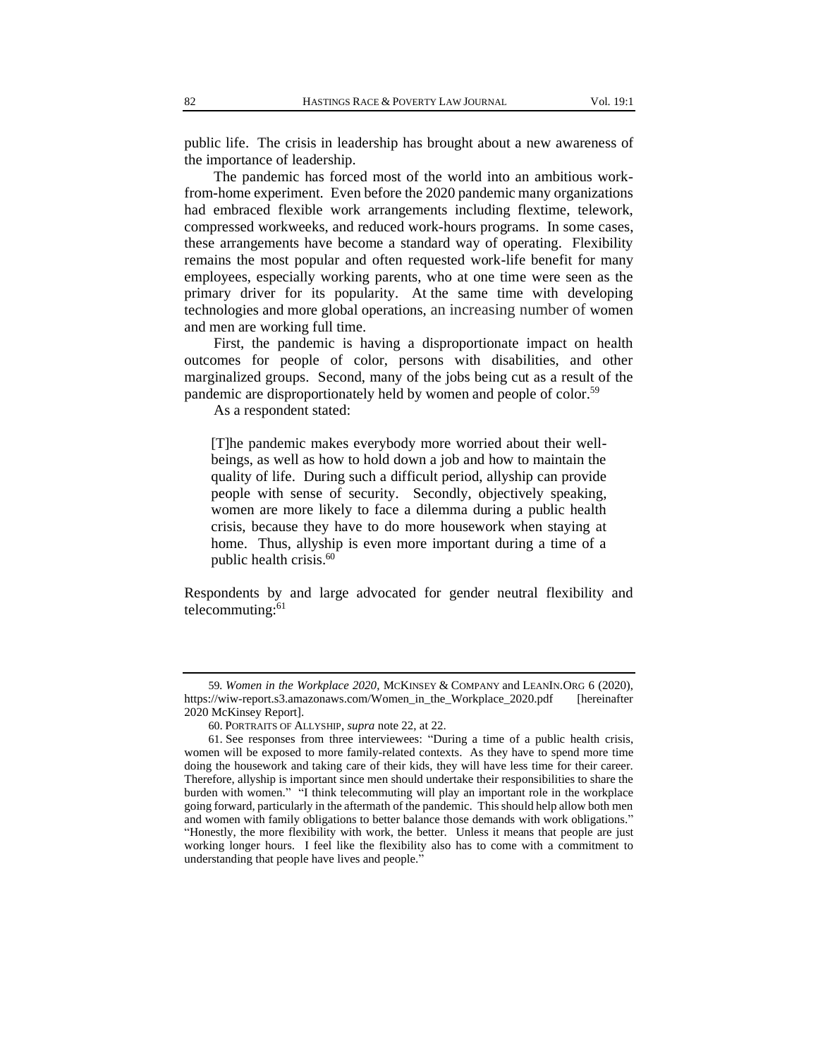public life. The crisis in leadership has brought about a new awareness of the importance of leadership.

The pandemic has forced most of the world into an ambitious work-from-home experiment. Even before the 2020 pandemic many organizations had embraced flexible work arrangements including flextime, telework, compressed workweeks, and reduced work-hours programs. In some cases, these arrangements have become a standard way of operating. Flexibility remains the most popular and often requested work-life benefit for many employees, especially working parents, who at one time were seen as the primary driver for its popularity. At the same time with developing technologies and more global operations, an increasing number of women and men are working full time.

First, the pandemic is having a disproportionate impact on health outcomes for people of color, persons with disabilities, and other marginalized groups. Second, many of the jobs being cut as a result of the pandemic are disproportionately held by women and people of color.[59]

As a respondent stated:

> [T]he pandemic makes everybody more worried about their well-beings, as well as how to hold down a job and how to maintain the quality of life. During such a difficult period, allyship can provide people with sense of security. Secondly, objectively speaking, women are more likely to face a dilemma during a public health crisis, because they have to do more housework when staying at home. Thus, allyship is even more important during a time of a public health crisis.[60]

Respondents by and large advocated for gender neutral flexibility and telecommuting:[61]

---

59. *Women in the Workplace 2020*, MCKINSEY & COMPANY and LEANIN.ORG 6 (2020), https://wiw-report.s3.amazonaws.com/Women_in_the_Workplace_2020.pdf [hereinafter 2020 McKinsey Report].

60. PORTRAITS OF ALLYSHIP, *supra* note 22, at 22.

61. See responses from three interviewees: "During a time of a public health crisis, women will be exposed to more family-related contexts. As they have to spend more time doing the housework and taking care of their kids, they will have less time for their career. Therefore, allyship is important since men should undertake their responsibilities to share the burden with women." "I think telecommuting will play an important role in the workplace going forward, particularly in the aftermath of the pandemic. This should help allow both men and women with family obligations to better balance those demands with work obligations." "Honestly, the more flexibility with work, the better. Unless it means that people are just working longer hours. I feel like the flexibility also has to come with a commitment to understanding that people have lives and people."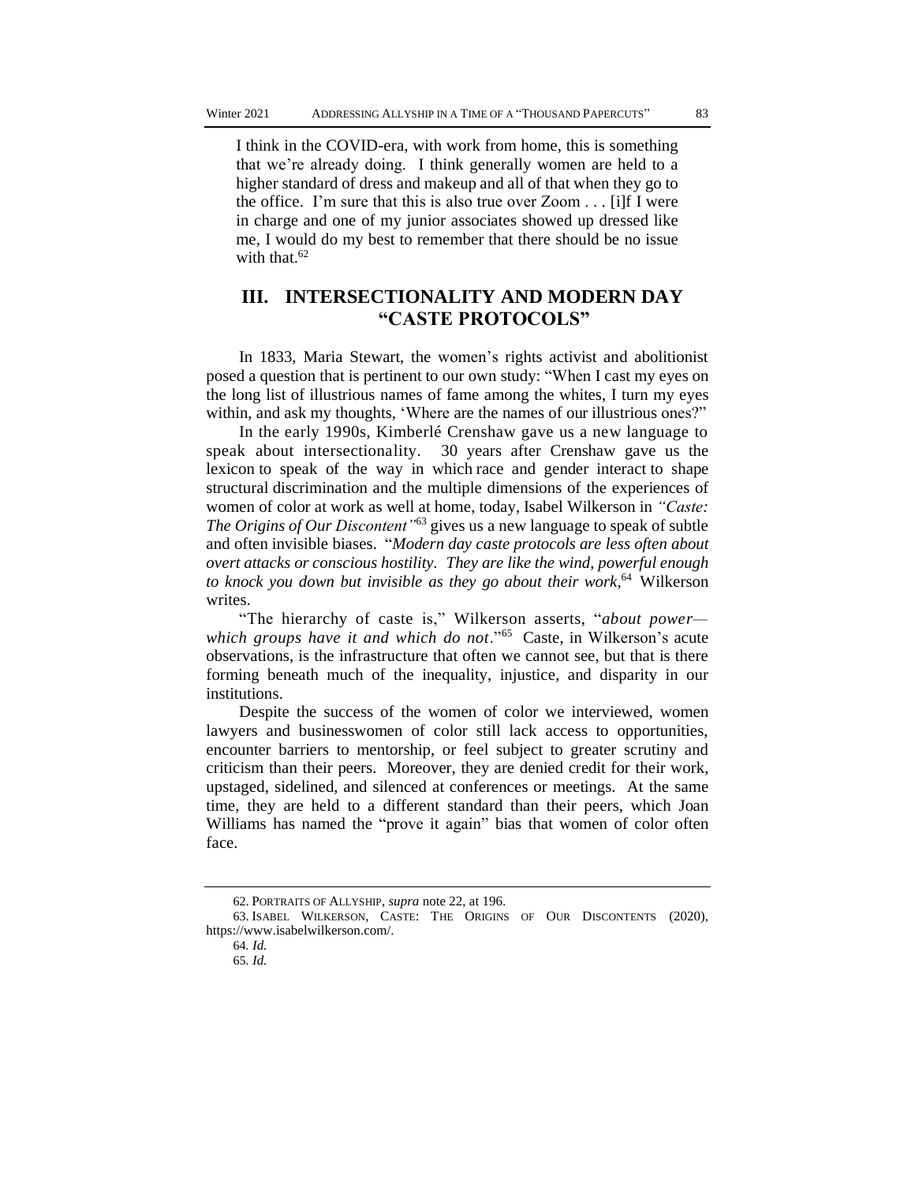> I think in the COVID-era, with work from home, this is something that we're already doing. I think generally women are held to a higher standard of dress and makeup and all of that when they go to the office. I'm sure that this is also true over Zoom . . . [i]f I were in charge and one of my junior associates showed up dressed like me, I would do my best to remember that there should be no issue with that.[62]

## III. INTERSECTIONALITY AND MODERN DAY "CASTE PROTOCOLS"

In 1833, Maria Stewart, the women's rights activist and abolitionist posed a question that is pertinent to our own study: "When I cast my eyes on the long list of illustrious names of fame among the whites, I turn my eyes within, and ask my thoughts, 'Where are the names of our illustrious ones?"

In the early 1990s, Kimberlé Crenshaw gave us a new language to speak about intersectionality. 30 years after Crenshaw gave us the lexicon to speak of the way in which race and gender interact to shape structural discrimination and the multiple dimensions of the experiences of women of color at work as well at home, today, Isabel Wilkerson in *"Caste: The Origins of Our Discontent"*[63] gives us a new language to speak of subtle and often invisible biases. "*Modern day caste protocols are less often about overt attacks or conscious hostility. They are like the wind, powerful enough to knock you down but invisible as they go about their work*,[64] Wilkerson writes.

"The hierarchy of caste is," Wilkerson asserts, "*about power—which groups have it and which do not*."[65] Caste, in Wilkerson's acute observations, is the infrastructure that often we cannot see, but that is there forming beneath much of the inequality, injustice, and disparity in our institutions.

Despite the success of the women of color we interviewed, women lawyers and businesswomen of color still lack access to opportunities, encounter barriers to mentorship, or feel subject to greater scrutiny and criticism than their peers. Moreover, they are denied credit for their work, upstaged, sidelined, and silenced at conferences or meetings. At the same time, they are held to a different standard than their peers, which Joan Williams has named the "prove it again" bias that women of color often face.

---

62. PORTRAITS OF ALLYSHIP, *supra* note 22, at 196.

63. ISABEL WILKERSON, CASTE: THE ORIGINS OF OUR DISCONTENTS (2020), https://www.isabelwilkerson.com/.

64. *Id.*

65. *Id.*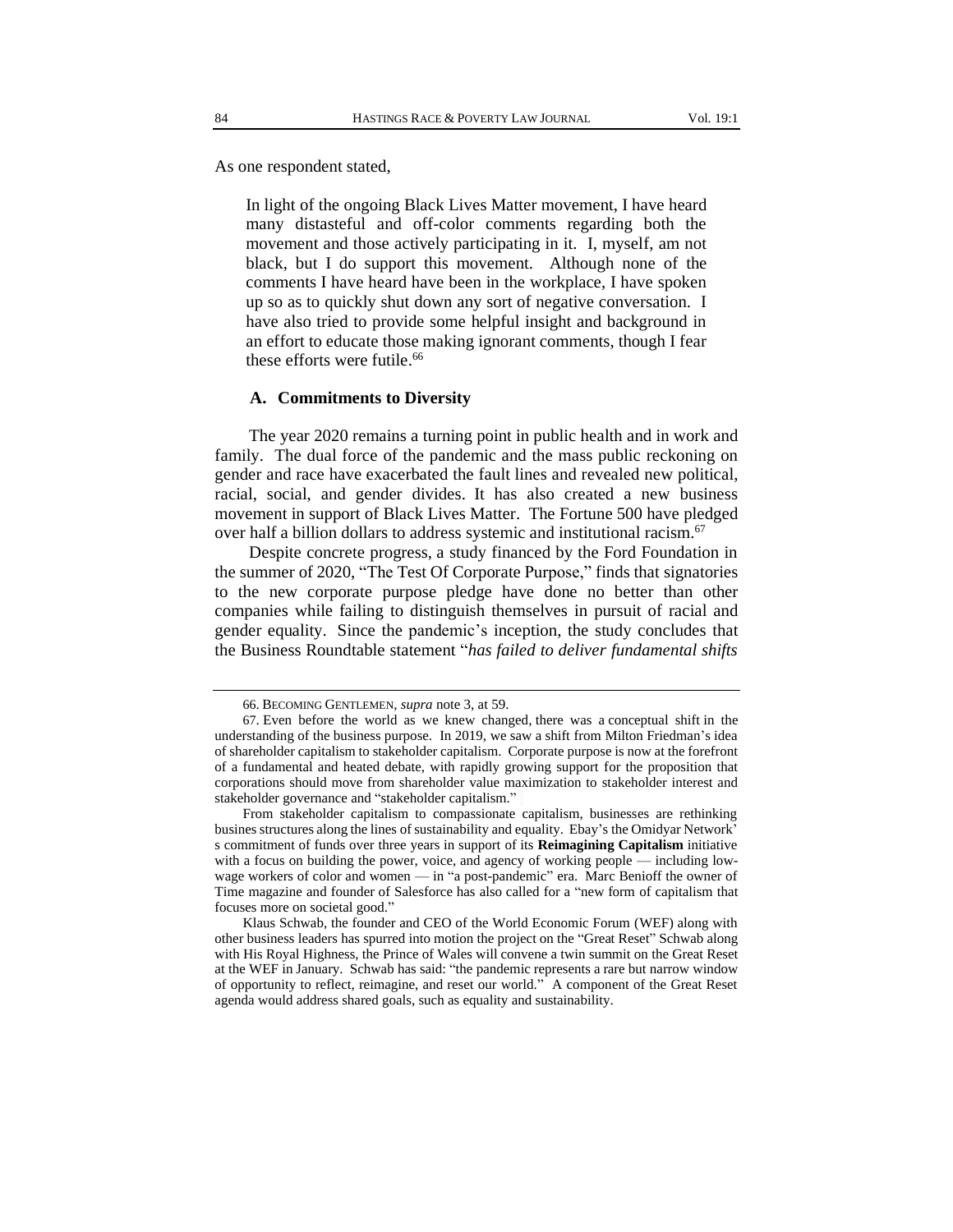As one respondent stated,

> In light of the ongoing Black Lives Matter movement, I have heard many distasteful and off-color comments regarding both the movement and those actively participating in it. I, myself, am not black, but I do support this movement. Although none of the comments I have heard have been in the workplace, I have spoken up so as to quickly shut down any sort of negative conversation. I have also tried to provide some helpful insight and background in an effort to educate those making ignorant comments, though I fear these efforts were futile.[66]

### A. Commitments to Diversity

The year 2020 remains a turning point in public health and in work and family. The dual force of the pandemic and the mass public reckoning on gender and race have exacerbated the fault lines and revealed new political, racial, social, and gender divides. It has also created a new business movement in support of Black Lives Matter. The Fortune 500 have pledged over half a billion dollars to address systemic and institutional racism.[67]

Despite concrete progress, a study financed by the Ford Foundation in the summer of 2020, "The Test Of Corporate Purpose," finds that signatories to the new corporate purpose pledge have done no better than other companies while failing to distinguish themselves in pursuit of racial and gender equality. Since the pandemic's inception, the study concludes that the Business Roundtable statement "*has failed to deliver fundamental shifts*

---

66. BECOMING GENTLEMEN, *supra* note 3, at 59.

67. Even before the world as we knew changed, there was a conceptual shift in the understanding of the business purpose. In 2019, we saw a shift from Milton Friedman's idea of shareholder capitalism to stakeholder capitalism. Corporate purpose is now at the forefront of a fundamental and heated debate, with rapidly growing support for the proposition that corporations should move from shareholder value maximization to stakeholder interest and stakeholder governance and "stakeholder capitalism."

From stakeholder capitalism to compassionate capitalism, businesses are rethinking busines structures along the lines of sustainability and equality. Ebay's the Omidyar Network' s commitment of funds over three years in support of its **Reimagining Capitalism** initiative with a focus on building the power, voice, and agency of working people — including low-wage workers of color and women — in "a post-pandemic" era. Marc Benioff the owner of Time magazine and founder of Salesforce has also called for a "new form of capitalism that focuses more on societal good."

Klaus Schwab, the founder and CEO of the World Economic Forum (WEF) along with other business leaders has spurred into motion the project on the "Great Reset" Schwab along with His Royal Highness, the Prince of Wales will convene a twin summit on the Great Reset at the WEF in January. Schwab has said: "the pandemic represents a rare but narrow window of opportunity to reflect, reimagine, and reset our world." A component of the Great Reset agenda would address shared goals, such as equality and sustainability.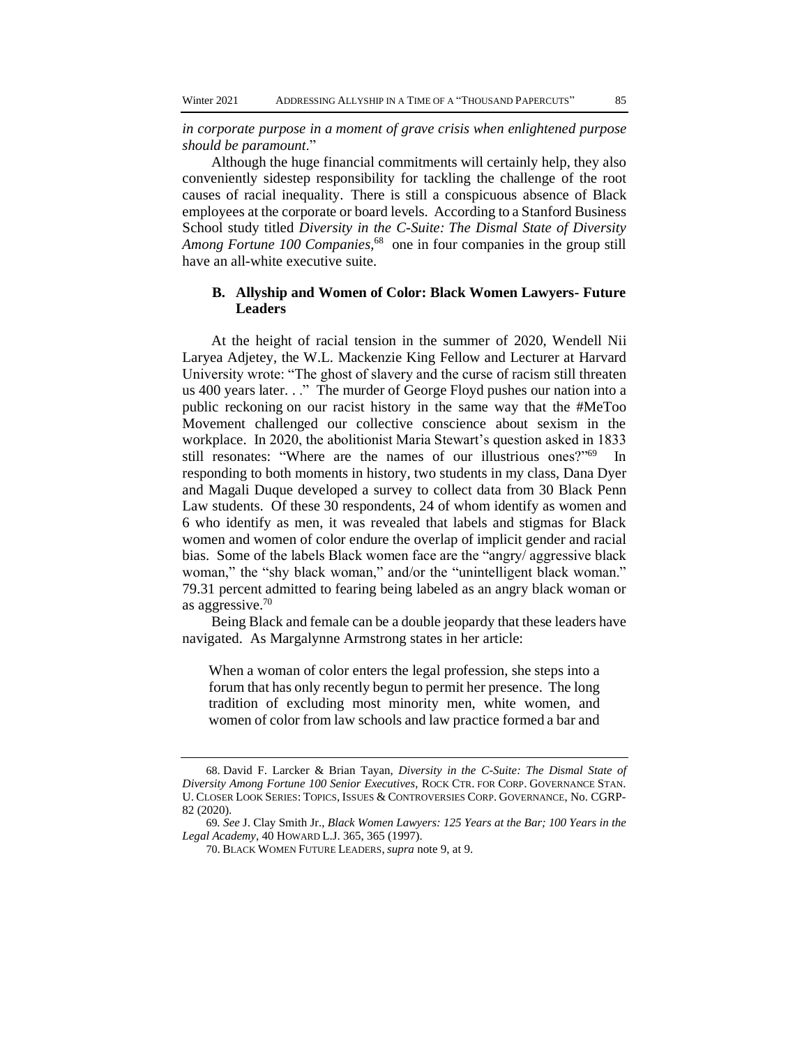*in corporate purpose in a moment of grave crisis when enlightened purpose should be paramount*."

Although the huge financial commitments will certainly help, they also conveniently sidestep responsibility for tackling the challenge of the root causes of racial inequality. There is still a conspicuous absence of Black employees at the corporate or board levels. According to a Stanford Business School study titled *Diversity in the C-Suite: The Dismal State of Diversity Among Fortune 100 Companies*,[68] one in four companies in the group still have an all-white executive suite.

### B. Allyship and Women of Color: Black Women Lawyers- Future Leaders

At the height of racial tension in the summer of 2020, Wendell Nii Laryea Adjetey, the W.L. Mackenzie King Fellow and Lecturer at Harvard University wrote: "The ghost of slavery and the curse of racism still threaten us 400 years later. . ." The murder of George Floyd pushes our nation into a public reckoning on our racist history in the same way that the #MeToo Movement challenged our collective conscience about sexism in the workplace. In 2020, the abolitionist Maria Stewart's question asked in 1833 still resonates: "Where are the names of our illustrious ones?"[69] In responding to both moments in history, two students in my class, Dana Dyer and Magali Duque developed a survey to collect data from 30 Black Penn Law students. Of these 30 respondents, 24 of whom identify as women and 6 who identify as men, it was revealed that labels and stigmas for Black women and women of color endure the overlap of implicit gender and racial bias. Some of the labels Black women face are the "angry/ aggressive black woman," the "shy black woman," and/or the "unintelligent black woman." 79.31 percent admitted to fearing being labeled as an angry black woman or as aggressive.[70]

Being Black and female can be a double jeopardy that these leaders have navigated. As Margalynne Armstrong states in her article:

> When a woman of color enters the legal profession, she steps into a forum that has only recently begun to permit her presence. The long tradition of excluding most minority men, white women, and women of color from law schools and law practice formed a bar and

---

68. David F. Larcker & Brian Tayan, *Diversity in the C-Suite: The Dismal State of Diversity Among Fortune 100 Senior Executives*, ROCK CTR. FOR CORP. GOVERNANCE STAN. U. CLOSER LOOK SERIES: TOPICS, ISSUES & CONTROVERSIES CORP. GOVERNANCE, No. CGRP-82 (2020).

69. *See* J. Clay Smith Jr., *Black Women Lawyers: 125 Years at the Bar; 100 Years in the Legal Academy*, 40 HOWARD L.J. 365, 365 (1997).

70. BLACK WOMEN FUTURE LEADERS, *supra* note 9, at 9.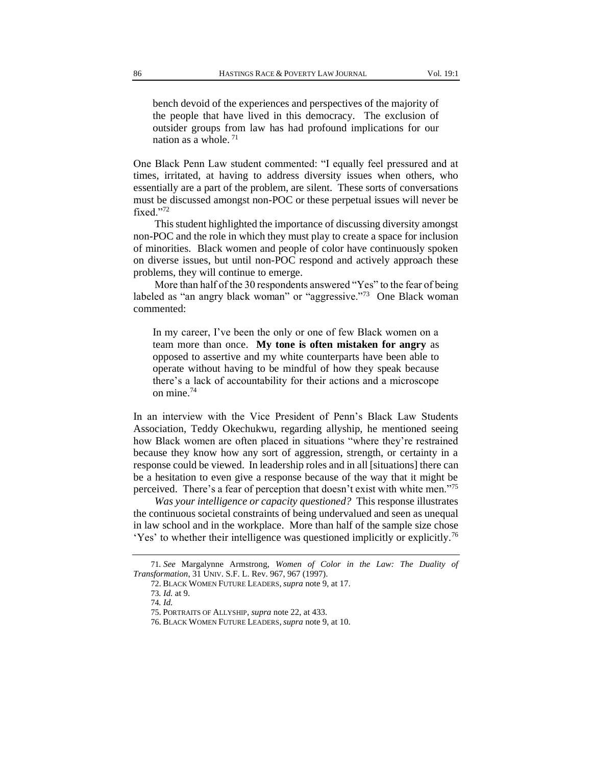> bench devoid of the experiences and perspectives of the majority of the people that have lived in this democracy. The exclusion of outsider groups from law has had profound implications for our nation as a whole. [71]

One Black Penn Law student commented: "I equally feel pressured and at times, irritated, at having to address diversity issues when others, who essentially are a part of the problem, are silent. These sorts of conversations must be discussed amongst non-POC or these perpetual issues will never be fixed."[72]

This student highlighted the importance of discussing diversity amongst non-POC and the role in which they must play to create a space for inclusion of minorities. Black women and people of color have continuously spoken on diverse issues, but until non-POC respond and actively approach these problems, they will continue to emerge.

More than half of the 30 respondents answered "Yes" to the fear of being labeled as "an angry black woman" or "aggressive."[73] One Black woman commented:

> In my career, I've been the only or one of few Black women on a team more than once. **My tone is often mistaken for angry** as opposed to assertive and my white counterparts have been able to operate without having to be mindful of how they speak because there's a lack of accountability for their actions and a microscope on mine.[74]

In an interview with the Vice President of Penn's Black Law Students Association, Teddy Okechukwu, regarding allyship, he mentioned seeing how Black women are often placed in situations "where they're restrained because they know how any sort of aggression, strength, or certainty in a response could be viewed. In leadership roles and in all [situations] there can be a hesitation to even give a response because of the way that it might be perceived. There's a fear of perception that doesn't exist with white men."[75]

*Was your intelligence or capacity questioned?* This response illustrates the continuous societal constraints of being undervalued and seen as unequal in law school and in the workplace. More than half of the sample size chose 'Yes' to whether their intelligence was questioned implicitly or explicitly.[76]

---

71. *See* Margalynne Armstrong, *Women of Color in the Law: The Duality of Transformation*, 31 UNIV. S.F. L. Rev. 967, 967 (1997).

72. BLACK WOMEN FUTURE LEADERS, *supra* note 9, at 17.

73. *Id.* at 9.

74. *Id.*

75. PORTRAITS OF ALLYSHIP, *supra* note 22, at 433.

76. BLACK WOMEN FUTURE LEADERS, *supra* note 9, at 10.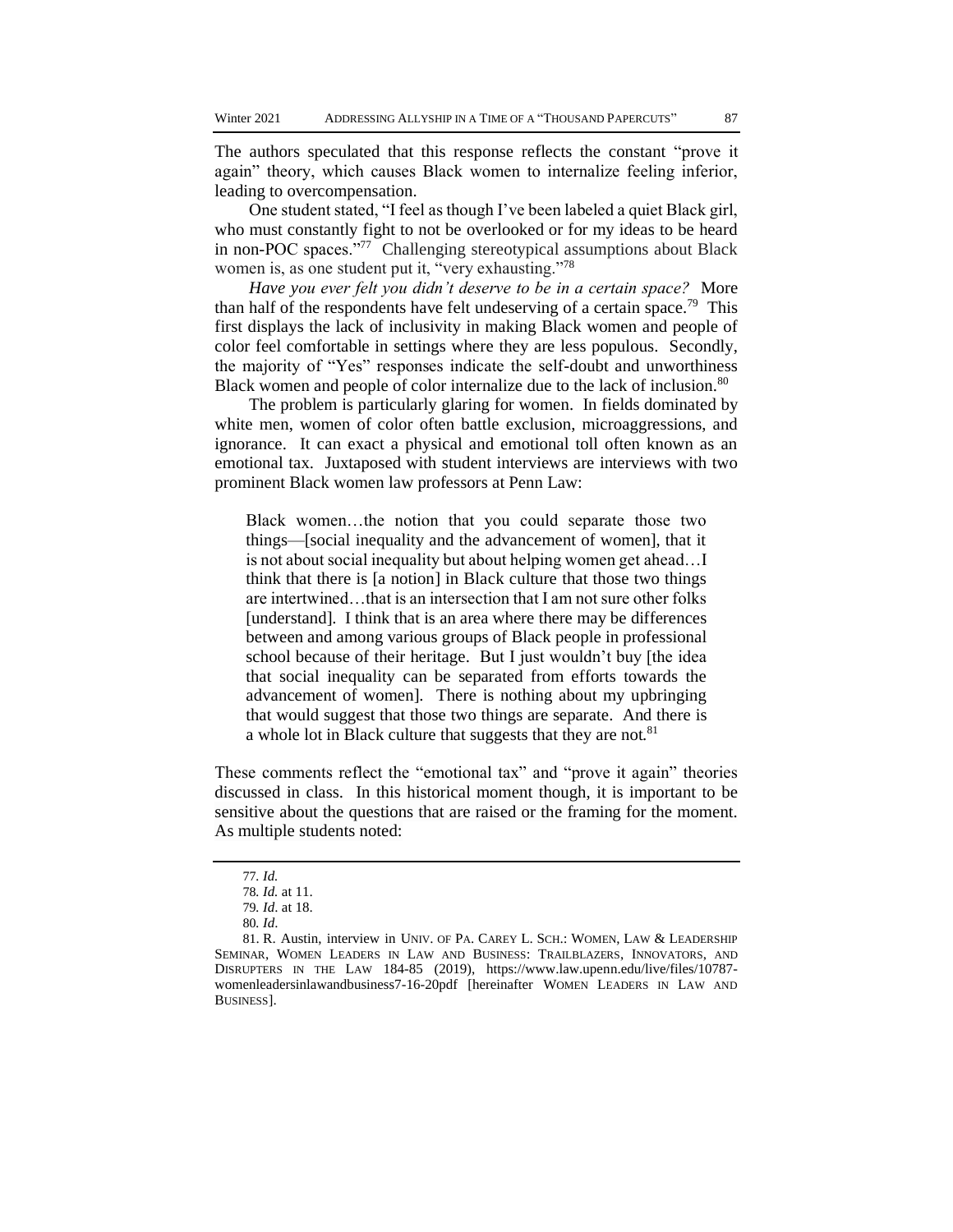The authors speculated that this response reflects the constant "prove it again" theory, which causes Black women to internalize feeling inferior, leading to overcompensation.

One student stated, "I feel as though I've been labeled a quiet Black girl, who must constantly fight to not be overlooked or for my ideas to be heard in non-POC spaces."[77] Challenging stereotypical assumptions about Black women is, as one student put it, "very exhausting."[78]

*Have you ever felt you didn't deserve to be in a certain space?* More than half of the respondents have felt undeserving of a certain space.[79] This first displays the lack of inclusivity in making Black women and people of color feel comfortable in settings where they are less populous. Secondly, the majority of "Yes" responses indicate the self-doubt and unworthiness Black women and people of color internalize due to the lack of inclusion.[80]

The problem is particularly glaring for women. In fields dominated by white men, women of color often battle exclusion, microaggressions, and ignorance. It can exact a physical and emotional toll often known as an emotional tax. Juxtaposed with student interviews are interviews with two prominent Black women law professors at Penn Law:

> Black women…the notion that you could separate those two things—[social inequality and the advancement of women], that it is not about social inequality but about helping women get ahead…I think that there is [a notion] in Black culture that those two things are intertwined…that is an intersection that I am not sure other folks [understand]. I think that is an area where there may be differences between and among various groups of Black people in professional school because of their heritage. But I just wouldn't buy [the idea that social inequality can be separated from efforts towards the advancement of women]. There is nothing about my upbringing that would suggest that those two things are separate. And there is a whole lot in Black culture that suggests that they are not.[81]

These comments reflect the "emotional tax" and "prove it again" theories discussed in class. In this historical moment though, it is important to be sensitive about the questions that are raised or the framing for the moment. As multiple students noted:

---

77. *Id.*

78. *Id.* at 11.

79. *Id*. at 18.

80. *Id*.

81. R. Austin, interview in UNIV. OF PA. CAREY L. SCH.: WOMEN, LAW & LEADERSHIP SEMINAR, WOMEN LEADERS IN LAW AND BUSINESS: TRAILBLAZERS, INNOVATORS, AND DISRUPTERS IN THE LAW 184-85 (2019), https://www.law.upenn.edu/live/files/10787-womenleadersinlawandbusiness7-16-20pdf [hereinafter WOMEN LEADERS IN LAW AND BUSINESS].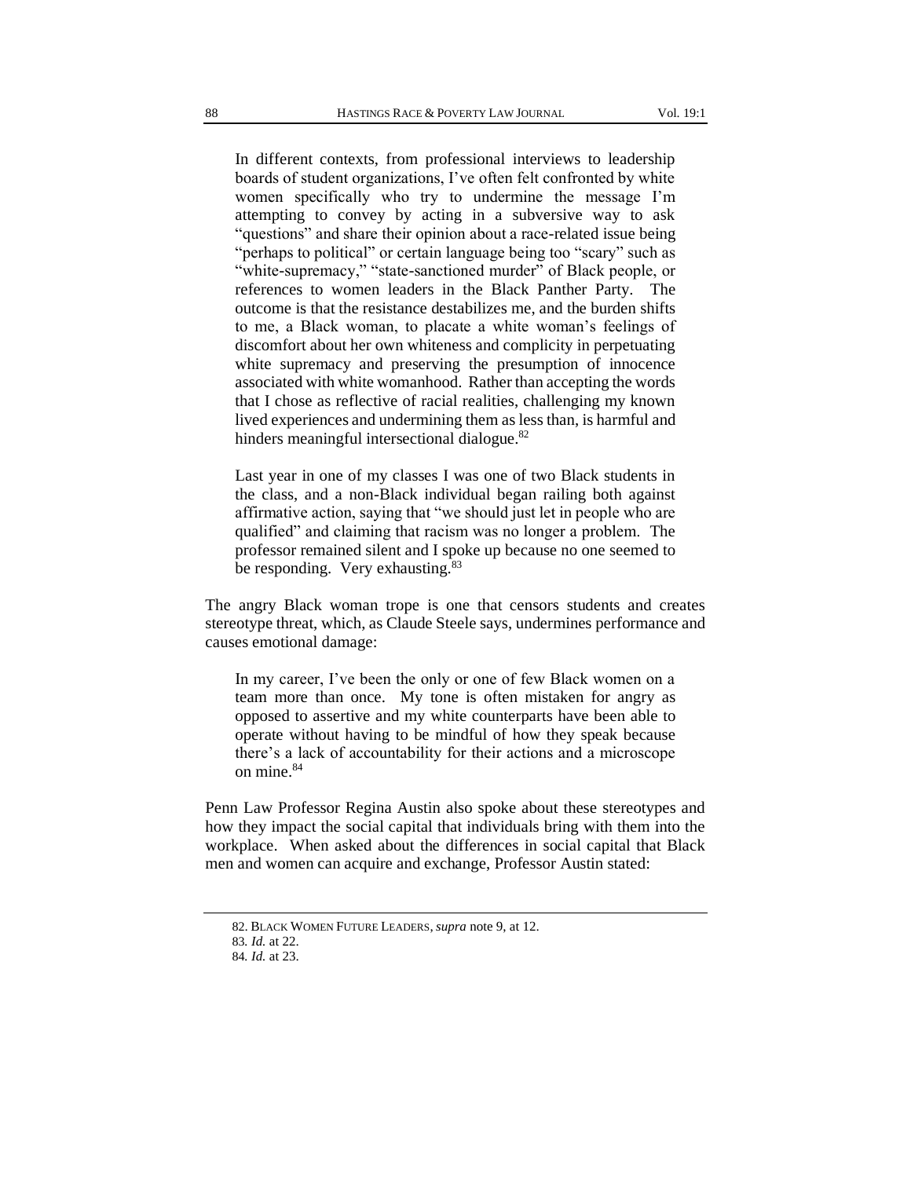> In different contexts, from professional interviews to leadership boards of student organizations, I've often felt confronted by white women specifically who try to undermine the message I'm attempting to convey by acting in a subversive way to ask "questions" and share their opinion about a race-related issue being "perhaps to political" or certain language being too "scary" such as "white-supremacy," "state-sanctioned murder" of Black people, or references to women leaders in the Black Panther Party. The outcome is that the resistance destabilizes me, and the burden shifts to me, a Black woman, to placate a white woman's feelings of discomfort about her own whiteness and complicity in perpetuating white supremacy and preserving the presumption of innocence associated with white womanhood. Rather than accepting the words that I chose as reflective of racial realities, challenging my known lived experiences and undermining them as less than, is harmful and hinders meaningful intersectional dialogue.[82]

> Last year in one of my classes I was one of two Black students in the class, and a non-Black individual began railing both against affirmative action, saying that "we should just let in people who are qualified" and claiming that racism was no longer a problem. The professor remained silent and I spoke up because no one seemed to be responding. Very exhausting.[83]

The angry Black woman trope is one that censors students and creates stereotype threat, which, as Claude Steele says, undermines performance and causes emotional damage:

> In my career, I've been the only or one of few Black women on a team more than once. My tone is often mistaken for angry as opposed to assertive and my white counterparts have been able to operate without having to be mindful of how they speak because there's a lack of accountability for their actions and a microscope on mine.[84]

Penn Law Professor Regina Austin also spoke about these stereotypes and how they impact the social capital that individuals bring with them into the workplace. When asked about the differences in social capital that Black men and women can acquire and exchange, Professor Austin stated:

---

82. BLACK WOMEN FUTURE LEADERS, *supra* note 9, at 12.

83. *Id.* at 22.

84. *Id.* at 23.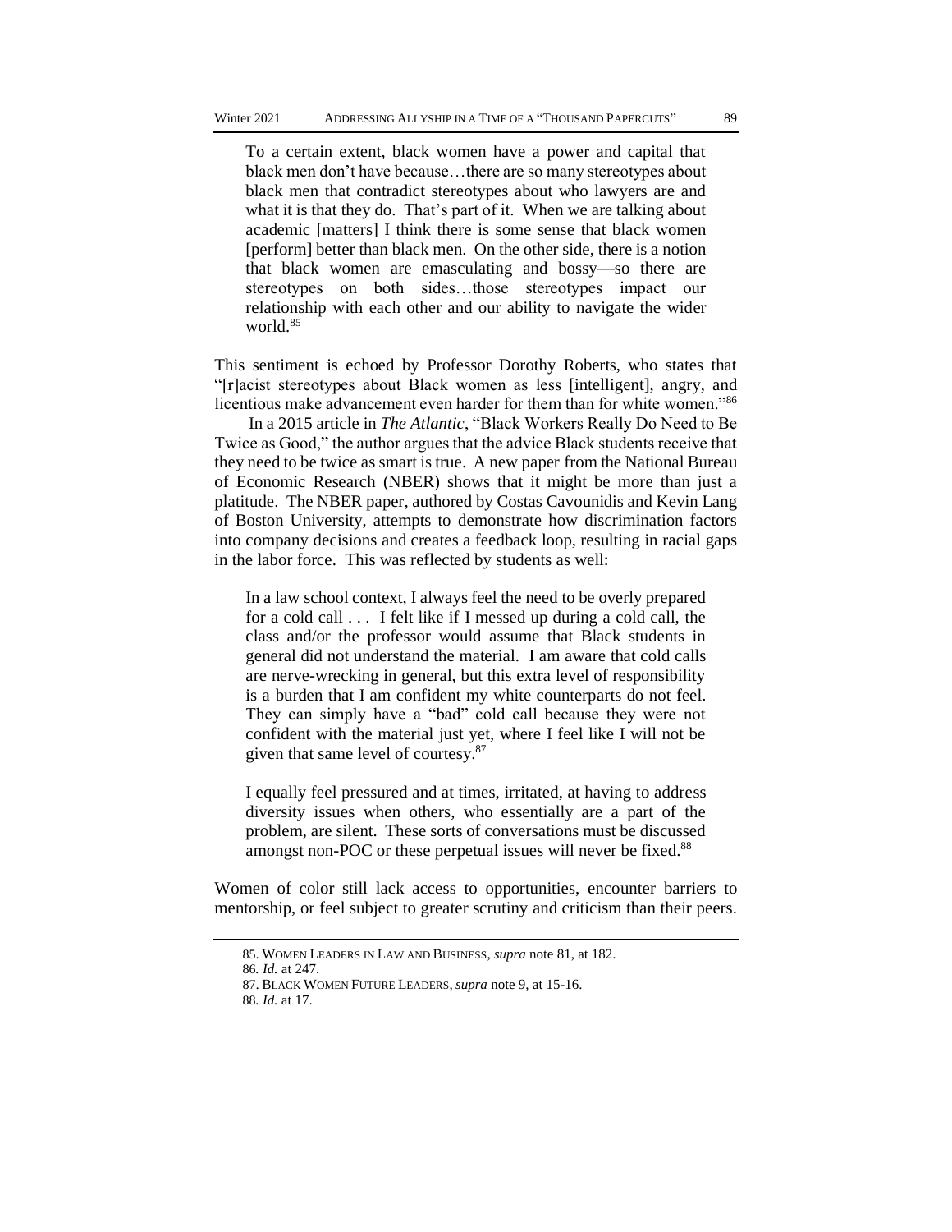> To a certain extent, black women have a power and capital that black men don't have because…there are so many stereotypes about black men that contradict stereotypes about who lawyers are and what it is that they do. That's part of it. When we are talking about academic [matters] I think there is some sense that black women [perform] better than black men. On the other side, there is a notion that black women are emasculating and bossy—so there are stereotypes on both sides…those stereotypes impact our relationship with each other and our ability to navigate the wider world.[85]

This sentiment is echoed by Professor Dorothy Roberts, who states that "[r]acist stereotypes about Black women as less [intelligent], angry, and licentious make advancement even harder for them than for white women."[86]

In a 2015 article in *The Atlantic*, "Black Workers Really Do Need to Be Twice as Good," the author argues that the advice Black students receive that they need to be twice as smart is true. A new paper from the National Bureau of Economic Research (NBER) shows that it might be more than just a platitude. The NBER paper, authored by Costas Cavounidis and Kevin Lang of Boston University, attempts to demonstrate how discrimination factors into company decisions and creates a feedback loop, resulting in racial gaps in the labor force. This was reflected by students as well:

> In a law school context, I always feel the need to be overly prepared for a cold call . . . I felt like if I messed up during a cold call, the class and/or the professor would assume that Black students in general did not understand the material. I am aware that cold calls are nerve-wrecking in general, but this extra level of responsibility is a burden that I am confident my white counterparts do not feel. They can simply have a "bad" cold call because they were not confident with the material just yet, where I feel like I will not be given that same level of courtesy.[87]

> I equally feel pressured and at times, irritated, at having to address diversity issues when others, who essentially are a part of the problem, are silent. These sorts of conversations must be discussed amongst non-POC or these perpetual issues will never be fixed.[88]

Women of color still lack access to opportunities, encounter barriers to mentorship, or feel subject to greater scrutiny and criticism than their peers.

---

85. WOMEN LEADERS IN LAW AND BUSINESS, *supra* note 81, at 182.
86. *Id.* at 247.
87. BLACK WOMEN FUTURE LEADERS, *supra* note 9, at 15-16.
88. *Id.* at 17.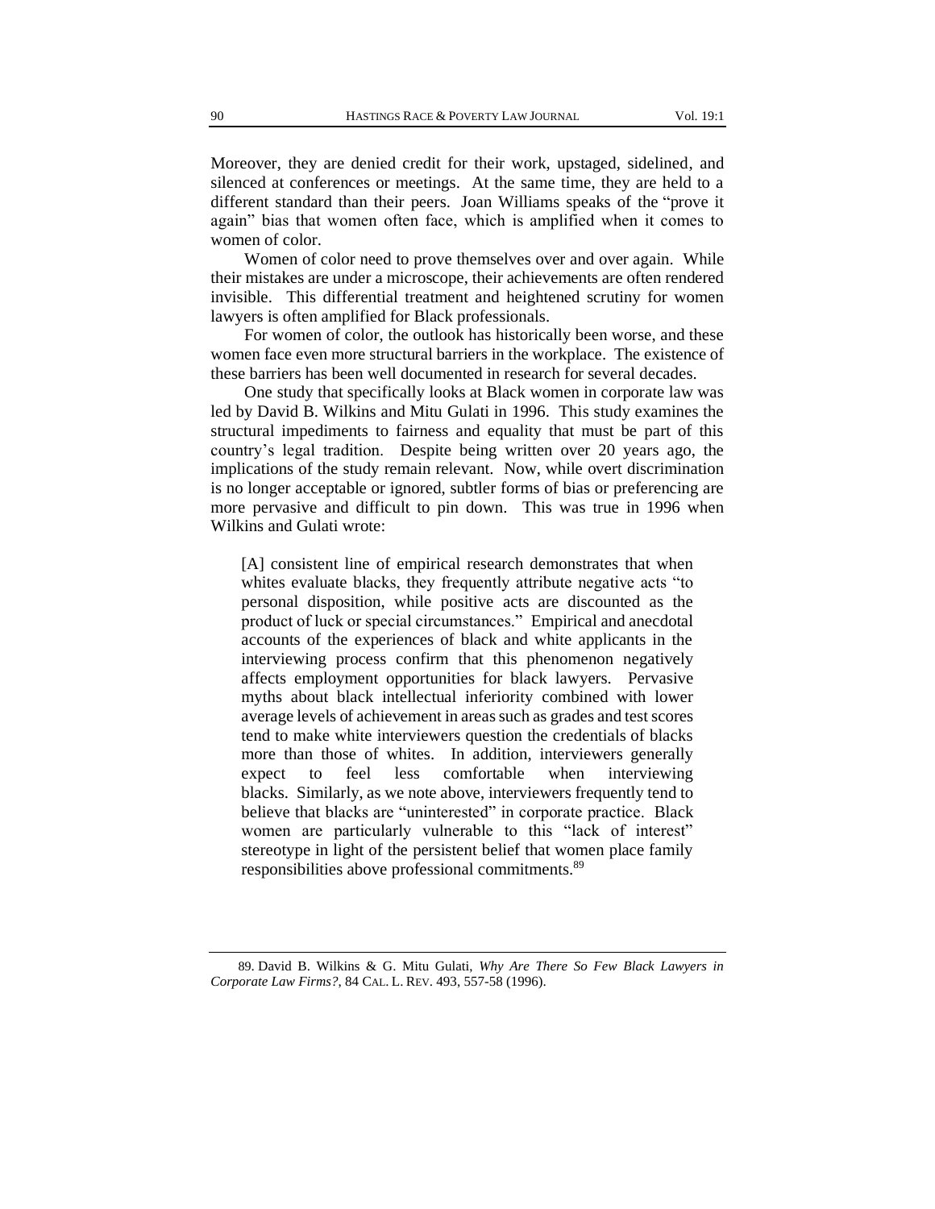Moreover, they are denied credit for their work, upstaged, sidelined, and silenced at conferences or meetings. At the same time, they are held to a different standard than their peers. Joan Williams speaks of the "prove it again" bias that women often face, which is amplified when it comes to women of color.

Women of color need to prove themselves over and over again. While their mistakes are under a microscope, their achievements are often rendered invisible. This differential treatment and heightened scrutiny for women lawyers is often amplified for Black professionals.

For women of color, the outlook has historically been worse, and these women face even more structural barriers in the workplace. The existence of these barriers has been well documented in research for several decades.

One study that specifically looks at Black women in corporate law was led by David B. Wilkins and Mitu Gulati in 1996. This study examines the structural impediments to fairness and equality that must be part of this country's legal tradition. Despite being written over 20 years ago, the implications of the study remain relevant. Now, while overt discrimination is no longer acceptable or ignored, subtler forms of bias or preferencing are more pervasive and difficult to pin down. This was true in 1996 when Wilkins and Gulati wrote:

> [A] consistent line of empirical research demonstrates that when whites evaluate blacks, they frequently attribute negative acts "to personal disposition, while positive acts are discounted as the product of luck or special circumstances." Empirical and anecdotal accounts of the experiences of black and white applicants in the interviewing process confirm that this phenomenon negatively affects employment opportunities for black lawyers. Pervasive myths about black intellectual inferiority combined with lower average levels of achievement in areas such as grades and test scores tend to make white interviewers question the credentials of blacks more than those of whites. In addition, interviewers generally expect to feel less comfortable when interviewing blacks. Similarly, as we note above, interviewers frequently tend to believe that blacks are "uninterested" in corporate practice. Black women are particularly vulnerable to this "lack of interest" stereotype in light of the persistent belief that women place family responsibilities above professional commitments.[89]

---

89. David B. Wilkins & G. Mitu Gulati, *Why Are There So Few Black Lawyers in Corporate Law Firms?*, 84 CAL. L. REV. 493, 557-58 (1996).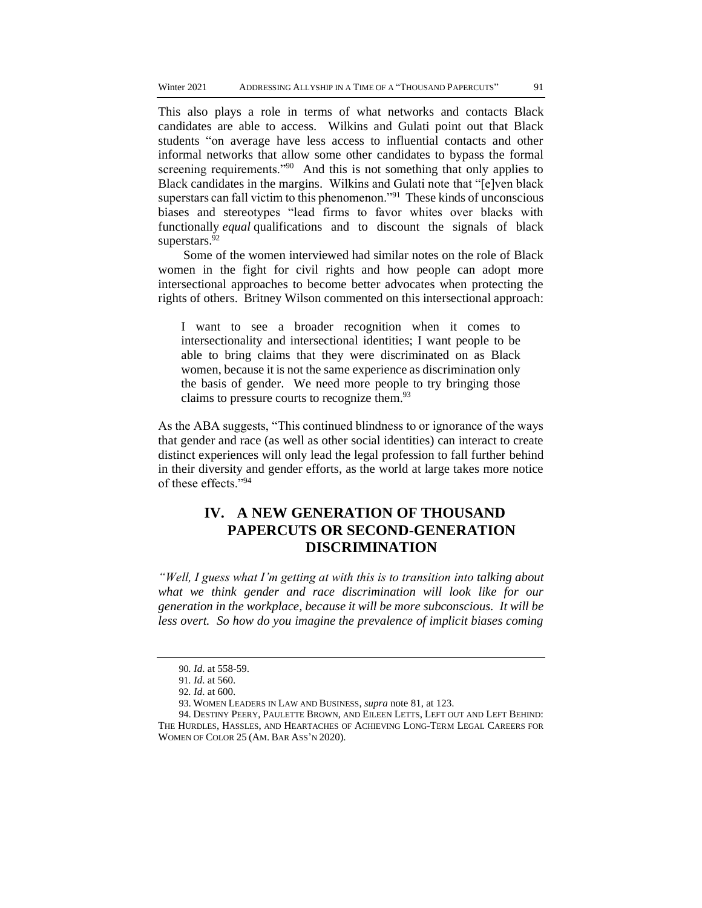This also plays a role in terms of what networks and contacts Black candidates are able to access. Wilkins and Gulati point out that Black students "on average have less access to influential contacts and other informal networks that allow some other candidates to bypass the formal screening requirements."[90] And this is not something that only applies to Black candidates in the margins. Wilkins and Gulati note that "[e]ven black superstars can fall victim to this phenomenon."[91] These kinds of unconscious biases and stereotypes "lead firms to favor whites over blacks with functionally *equal* qualifications and to discount the signals of black superstars.[92]

Some of the women interviewed had similar notes on the role of Black women in the fight for civil rights and how people can adopt more intersectional approaches to become better advocates when protecting the rights of others. Britney Wilson commented on this intersectional approach:

> I want to see a broader recognition when it comes to intersectionality and intersectional identities; I want people to be able to bring claims that they were discriminated on as Black women, because it is not the same experience as discrimination only the basis of gender. We need more people to try bringing those claims to pressure courts to recognize them.[93]

As the ABA suggests, "This continued blindness to or ignorance of the ways that gender and race (as well as other social identities) can interact to create distinct experiences will only lead the legal profession to fall further behind in their diversity and gender efforts, as the world at large takes more notice of these effects."[94]

## IV. A NEW GENERATION OF THOUSAND PAPERCUTS OR SECOND-GENERATION DISCRIMINATION

*"Well, I guess what I'm getting at with this is to transition into talking about what we think gender and race discrimination will look like for our generation in the workplace, because it will be more subconscious. It will be less overt. So how do you imagine the prevalence of implicit biases coming*

---

90. *Id*. at 558-59.

91. *Id*. at 560.

92. *Id*. at 600.

93. WOMEN LEADERS IN LAW AND BUSINESS, *supra* note 81, at 123.

94. DESTINY PEERY, PAULETTE BROWN, AND EILEEN LETTS, LEFT OUT AND LEFT BEHIND: THE HURDLES, HASSLES, AND HEARTACHES OF ACHIEVING LONG-TERM LEGAL CAREERS FOR WOMEN OF COLOR 25 (AM. BAR ASS'N 2020).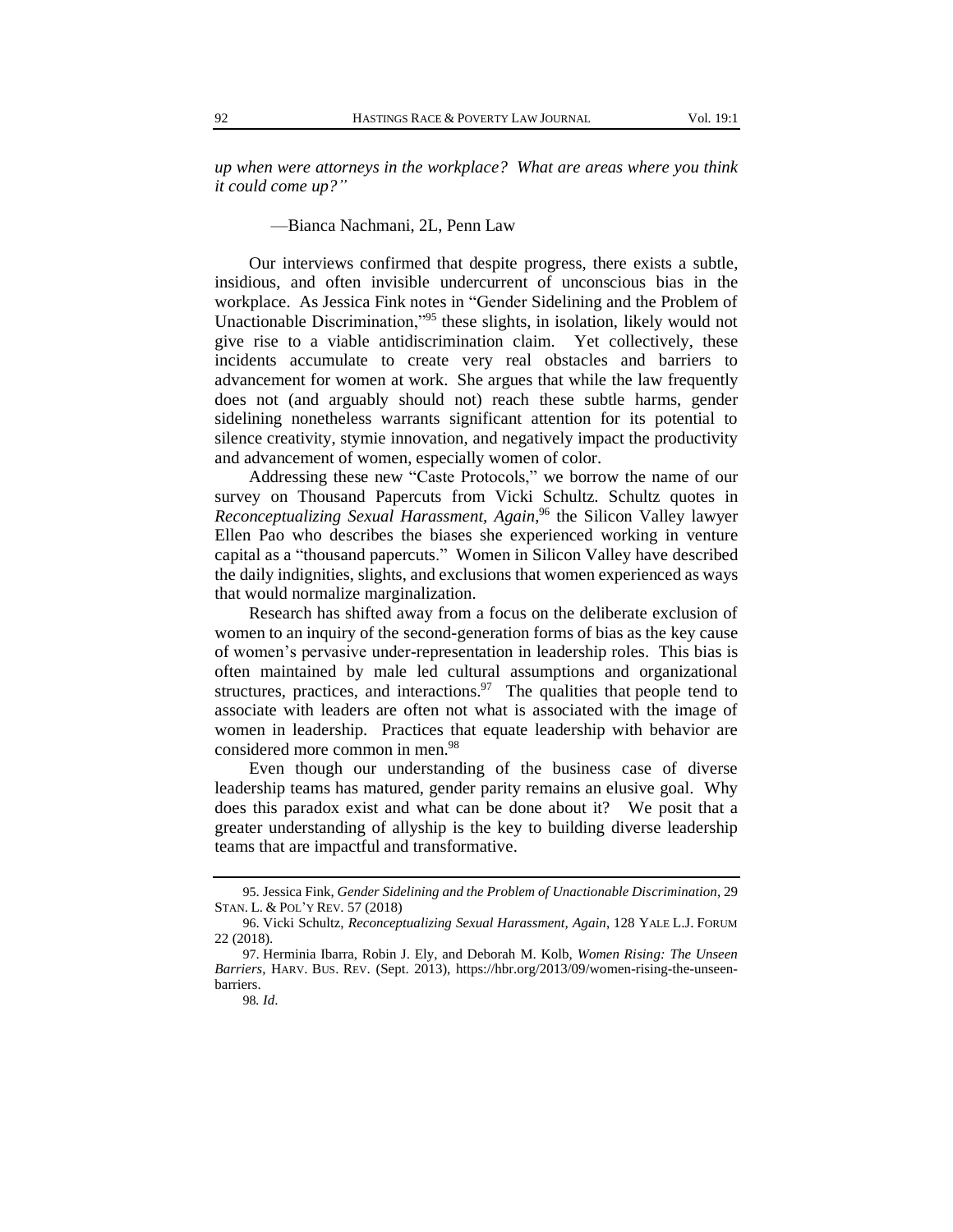*up when were attorneys in the workplace? What are areas where you think it could come up?"*

—Bianca Nachmani, 2L, Penn Law

Our interviews confirmed that despite progress, there exists a subtle, insidious, and often invisible undercurrent of unconscious bias in the workplace. As Jessica Fink notes in "Gender Sidelining and the Problem of Unactionable Discrimination,"[95] these slights, in isolation, likely would not give rise to a viable antidiscrimination claim. Yet collectively, these incidents accumulate to create very real obstacles and barriers to advancement for women at work. She argues that while the law frequently does not (and arguably should not) reach these subtle harms, gender sidelining nonetheless warrants significant attention for its potential to silence creativity, stymie innovation, and negatively impact the productivity and advancement of women, especially women of color.

Addressing these new "Caste Protocols," we borrow the name of our survey on Thousand Papercuts from Vicki Schultz. Schultz quotes in *Reconceptualizing Sexual Harassment, Again*,[96] the Silicon Valley lawyer Ellen Pao who describes the biases she experienced working in venture capital as a "thousand papercuts." Women in Silicon Valley have described the daily indignities, slights, and exclusions that women experienced as ways that would normalize marginalization.

Research has shifted away from a focus on the deliberate exclusion of women to an inquiry of the second-generation forms of bias as the key cause of women's pervasive under-representation in leadership roles. This bias is often maintained by male led cultural assumptions and organizational structures, practices, and interactions.[97] The qualities that people tend to associate with leaders are often not what is associated with the image of women in leadership. Practices that equate leadership with behavior are considered more common in men.[98]

Even though our understanding of the business case of diverse leadership teams has matured, gender parity remains an elusive goal. Why does this paradox exist and what can be done about it? We posit that a greater understanding of allyship is the key to building diverse leadership teams that are impactful and transformative.

---

95. Jessica Fink, *Gender Sidelining and the Problem of Unactionable Discrimination*, 29 STAN. L. & POL'Y REV. 57 (2018)

96. Vicki Schultz, *Reconceptualizing Sexual Harassment, Again*, 128 YALE L.J. FORUM 22 (2018).

97. Herminia Ibarra, Robin J. Ely, and Deborah M. Kolb, *Women Rising: The Unseen Barriers*, HARV. BUS. REV. (Sept. 2013), https://hbr.org/2013/09/women-rising-the-unseen-barriers.

98. *Id*.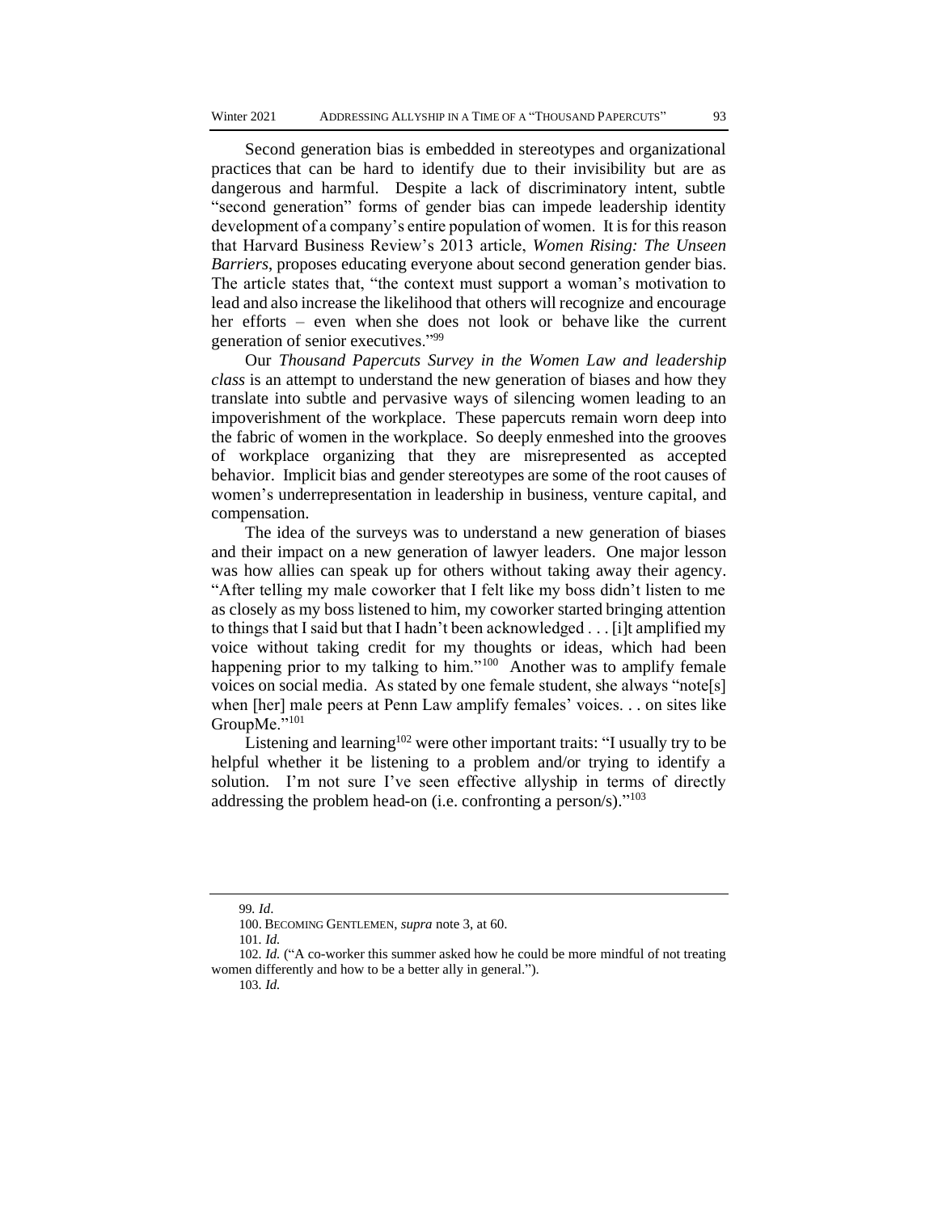Second generation bias is embedded in stereotypes and organizational practices that can be hard to identify due to their invisibility but are as dangerous and harmful. Despite a lack of discriminatory intent, subtle "second generation" forms of gender bias can impede leadership identity development of a company's entire population of women. It is for this reason that Harvard Business Review's 2013 article, *Women Rising: The Unseen Barriers*, proposes educating everyone about second generation gender bias. The article states that, "the context must support a woman's motivation to lead and also increase the likelihood that others will recognize and encourage her efforts – even when she does not look or behave like the current generation of senior executives."[99]

Our *Thousand Papercuts Survey in the Women Law and leadership class* is an attempt to understand the new generation of biases and how they translate into subtle and pervasive ways of silencing women leading to an impoverishment of the workplace. These papercuts remain worn deep into the fabric of women in the workplace. So deeply enmeshed into the grooves of workplace organizing that they are misrepresented as accepted behavior. Implicit bias and gender stereotypes are some of the root causes of women's underrepresentation in leadership in business, venture capital, and compensation.

The idea of the surveys was to understand a new generation of biases and their impact on a new generation of lawyer leaders. One major lesson was how allies can speak up for others without taking away their agency. "After telling my male coworker that I felt like my boss didn't listen to me as closely as my boss listened to him, my coworker started bringing attention to things that I said but that I hadn't been acknowledged . . . [i]t amplified my voice without taking credit for my thoughts or ideas, which had been happening prior to my talking to him."[100] Another was to amplify female voices on social media. As stated by one female student, she always "note[s] when [her] male peers at Penn Law amplify females' voices. . . on sites like GroupMe."[101]

Listening and learning[102] were other important traits: "I usually try to be helpful whether it be listening to a problem and/or trying to identify a solution. I'm not sure I've seen effective allyship in terms of directly addressing the problem head-on (i.e. confronting a person/s)."[103]

---

99. *Id*.

100. BECOMING GENTLEMEN, *supra* note 3, at 60.

101. *Id.*

102. *Id.* ("A co-worker this summer asked how he could be more mindful of not treating women differently and how to be a better ally in general.").

103. *Id.*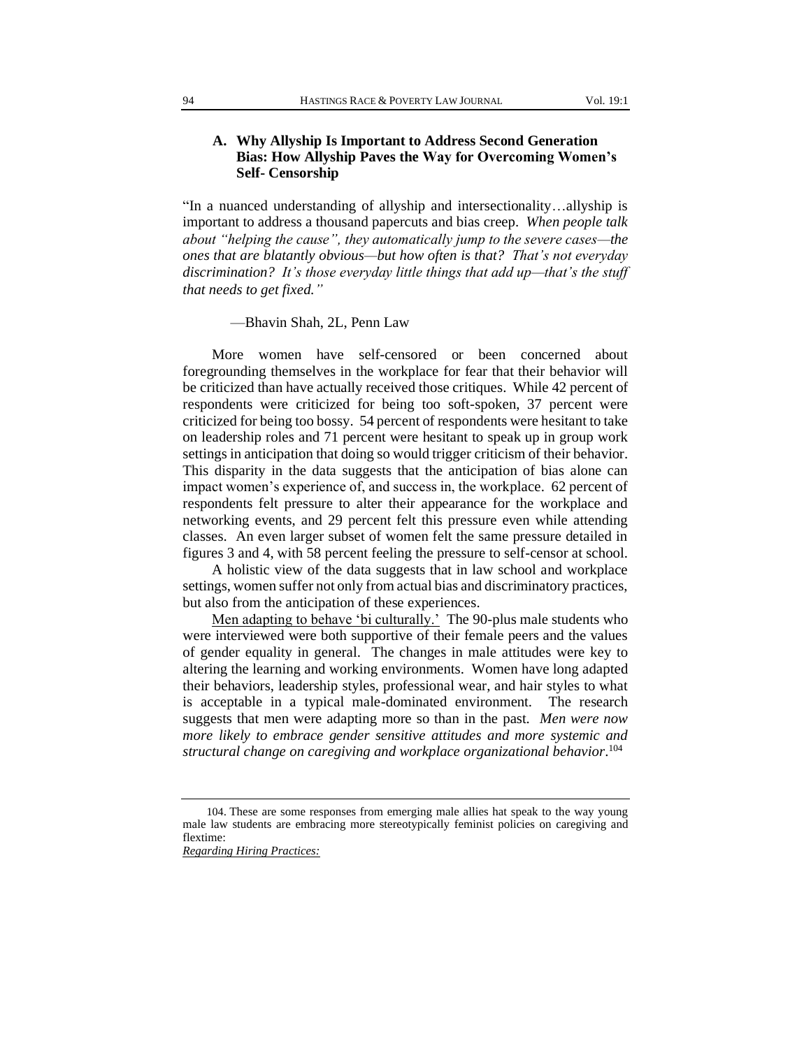### A. Why Allyship Is Important to Address Second Generation Bias: How Allyship Paves the Way for Overcoming Women's Self- Censorship

"In a nuanced understanding of allyship and intersectionality…allyship is important to address a thousand papercuts and bias creep. *When people talk about "helping the cause", they automatically jump to the severe cases—the ones that are blatantly obvious—but how often is that? That's not everyday discrimination? It's those everyday little things that add up—that's the stuff that needs to get fixed."*

—Bhavin Shah, 2L, Penn Law

More women have self-censored or been concerned about foregrounding themselves in the workplace for fear that their behavior will be criticized than have actually received those critiques. While 42 percent of respondents were criticized for being too soft-spoken, 37 percent were criticized for being too bossy. 54 percent of respondents were hesitant to take on leadership roles and 71 percent were hesitant to speak up in group work settings in anticipation that doing so would trigger criticism of their behavior. This disparity in the data suggests that the anticipation of bias alone can impact women's experience of, and success in, the workplace. 62 percent of respondents felt pressure to alter their appearance for the workplace and networking events, and 29 percent felt this pressure even while attending classes. An even larger subset of women felt the same pressure detailed in figures 3 and 4, with 58 percent feeling the pressure to self-censor at school.

A holistic view of the data suggests that in law school and workplace settings, women suffer not only from actual bias and discriminatory practices, but also from the anticipation of these experiences.

<u>Men adapting to behave 'bi culturally.'</u> The 90-plus male students who were interviewed were both supportive of their female peers and the values of gender equality in general. The changes in male attitudes were key to altering the learning and working environments. Women have long adapted their behaviors, leadership styles, professional wear, and hair styles to what is acceptable in a typical male-dominated environment. The research suggests that men were adapting more so than in the past. *Men were now more likely to embrace gender sensitive attitudes and more systemic and structural change on caregiving and workplace organizational behavior*.[104]

---

104. These are some responses from emerging male allies hat speak to the way young male law students are embracing more stereotypically feminist policies on caregiving and flextime:

*<u>Regarding Hiring Practices:</u>*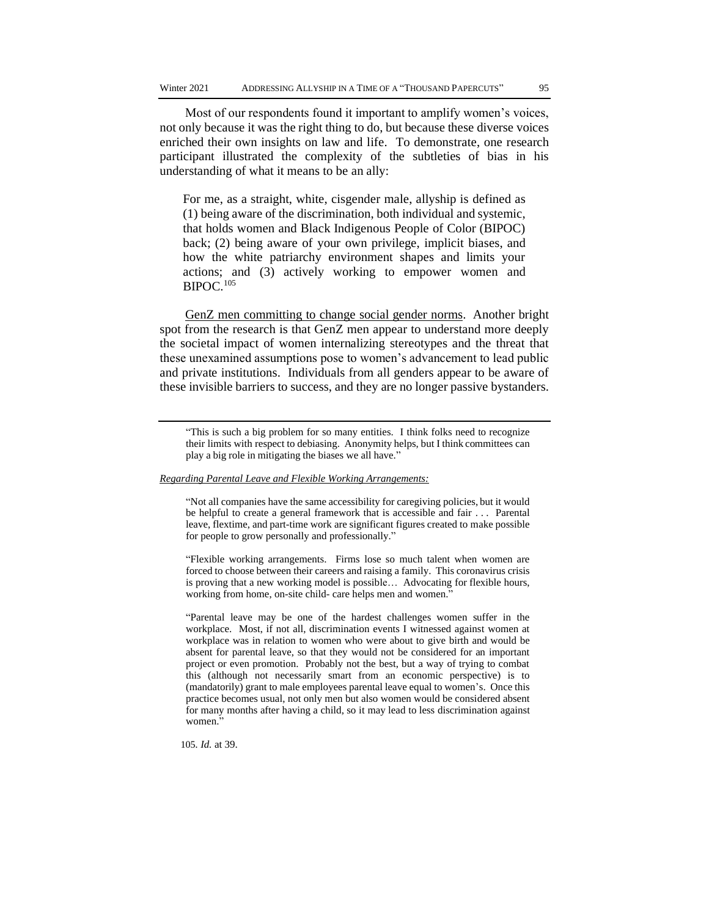Most of our respondents found it important to amplify women's voices, not only because it was the right thing to do, but because these diverse voices enriched their own insights on law and life. To demonstrate, one research participant illustrated the complexity of the subtleties of bias in his understanding of what it means to be an ally:

> For me, as a straight, white, cisgender male, allyship is defined as (1) being aware of the discrimination, both individual and systemic, that holds women and Black Indigenous People of Color (BIPOC) back; (2) being aware of your own privilege, implicit biases, and how the white patriarchy environment shapes and limits your actions; and (3) actively working to empower women and BIPOC.[105]

<u>GenZ men committing to change social gender norms</u>. Another bright spot from the research is that GenZ men appear to understand more deeply the societal impact of women internalizing stereotypes and the threat that these unexamined assumptions pose to women's advancement to lead public and private institutions. Individuals from all genders appear to be aware of these invisible barriers to success, and they are no longer passive bystanders.

---

> "This is such a big problem for so many entities. I think folks need to recognize their limits with respect to debiasing. Anonymity helps, but I think committees can play a big role in mitigating the biases we all have."

*<u>Regarding Parental Leave and Flexible Working Arrangements:</u>*

> "Not all companies have the same accessibility for caregiving policies, but it would be helpful to create a general framework that is accessible and fair . . . Parental leave, flextime, and part-time work are significant figures created to make possible for people to grow personally and professionally."

> "Flexible working arrangements. Firms lose so much talent when women are forced to choose between their careers and raising a family. This coronavirus crisis is proving that a new working model is possible… Advocating for flexible hours, working from home, on-site child- care helps men and women."

> "Parental leave may be one of the hardest challenges women suffer in the workplace. Most, if not all, discrimination events I witnessed against women at workplace was in relation to women who were about to give birth and would be absent for parental leave, so that they would not be considered for an important project or even promotion. Probably not the best, but a way of trying to combat this (although not necessarily smart from an economic perspective) is to (mandatorily) grant to male employees parental leave equal to women's. Once this practice becomes usual, not only men but also women would be considered absent for many months after having a child, so it may lead to less discrimination against women."

105. *Id.* at 39.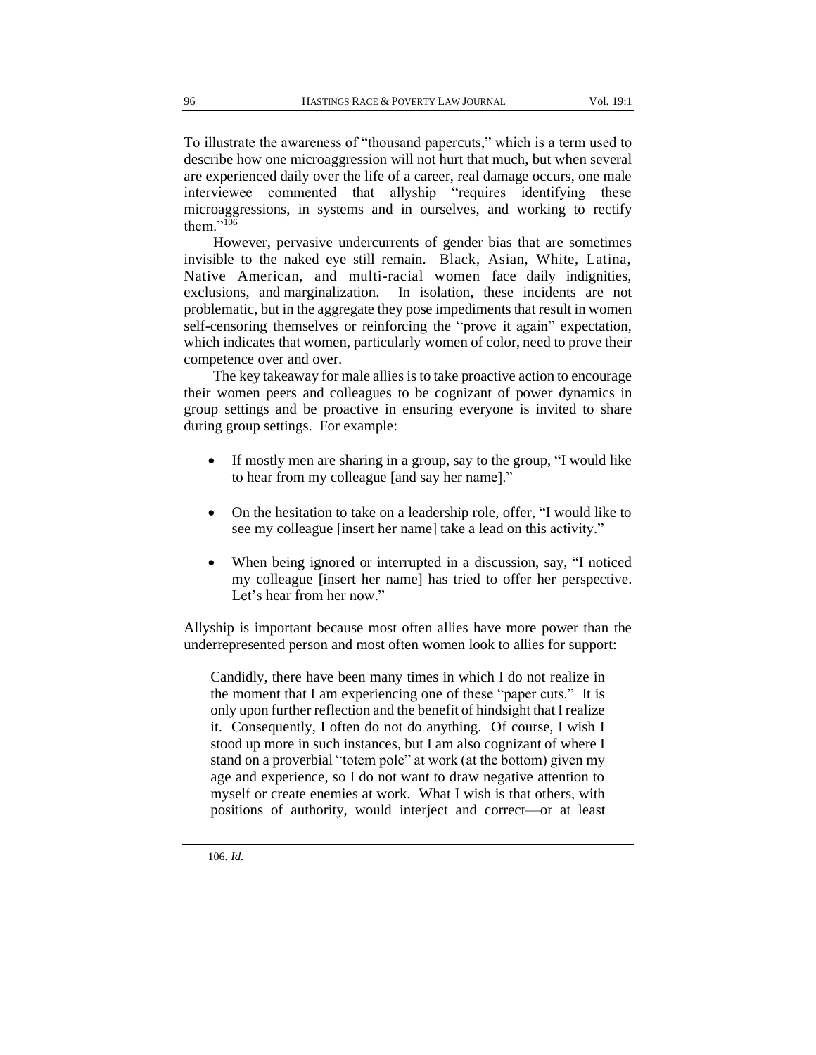To illustrate the awareness of "thousand papercuts," which is a term used to describe how one microaggression will not hurt that much, but when several are experienced daily over the life of a career, real damage occurs, one male interviewee commented that allyship "requires identifying these microaggressions, in systems and in ourselves, and working to rectify them."[106]

However, pervasive undercurrents of gender bias that are sometimes invisible to the naked eye still remain. Black, Asian, White, Latina, Native American, and multi-racial women face daily indignities, exclusions, and marginalization. In isolation, these incidents are not problematic, but in the aggregate they pose impediments that result in women self-censoring themselves or reinforcing the "prove it again" expectation, which indicates that women, particularly women of color, need to prove their competence over and over.

The key takeaway for male allies is to take proactive action to encourage their women peers and colleagues to be cognizant of power dynamics in group settings and be proactive in ensuring everyone is invited to share during group settings. For example:

- If mostly men are sharing in a group, say to the group, "I would like to hear from my colleague [and say her name]."
- On the hesitation to take on a leadership role, offer, "I would like to see my colleague [insert her name] take a lead on this activity."
- When being ignored or interrupted in a discussion, say, "I noticed my colleague [insert her name] has tried to offer her perspective. Let's hear from her now."

Allyship is important because most often allies have more power than the underrepresented person and most often women look to allies for support:

> Candidly, there have been many times in which I do not realize in the moment that I am experiencing one of these "paper cuts." It is only upon further reflection and the benefit of hindsight that I realize it. Consequently, I often do not do anything. Of course, I wish I stood up more in such instances, but I am also cognizant of where I stand on a proverbial "totem pole" at work (at the bottom) given my age and experience, so I do not want to draw negative attention to myself or create enemies at work. What I wish is that others, with positions of authority, would interject and correct—or at least

106. *Id.*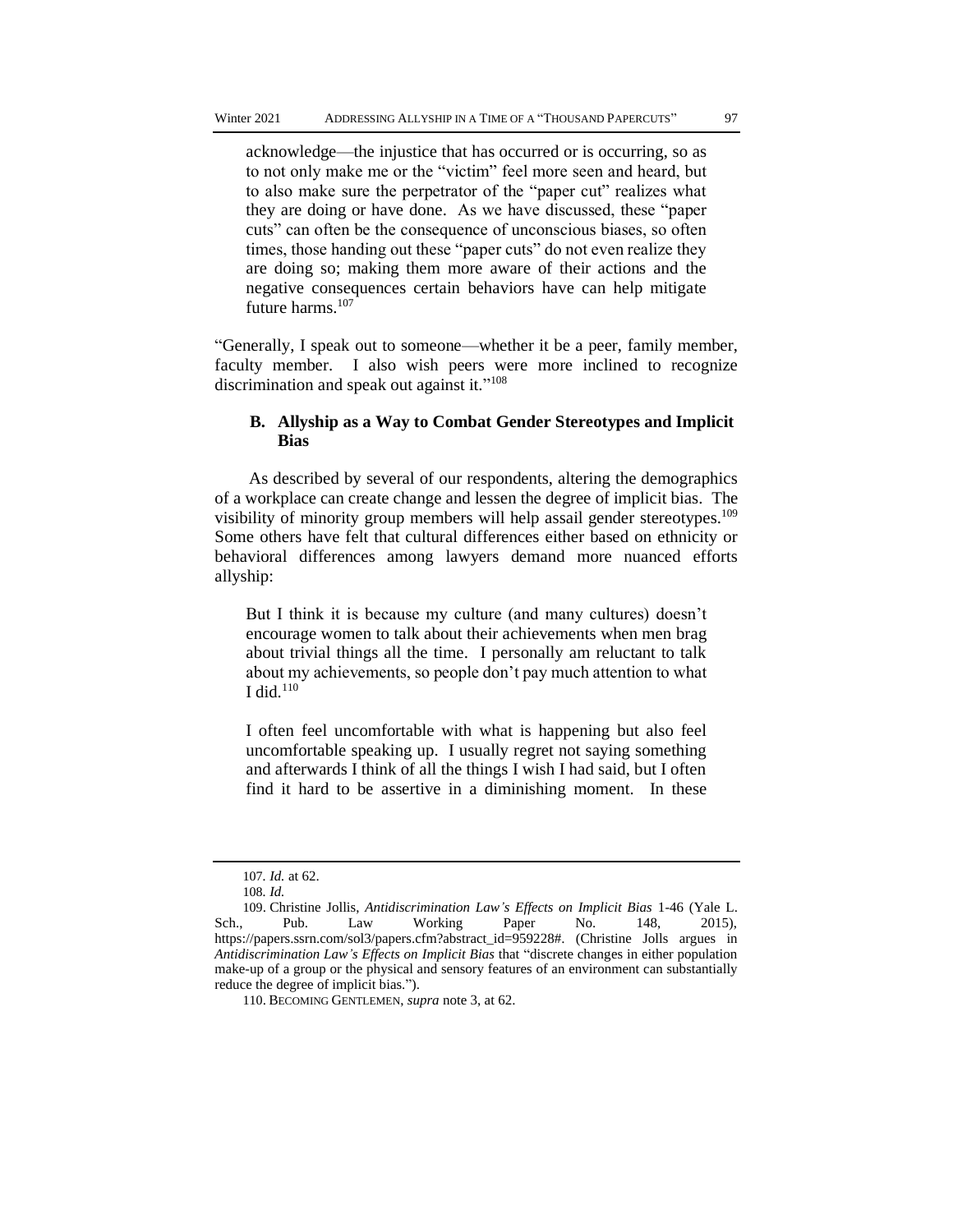> acknowledge—the injustice that has occurred or is occurring, so as to not only make me or the "victim" feel more seen and heard, but to also make sure the perpetrator of the "paper cut" realizes what they are doing or have done. As we have discussed, these "paper cuts" can often be the consequence of unconscious biases, so often times, those handing out these "paper cuts" do not even realize they are doing so; making them more aware of their actions and the negative consequences certain behaviors have can help mitigate future harms.[107]

"Generally, I speak out to someone—whether it be a peer, family member, faculty member. I also wish peers were more inclined to recognize discrimination and speak out against it."[108]

### B. Allyship as a Way to Combat Gender Stereotypes and Implicit Bias

As described by several of our respondents, altering the demographics of a workplace can create change and lessen the degree of implicit bias. The visibility of minority group members will help assail gender stereotypes.[109] Some others have felt that cultural differences either based on ethnicity or behavioral differences among lawyers demand more nuanced efforts allyship:

> But I think it is because my culture (and many cultures) doesn't encourage women to talk about their achievements when men brag about trivial things all the time. I personally am reluctant to talk about my achievements, so people don't pay much attention to what I did.[110]

> I often feel uncomfortable with what is happening but also feel uncomfortable speaking up. I usually regret not saying something and afterwards I think of all the things I wish I had said, but I often find it hard to be assertive in a diminishing moment. In these

---

107. *Id.* at 62.

108. *Id.*

109. Christine Jolls, *Antidiscrimination Law's Effects on Implicit Bias* 1-46 (Yale L. Sch., Pub. Law Working Paper No. 148, 2015), https://papers.ssrn.com/sol3/papers.cfm?abstract_id=959228#. (Christine Jolls argues in *Antidiscrimination Law's Effects on Implicit Bias* that "discrete changes in either population make-up of a group or the physical and sensory features of an environment can substantially reduce the degree of implicit bias.").

110. BECOMING GENTLEMEN, *supra* note 3, at 62.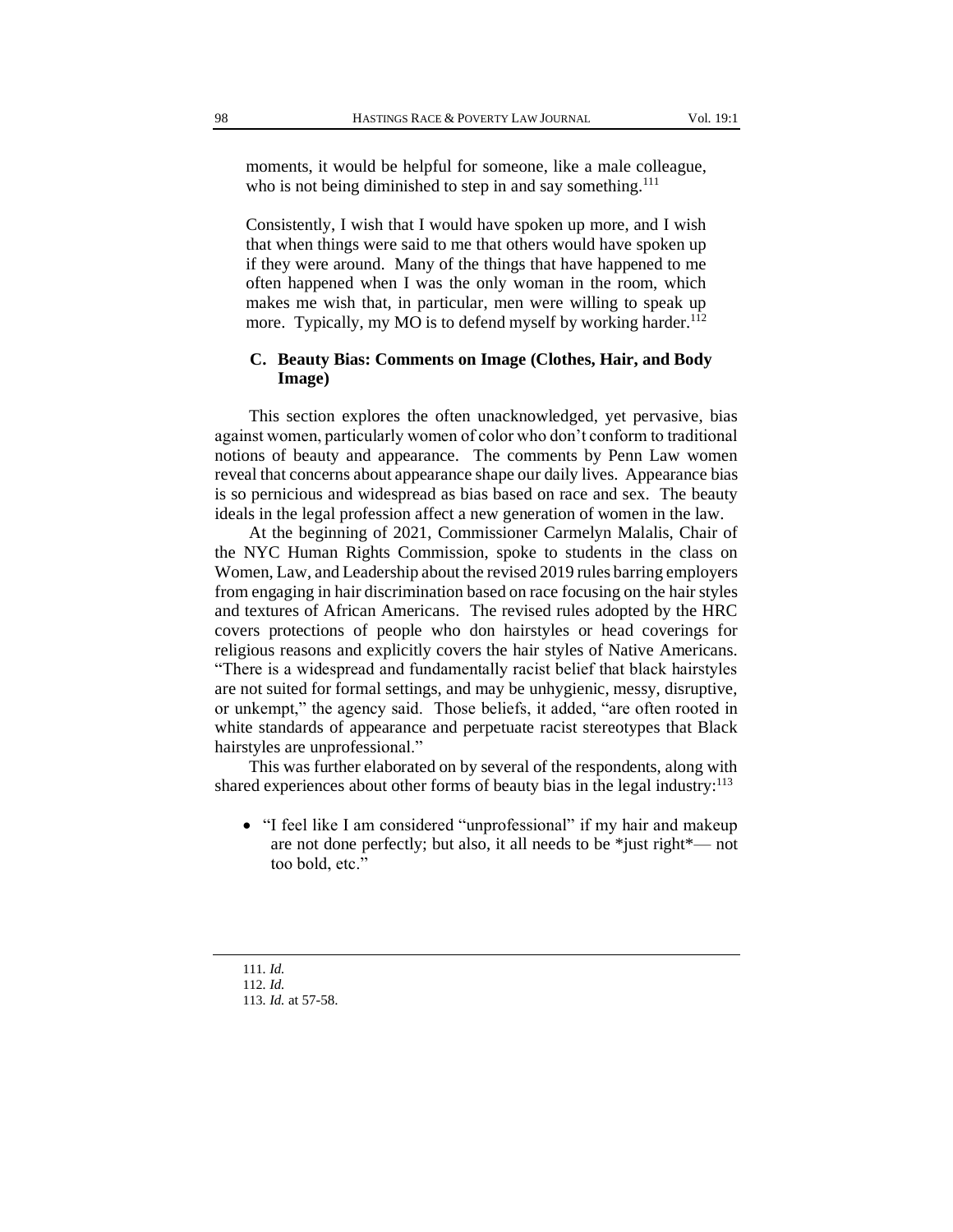moments, it would be helpful for someone, like a male colleague, who is not being diminished to step in and say something.[111]

Consistently, I wish that I would have spoken up more, and I wish that when things were said to me that others would have spoken up if they were around. Many of the things that have happened to me often happened when I was the only woman in the room, which makes me wish that, in particular, men were willing to speak up more. Typically, my MO is to defend myself by working harder.[112]

### C. Beauty Bias: Comments on Image (Clothes, Hair, and Body Image)

This section explores the often unacknowledged, yet pervasive, bias against women, particularly women of color who don't conform to traditional notions of beauty and appearance. The comments by Penn Law women reveal that concerns about appearance shape our daily lives. Appearance bias is so pernicious and widespread as bias based on race and sex. The beauty ideals in the legal profession affect a new generation of women in the law.

At the beginning of 2021, Commissioner Carmelyn Malalis, Chair of the NYC Human Rights Commission, spoke to students in the class on Women, Law, and Leadership about the revised 2019 rules barring employers from engaging in hair discrimination based on race focusing on the hair styles and textures of African Americans. The revised rules adopted by the HRC covers protections of people who don hairstyles or head coverings for religious reasons and explicitly covers the hair styles of Native Americans. "There is a widespread and fundamentally racist belief that black hairstyles are not suited for formal settings, and may be unhygienic, messy, disruptive, or unkempt," the agency said. Those beliefs, it added, "are often rooted in white standards of appearance and perpetuate racist stereotypes that Black hairstyles are unprofessional."

This was further elaborated on by several of the respondents, along with shared experiences about other forms of beauty bias in the legal industry:[113]

- "I feel like I am considered "unprofessional" if my hair and makeup are not done perfectly; but also, it all needs to be *just right*— not too bold, etc."

111. *Id.*
112. *Id.*
113. *Id.* at 57-58.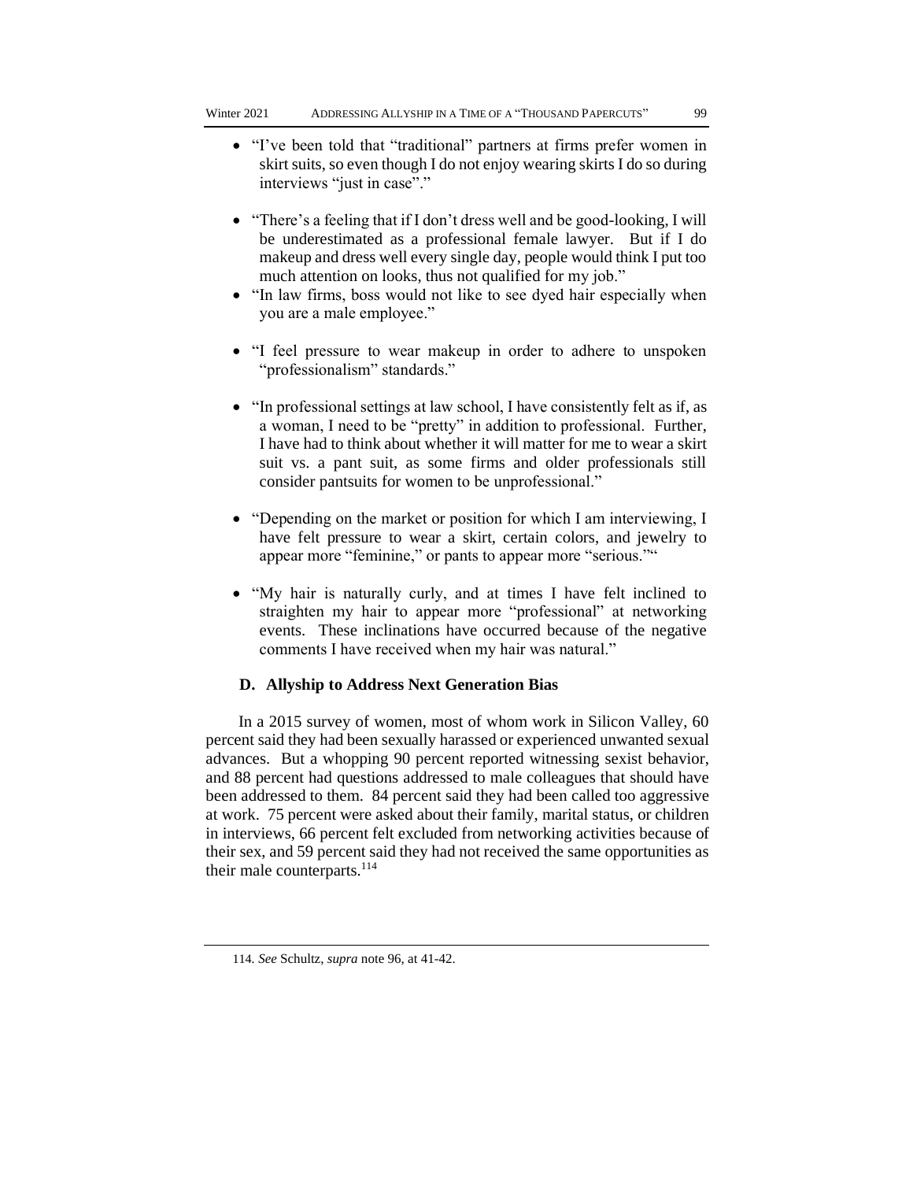- "I've been told that "traditional" partners at firms prefer women in skirt suits, so even though I do not enjoy wearing skirts I do so during interviews "just in case"."

- "There's a feeling that if I don't dress well and be good-looking, I will be underestimated as a professional female lawyer. But if I do makeup and dress well every single day, people would think I put too much attention on looks, thus not qualified for my job."
- "In law firms, boss would not like to see dyed hair especially when you are a male employee."

- "I feel pressure to wear makeup in order to adhere to unspoken "professionalism" standards."

- "In professional settings at law school, I have consistently felt as if, as a woman, I need to be "pretty" in addition to professional. Further, I have had to think about whether it will matter for me to wear a skirt suit vs. a pant suit, as some firms and older professionals still consider pantsuits for women to be unprofessional."

- "Depending on the market or position for which I am interviewing, I have felt pressure to wear a skirt, certain colors, and jewelry to appear more "feminine," or pants to appear more "serious.""

- "My hair is naturally curly, and at times I have felt inclined to straighten my hair to appear more "professional" at networking events. These inclinations have occurred because of the negative comments I have received when my hair was natural."

### D. Allyship to Address Next Generation Bias

In a 2015 survey of women, most of whom work in Silicon Valley, 60 percent said they had been sexually harassed or experienced unwanted sexual advances. But a whopping 90 percent reported witnessing sexist behavior, and 88 percent had questions addressed to male colleagues that should have been addressed to them. 84 percent said they had been called too aggressive at work. 75 percent were asked about their family, marital status, or children in interviews, 66 percent felt excluded from networking activities because of their sex, and 59 percent said they had not received the same opportunities as their male counterparts.[114]

---

114. *See* Schultz, *supra* note 96, at 41-42.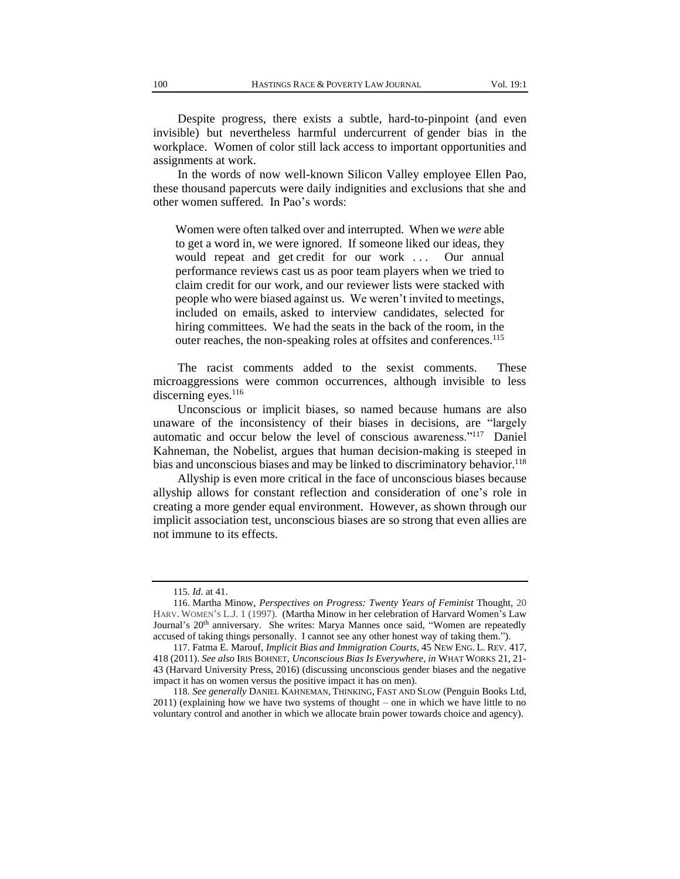Despite progress, there exists a subtle, hard-to-pinpoint (and even invisible) but nevertheless harmful undercurrent of gender bias in the workplace. Women of color still lack access to important opportunities and assignments at work.

In the words of now well-known Silicon Valley employee Ellen Pao, these thousand papercuts were daily indignities and exclusions that she and other women suffered. In Pao's words:

> Women were often talked over and interrupted. When we *were* able to get a word in, we were ignored. If someone liked our ideas, they would repeat and get credit for our work . . . Our annual performance reviews cast us as poor team players when we tried to claim credit for our work, and our reviewer lists were stacked with people who were biased against us. We weren't invited to meetings, included on emails, asked to interview candidates, selected for hiring committees. We had the seats in the back of the room, in the outer reaches, the non-speaking roles at offsites and conferences.[115]

The racist comments added to the sexist comments. These microaggressions were common occurrences, although invisible to less discerning eyes.[116]

Unconscious or implicit biases, so named because humans are also unaware of the inconsistency of their biases in decisions, are "largely automatic and occur below the level of conscious awareness."[117] Daniel Kahneman, the Nobelist, argues that human decision-making is steeped in bias and unconscious biases and may be linked to discriminatory behavior.[118]

Allyship is even more critical in the face of unconscious biases because allyship allows for constant reflection and consideration of one's role in creating a more gender equal environment. However, as shown through our implicit association test, unconscious biases are so strong that even allies are not immune to its effects.

---

115. *Id.* at 41.

116. Martha Minow, *Perspectives on Progress: Twenty Years of Feminist* Thought, 20 HARV. WOMEN'S L.J. 1 (1997). (Martha Minow in her celebration of Harvard Women's Law Journal's 20th anniversary. She writes: Marya Mannes once said, "Women are repeatedly accused of taking things personally. I cannot see any other honest way of taking them.").

117. Fatma E. Marouf, *Implicit Bias and Immigration Courts*, 45 NEW ENG. L. REV. 417, 418 (2011). *See also* IRIS BOHNET, *Unconscious Bias Is Everywhere*, *in* WHAT WORKS 21, 21-43 (Harvard University Press, 2016) (discussing unconscious gender biases and the negative impact it has on women versus the positive impact it has on men).

118. *See generally* DANIEL KAHNEMAN, THINKING, FAST AND SLOW (Penguin Books Ltd, 2011) (explaining how we have two systems of thought – one in which we have little to no voluntary control and another in which we allocate brain power towards choice and agency).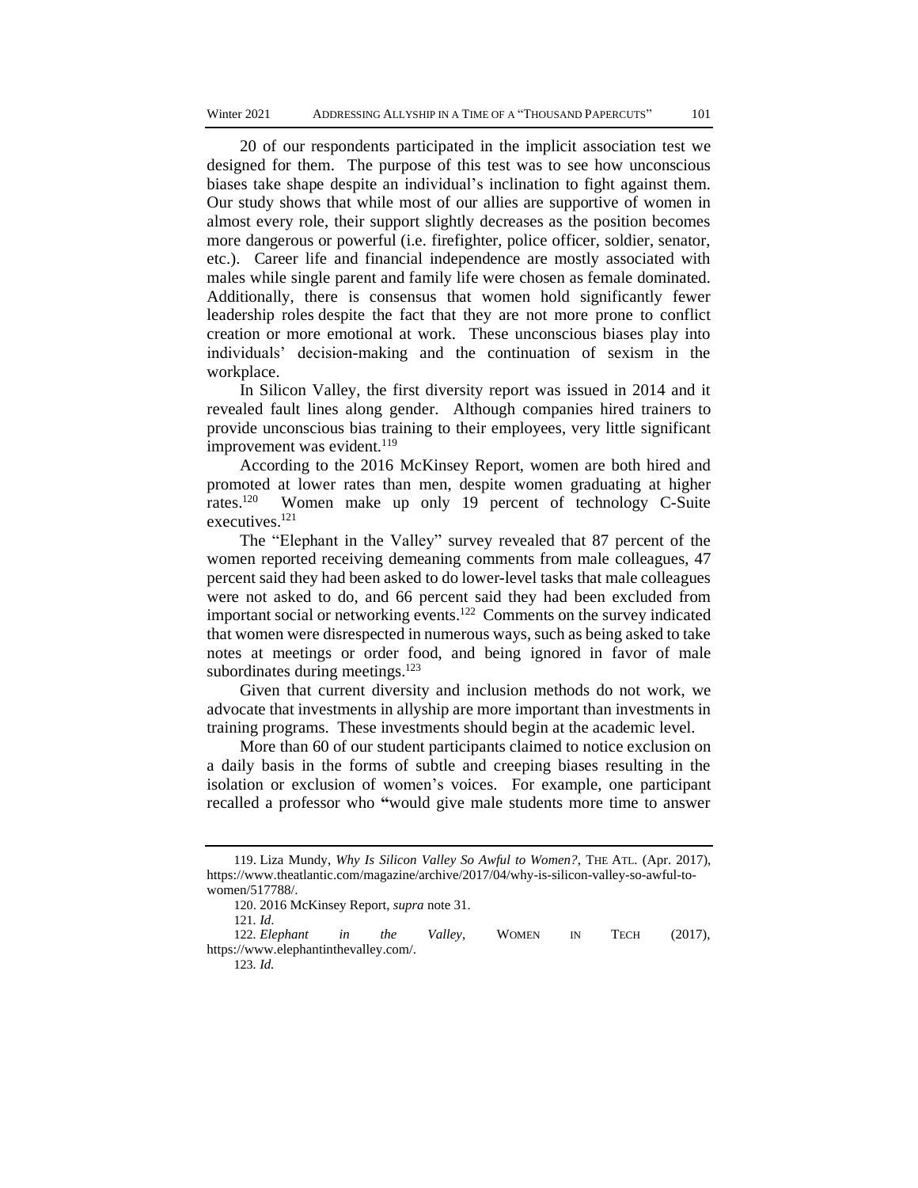20 of our respondents participated in the implicit association test we designed for them. The purpose of this test was to see how unconscious biases take shape despite an individual's inclination to fight against them. Our study shows that while most of our allies are supportive of women in almost every role, their support slightly decreases as the position becomes more dangerous or powerful (i.e. firefighter, police officer, soldier, senator, etc.). Career life and financial independence are mostly associated with males while single parent and family life were chosen as female dominated. Additionally, there is consensus that women hold significantly fewer leadership roles despite the fact that they are not more prone to conflict creation or more emotional at work. These unconscious biases play into individuals' decision-making and the continuation of sexism in the workplace.

In Silicon Valley, the first diversity report was issued in 2014 and it revealed fault lines along gender. Although companies hired trainers to provide unconscious bias training to their employees, very little significant improvement was evident.[119]

According to the 2016 McKinsey Report, women are both hired and promoted at lower rates than men, despite women graduating at higher rates.[120] Women make up only 19 percent of technology C-Suite executives.[121]

The "Elephant in the Valley" survey revealed that 87 percent of the women reported receiving demeaning comments from male colleagues, 47 percent said they had been asked to do lower-level tasks that male colleagues were not asked to do, and 66 percent said they had been excluded from important social or networking events.[122] Comments on the survey indicated that women were disrespected in numerous ways, such as being asked to take notes at meetings or order food, and being ignored in favor of male subordinates during meetings.[123]

Given that current diversity and inclusion methods do not work, we advocate that investments in allyship are more important than investments in training programs. These investments should begin at the academic level.

More than 60 of our student participants claimed to notice exclusion on a daily basis in the forms of subtle and creeping biases resulting in the isolation or exclusion of women's voices. For example, one participant recalled a professor who "would give male students more time to answer

---

119. Liza Mundy, *Why Is Silicon Valley So Awful to Women?*, THE ATL. (Apr. 2017), https://www.theatlantic.com/magazine/archive/2017/04/why-is-silicon-valley-so-awful-to-women/517788/.

120. 2016 McKinsey Report, *supra* note 31.

121. *Id.*

122. *Elephant in the Valley*, WOMEN IN TECH (2017), https://www.elephantinthevalley.com/.

123. *Id.*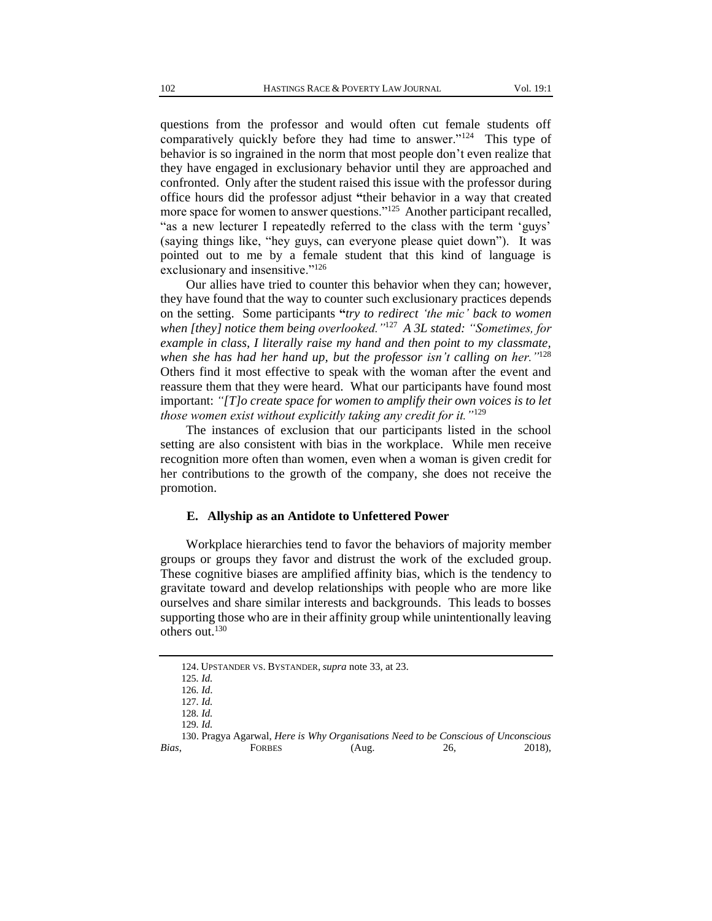questions from the professor and would often cut female students off comparatively quickly before they had time to answer."[124] This type of behavior is so ingrained in the norm that most people don't even realize that they have engaged in exclusionary behavior until they are approached and confronted. Only after the student raised this issue with the professor during office hours did the professor adjust "their behavior in a way that created more space for women to answer questions."[125] Another participant recalled, "as a new lecturer I repeatedly referred to the class with the term 'guys' (saying things like, "hey guys, can everyone please quiet down"). It was pointed out to me by a female student that this kind of language is exclusionary and insensitive."[126]

Our allies have tried to counter this behavior when they can; however, they have found that the way to counter such exclusionary practices depends on the setting. Some participants "*try to redirect 'the mic' back to women when [they] notice them being overlooked."*[127] *A 3L stated: "Sometimes, for example in class, I literally raise my hand and then point to my classmate, when she has had her hand up, but the professor isn't calling on her."*[128] Others find it most effective to speak with the woman after the event and reassure them that they were heard. What our participants have found most important: *"[T]o create space for women to amplify their own voices is to let those women exist without explicitly taking any credit for it."*[129]

The instances of exclusion that our participants listed in the school setting are also consistent with bias in the workplace. While men receive recognition more often than women, even when a woman is given credit for her contributions to the growth of the company, she does not receive the promotion.

### E. Allyship as an Antidote to Unfettered Power

Workplace hierarchies tend to favor the behaviors of majority member groups or groups they favor and distrust the work of the excluded group. These cognitive biases are amplified affinity bias, which is the tendency to gravitate toward and develop relationships with people who are more like ourselves and share similar interests and backgrounds. This leads to bosses supporting those who are in their affinity group while unintentionally leaving others out.[130]

---

124. UPSTANDER VS. BYSTANDER, *supra* note 33, at 23.

125. *Id.*

126. *Id*.

127. *Id.*

128. *Id.*

129. *Id.*

130. Pragya Agarwal, *Here is Why Organisations Need to be Conscious of Unconscious Bias*, FORBES (Aug. 26, 2018),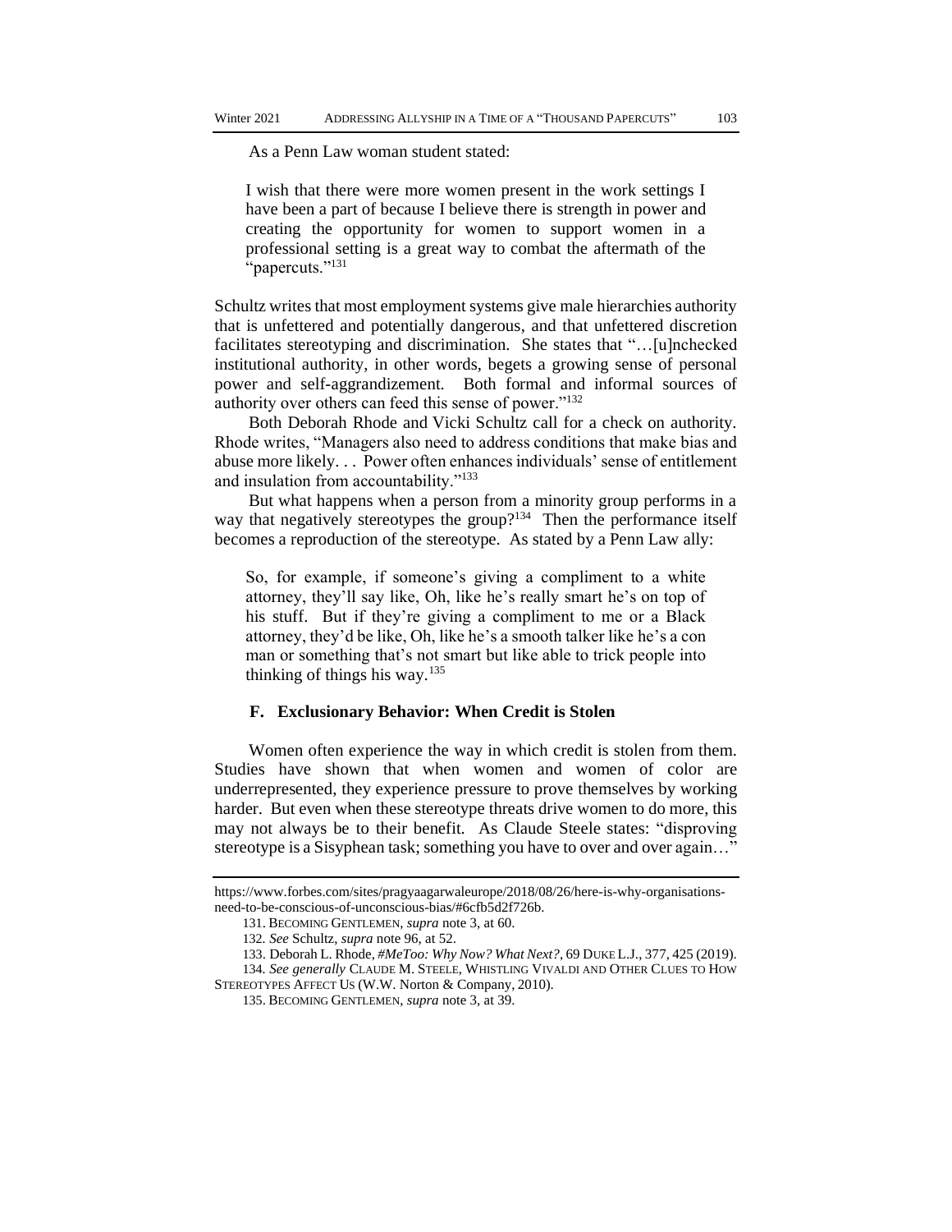As a Penn Law woman student stated:

> I wish that there were more women present in the work settings I have been a part of because I believe there is strength in power and creating the opportunity for women to support women in a professional setting is a great way to combat the aftermath of the "papercuts."[131]

Schultz writes that most employment systems give male hierarchies authority that is unfettered and potentially dangerous, and that unfettered discretion facilitates stereotyping and discrimination. She states that "…[u]nchecked institutional authority, in other words, begets a growing sense of personal power and self-aggrandizement. Both formal and informal sources of authority over others can feed this sense of power."[132]

Both Deborah Rhode and Vicki Schultz call for a check on authority. Rhode writes, "Managers also need to address conditions that make bias and abuse more likely. . . Power often enhances individuals' sense of entitlement and insulation from accountability."[133]

But what happens when a person from a minority group performs in a way that negatively stereotypes the group?[134] Then the performance itself becomes a reproduction of the stereotype. As stated by a Penn Law ally:

> So, for example, if someone's giving a compliment to a white attorney, they'll say like, Oh, like he's really smart he's on top of his stuff. But if they're giving a compliment to me or a Black attorney, they'd be like, Oh, like he's a smooth talker like he's a con man or something that's not smart but like able to trick people into thinking of things his way.[135]

### F. Exclusionary Behavior: When Credit is Stolen

Women often experience the way in which credit is stolen from them. Studies have shown that when women and women of color are underrepresented, they experience pressure to prove themselves by working harder. But even when these stereotype threats drive women to do more, this may not always be to their benefit. As Claude Steele states: "disproving stereotype is a Sisyphean task; something you have to over and over again…"

---

https://www.forbes.com/sites/pragyaagarwaleurope/2018/08/26/here-is-why-organisations-need-to-be-conscious-of-unconscious-bias/#6cfb5d2f726b.

131. BECOMING GENTLEMEN, *supra* note 3, at 60.

132. *See* Schultz, *supra* note 96, at 52.

133. Deborah L. Rhode, *#MeToo: Why Now? What Next?*, 69 DUKE L.J., 377, 425 (2019).

134. *See generally* CLAUDE M. STEELE, WHISTLING VIVALDI AND OTHER CLUES TO HOW STEREOTYPES AFFECT US (W.W. Norton & Company, 2010).

135. BECOMING GENTLEMEN, *supra* note 3, at 39.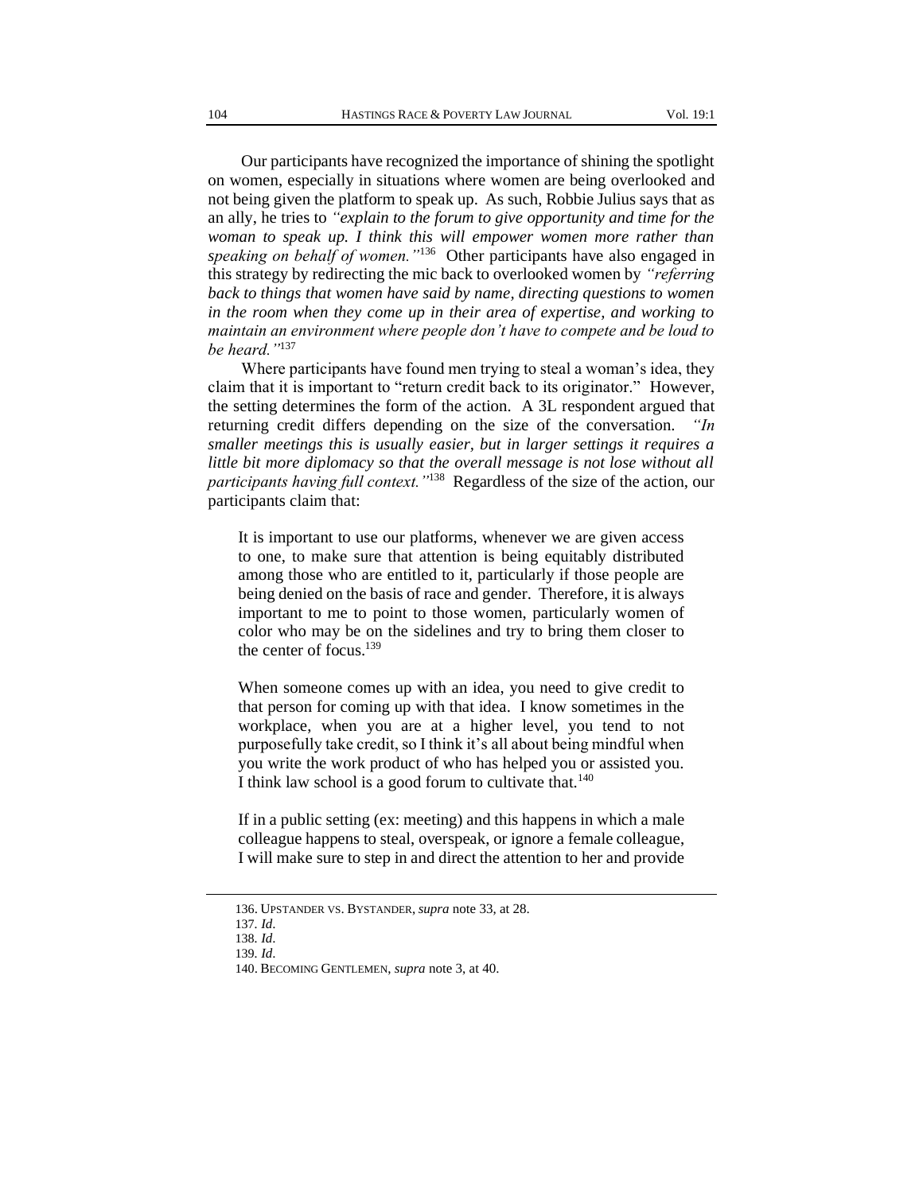Our participants have recognized the importance of shining the spotlight on women, especially in situations where women are being overlooked and not being given the platform to speak up. As such, Robbie Julius says that as an ally, he tries to *"explain to the forum to give opportunity and time for the woman to speak up. I think this will empower women more rather than speaking on behalf of women."*[136] Other participants have also engaged in this strategy by redirecting the mic back to overlooked women by *"referring back to things that women have said by name, directing questions to women in the room when they come up in their area of expertise, and working to maintain an environment where people don't have to compete and be loud to be heard."*[137]

Where participants have found men trying to steal a woman's idea, they claim that it is important to "return credit back to its originator." However, the setting determines the form of the action. A 3L respondent argued that returning credit differs depending on the size of the conversation. *"In smaller meetings this is usually easier, but in larger settings it requires a little bit more diplomacy so that the overall message is not lose without all participants having full context."*[138] Regardless of the size of the action, our participants claim that:

> It is important to use our platforms, whenever we are given access to one, to make sure that attention is being equitably distributed among those who are entitled to it, particularly if those people are being denied on the basis of race and gender. Therefore, it is always important to me to point to those women, particularly women of color who may be on the sidelines and try to bring them closer to the center of focus.[139]

> When someone comes up with an idea, you need to give credit to that person for coming up with that idea. I know sometimes in the workplace, when you are at a higher level, you tend to not purposefully take credit, so I think it's all about being mindful when you write the work product of who has helped you or assisted you. I think law school is a good forum to cultivate that.[140]

> If in a public setting (ex: meeting) and this happens in which a male colleague happens to steal, overspeak, or ignore a female colleague, I will make sure to step in and direct the attention to her and provide

---

136. UPSTANDER VS. BYSTANDER, *supra* note 33, at 28.

137. *Id*.

138. *Id*.

139. *Id*.

140. BECOMING GENTLEMEN, *supra* note 3, at 40.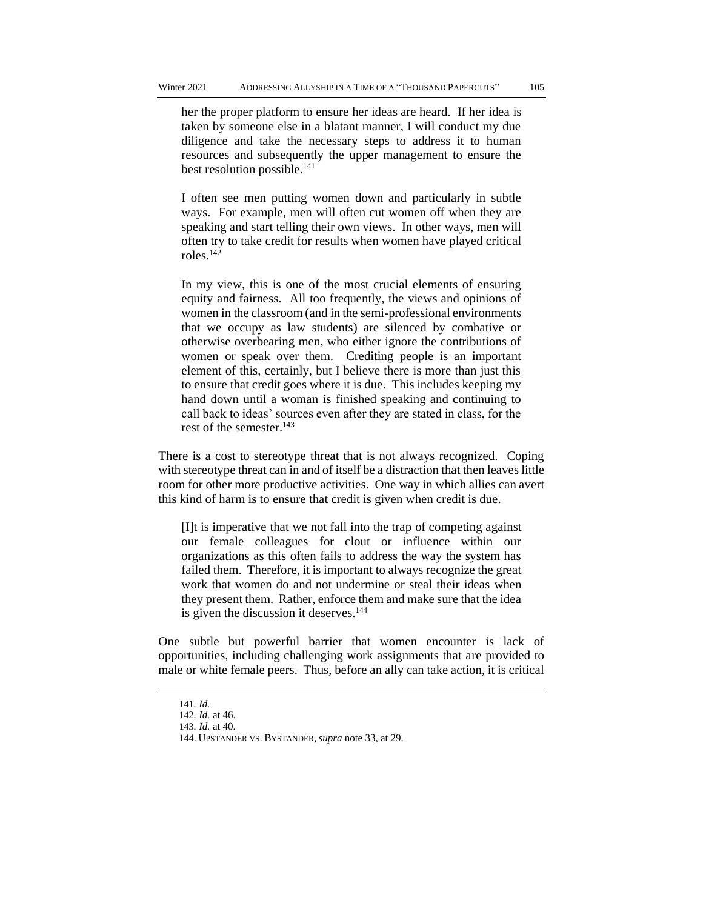> her the proper platform to ensure her ideas are heard. If her idea is taken by someone else in a blatant manner, I will conduct my due diligence and take the necessary steps to address it to human resources and subsequently the upper management to ensure the best resolution possible.[141]

> I often see men putting women down and particularly in subtle ways. For example, men will often cut women off when they are speaking and start telling their own views. In other ways, men will often try to take credit for results when women have played critical roles.[142]

> In my view, this is one of the most crucial elements of ensuring equity and fairness. All too frequently, the views and opinions of women in the classroom (and in the semi-professional environments that we occupy as law students) are silenced by combative or otherwise overbearing men, who either ignore the contributions of women or speak over them. Crediting people is an important element of this, certainly, but I believe there is more than just this to ensure that credit goes where it is due. This includes keeping my hand down until a woman is finished speaking and continuing to call back to ideas' sources even after they are stated in class, for the rest of the semester.[143]

There is a cost to stereotype threat that is not always recognized. Coping with stereotype threat can in and of itself be a distraction that then leaves little room for other more productive activities. One way in which allies can avert this kind of harm is to ensure that credit is given when credit is due.

> [I]t is imperative that we not fall into the trap of competing against our female colleagues for clout or influence within our organizations as this often fails to address the way the system has failed them. Therefore, it is important to always recognize the great work that women do and not undermine or steal their ideas when they present them. Rather, enforce them and make sure that the idea is given the discussion it deserves.[144]

One subtle but powerful barrier that women encounter is lack of opportunities, including challenging work assignments that are provided to male or white female peers. Thus, before an ally can take action, it is critical

---

141. *Id.*

142. *Id.* at 46.

143. *Id.* at 40.

144. UPSTANDER VS. BYSTANDER, *supra* note 33, at 29.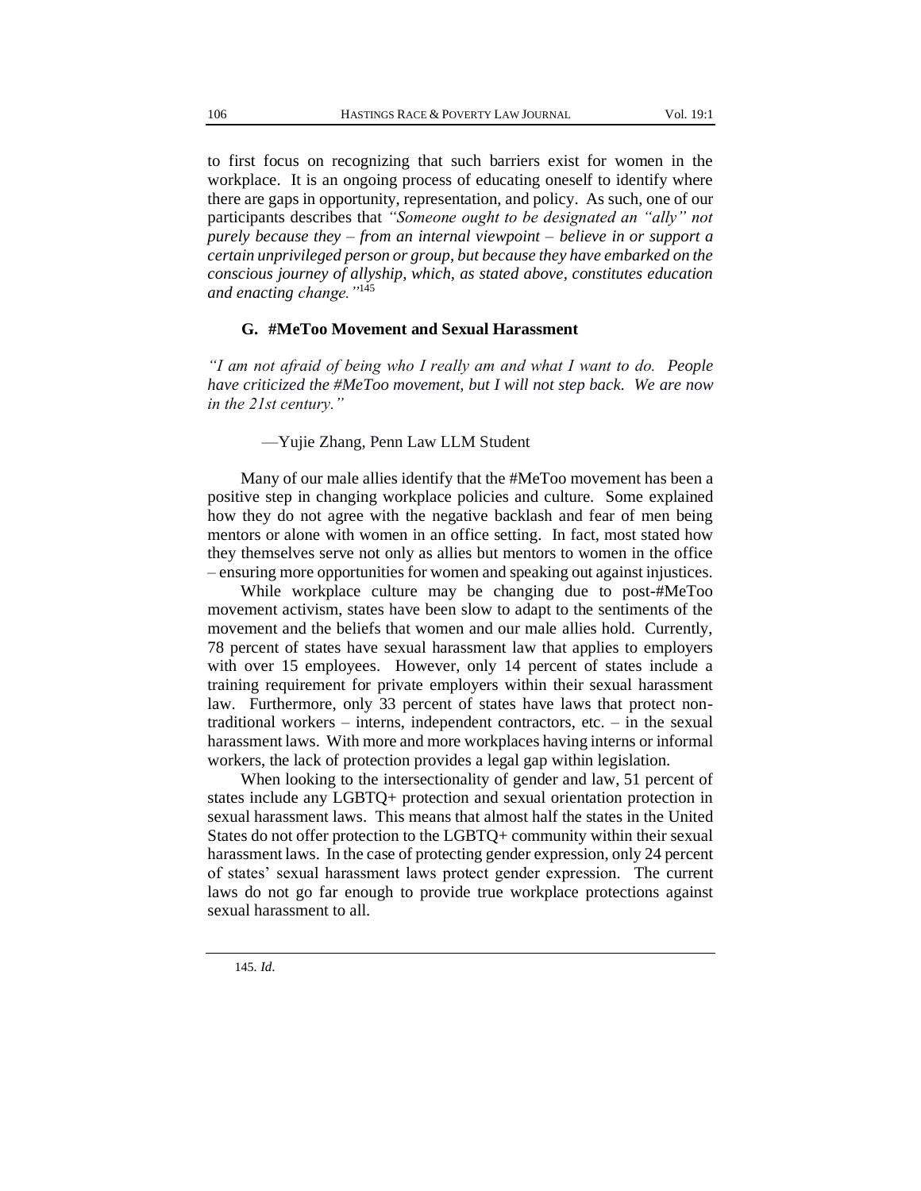to first focus on recognizing that such barriers exist for women in the workplace. It is an ongoing process of educating oneself to identify where there are gaps in opportunity, representation, and policy. As such, one of our participants describes that *"Someone ought to be designated an "ally" not purely because they – from an internal viewpoint – believe in or support a certain unprivileged person or group, but because they have embarked on the conscious journey of allyship, which, as stated above, constitutes education and enacting change."*[145]

### G. #MeToo Movement and Sexual Harassment

*"I am not afraid of being who I really am and what I want to do. People have criticized the #MeToo movement, but I will not step back. We are now in the 21st century."*

—Yujie Zhang, Penn Law LLM Student

Many of our male allies identify that the #MeToo movement has been a positive step in changing workplace policies and culture. Some explained how they do not agree with the negative backlash and fear of men being mentors or alone with women in an office setting. In fact, most stated how they themselves serve not only as allies but mentors to women in the office – ensuring more opportunities for women and speaking out against injustices.

While workplace culture may be changing due to post-#MeToo movement activism, states have been slow to adapt to the sentiments of the movement and the beliefs that women and our male allies hold. Currently, 78 percent of states have sexual harassment law that applies to employers with over 15 employees. However, only 14 percent of states include a training requirement for private employers within their sexual harassment law. Furthermore, only 33 percent of states have laws that protect non-traditional workers – interns, independent contractors, etc. – in the sexual harassment laws. With more and more workplaces having interns or informal workers, the lack of protection provides a legal gap within legislation.

When looking to the intersectionality of gender and law, 51 percent of states include any LGBTQ+ protection and sexual orientation protection in sexual harassment laws. This means that almost half the states in the United States do not offer protection to the LGBTQ+ community within their sexual harassment laws. In the case of protecting gender expression, only 24 percent of states' sexual harassment laws protect gender expression. The current laws do not go far enough to provide true workplace protections against sexual harassment to all.

---

145. *Id*.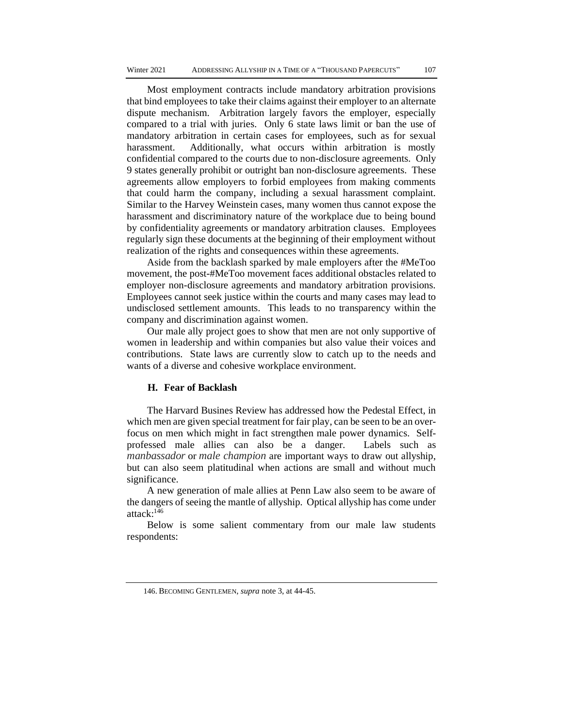Most employment contracts include mandatory arbitration provisions that bind employees to take their claims against their employer to an alternate dispute mechanism. Arbitration largely favors the employer, especially compared to a trial with juries. Only 6 state laws limit or ban the use of mandatory arbitration in certain cases for employees, such as for sexual harassment. Additionally, what occurs within arbitration is mostly confidential compared to the courts due to non-disclosure agreements. Only 9 states generally prohibit or outright ban non-disclosure agreements. These agreements allow employers to forbid employees from making comments that could harm the company, including a sexual harassment complaint. Similar to the Harvey Weinstein cases, many women thus cannot expose the harassment and discriminatory nature of the workplace due to being bound by confidentiality agreements or mandatory arbitration clauses. Employees regularly sign these documents at the beginning of their employment without realization of the rights and consequences within these agreements.

Aside from the backlash sparked by male employers after the #MeToo movement, the post-#MeToo movement faces additional obstacles related to employer non-disclosure agreements and mandatory arbitration provisions. Employees cannot seek justice within the courts and many cases may lead to undisclosed settlement amounts. This leads to no transparency within the company and discrimination against women.

Our male ally project goes to show that men are not only supportive of women in leadership and within companies but also value their voices and contributions. State laws are currently slow to catch up to the needs and wants of a diverse and cohesive workplace environment.

### H. Fear of Backlash

The Harvard Busines Review has addressed how the Pedestal Effect, in which men are given special treatment for fair play, can be seen to be an over-focus on men which might in fact strengthen male power dynamics. Self-professed male allies can also be a danger. Labels such as *manbassador* or *male champion* are important ways to draw out allyship, but can also seem platitudinal when actions are small and without much significance.

A new generation of male allies at Penn Law also seem to be aware of the dangers of seeing the mantle of allyship. Optical allyship has come under attack:[146]

Below is some salient commentary from our male law students respondents:

146. BECOMING GENTLEMEN, *supra* note 3, at 44-45.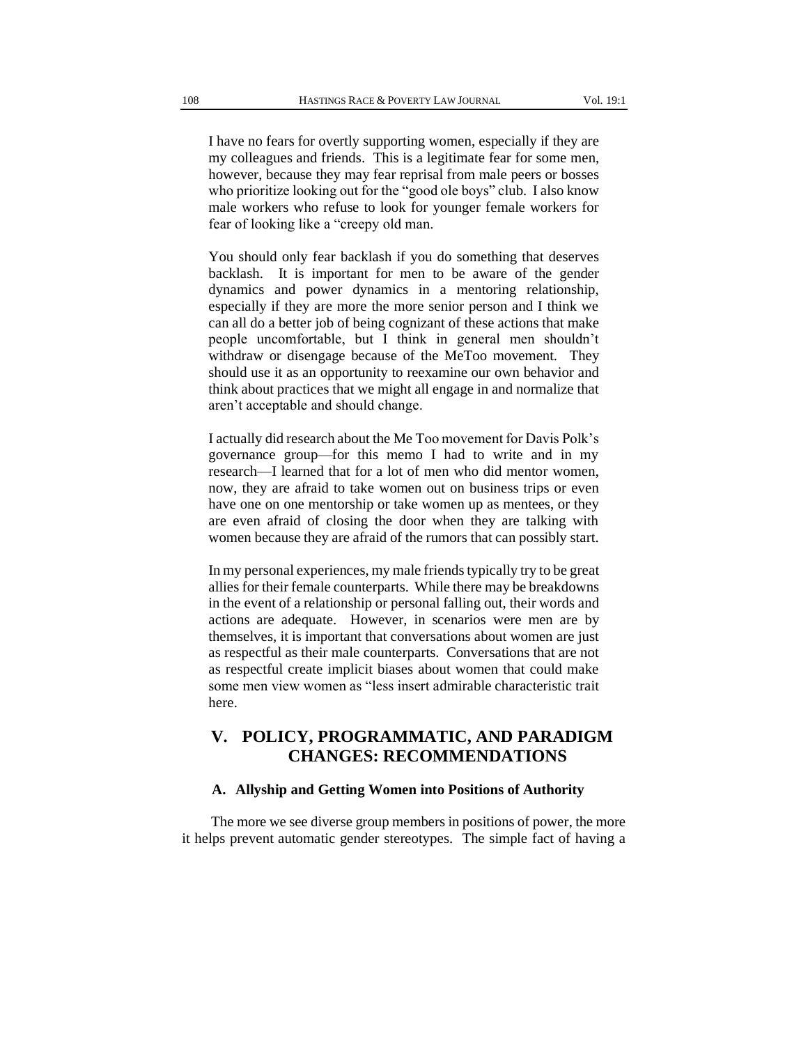I have no fears for overtly supporting women, especially if they are my colleagues and friends. This is a legitimate fear for some men, however, because they may fear reprisal from male peers or bosses who prioritize looking out for the "good ole boys" club. I also know male workers who refuse to look for younger female workers for fear of looking like a "creepy old man.

You should only fear backlash if you do something that deserves backlash. It is important for men to be aware of the gender dynamics and power dynamics in a mentoring relationship, especially if they are more the more senior person and I think we can all do a better job of being cognizant of these actions that make people uncomfortable, but I think in general men shouldn't withdraw or disengage because of the MeToo movement. They should use it as an opportunity to reexamine our own behavior and think about practices that we might all engage in and normalize that aren't acceptable and should change.

I actually did research about the Me Too movement for Davis Polk's governance group—for this memo I had to write and in my research—I learned that for a lot of men who did mentor women, now, they are afraid to take women out on business trips or even have one on one mentorship or take women up as mentees, or they are even afraid of closing the door when they are talking with women because they are afraid of the rumors that can possibly start.

In my personal experiences, my male friends typically try to be great allies for their female counterparts. While there may be breakdowns in the event of a relationship or personal falling out, their words and actions are adequate. However, in scenarios were men are by themselves, it is important that conversations about women are just as respectful as their male counterparts. Conversations that are not as respectful create implicit biases about women that could make some men view women as "less insert admirable characteristic trait here.

## V. POLICY, PROGRAMMATIC, AND PARADIGM CHANGES: RECOMMENDATIONS

### A. Allyship and Getting Women into Positions of Authority

The more we see diverse group members in positions of power, the more it helps prevent automatic gender stereotypes. The simple fact of having a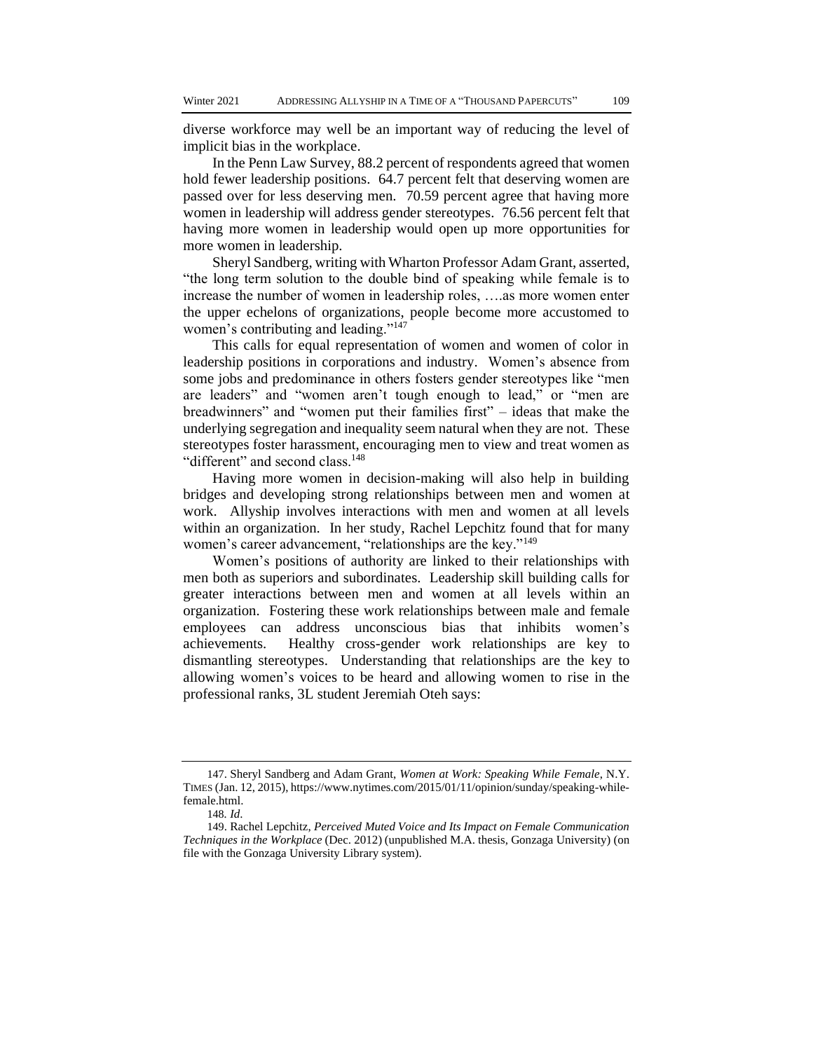diverse workforce may well be an important way of reducing the level of implicit bias in the workplace.

In the Penn Law Survey, 88.2 percent of respondents agreed that women hold fewer leadership positions. 64.7 percent felt that deserving women are passed over for less deserving men. 70.59 percent agree that having more women in leadership will address gender stereotypes. 76.56 percent felt that having more women in leadership would open up more opportunities for more women in leadership.

Sheryl Sandberg, writing with Wharton Professor Adam Grant, asserted, "the long term solution to the double bind of speaking while female is to increase the number of women in leadership roles, ….as more women enter the upper echelons of organizations, people become more accustomed to women's contributing and leading."[147]

This calls for equal representation of women and women of color in leadership positions in corporations and industry. Women's absence from some jobs and predominance in others fosters gender stereotypes like "men are leaders" and "women aren't tough enough to lead," or "men are breadwinners" and "women put their families first" – ideas that make the underlying segregation and inequality seem natural when they are not. These stereotypes foster harassment, encouraging men to view and treat women as "different" and second class.[148]

Having more women in decision-making will also help in building bridges and developing strong relationships between men and women at work. Allyship involves interactions with men and women at all levels within an organization. In her study, Rachel Lepchitz found that for many women's career advancement, "relationships are the key."[149]

Women's positions of authority are linked to their relationships with men both as superiors and subordinates. Leadership skill building calls for greater interactions between men and women at all levels within an organization. Fostering these work relationships between male and female employees can address unconscious bias that inhibits women's achievements. Healthy cross-gender work relationships are key to dismantling stereotypes. Understanding that relationships are the key to allowing women's voices to be heard and allowing women to rise in the professional ranks, 3L student Jeremiah Oteh says:

---

147. Sheryl Sandberg and Adam Grant, *Women at Work: Speaking While Female*, N.Y. TIMES (Jan. 12, 2015), https://www.nytimes.com/2015/01/11/opinion/sunday/speaking-while-female.html.

148. *Id*.

149. Rachel Lepchitz, *Perceived Muted Voice and Its Impact on Female Communication Techniques in the Workplace* (Dec. 2012) (unpublished M.A. thesis, Gonzaga University) (on file with the Gonzaga University Library system).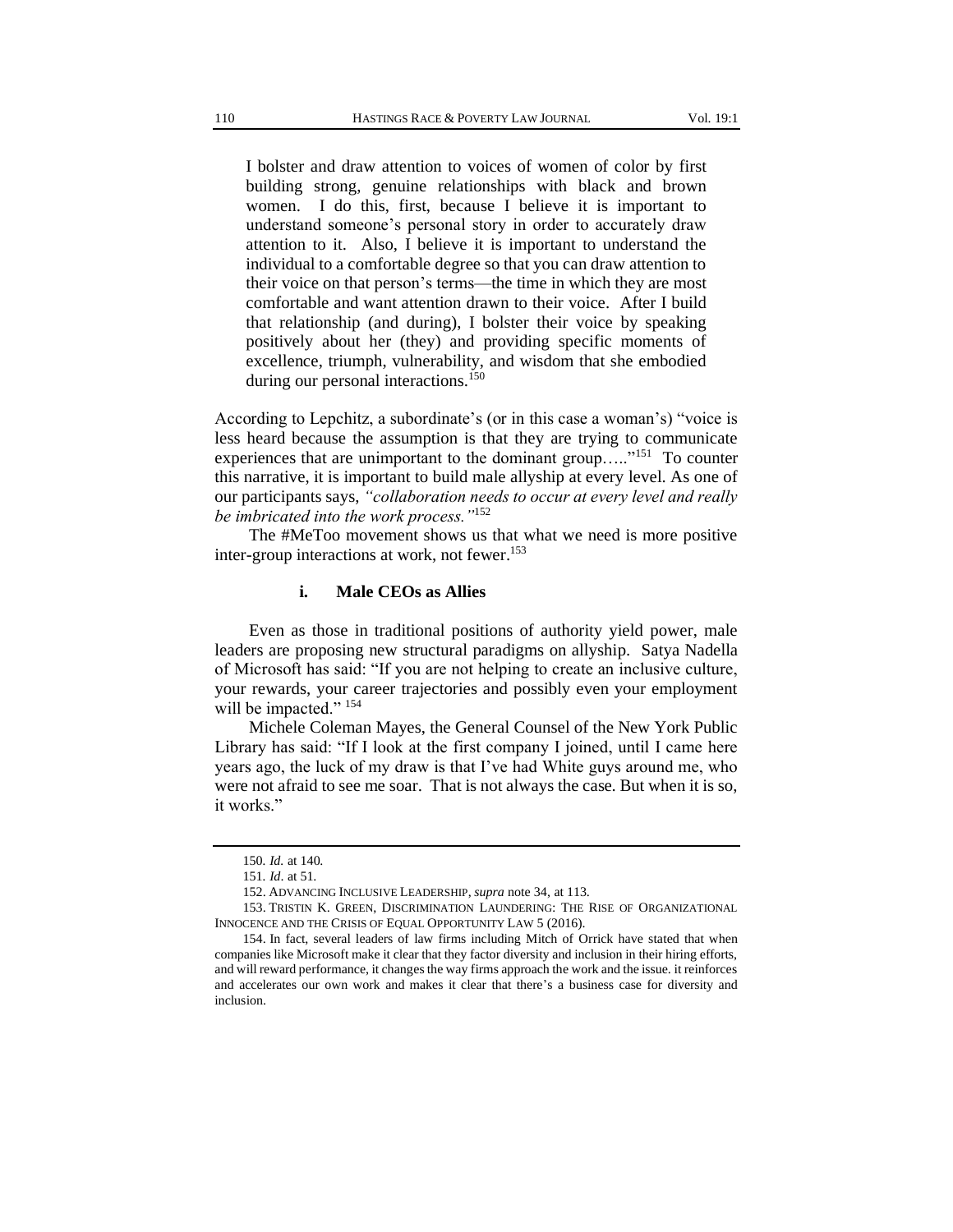> I bolster and draw attention to voices of women of color by first building strong, genuine relationships with black and brown women. I do this, first, because I believe it is important to understand someone's personal story in order to accurately draw attention to it. Also, I believe it is important to understand the individual to a comfortable degree so that you can draw attention to their voice on that person's terms—the time in which they are most comfortable and want attention drawn to their voice. After I build that relationship (and during), I bolster their voice by speaking positively about her (they) and providing specific moments of excellence, triumph, vulnerability, and wisdom that she embodied during our personal interactions.[150]

According to Lepchitz, a subordinate's (or in this case a woman's) "voice is less heard because the assumption is that they are trying to communicate experiences that are unimportant to the dominant group….."[151] To counter this narrative, it is important to build male allyship at every level. As one of our participants says, *"collaboration needs to occur at every level and really be imbricated into the work process."*[152]

The #MeToo movement shows us that what we need is more positive inter-group interactions at work, not fewer.[153]

#### i. Male CEOs as Allies

Even as those in traditional positions of authority yield power, male leaders are proposing new structural paradigms on allyship. Satya Nadella of Microsoft has said: "If you are not helping to create an inclusive culture, your rewards, your career trajectories and possibly even your employment will be impacted." [154]

Michele Coleman Mayes, the General Counsel of the New York Public Library has said: "If I look at the first company I joined, until I came here years ago, the luck of my draw is that I've had White guys around me, who were not afraid to see me soar. That is not always the case. But when it is so, it works."

---

150. *Id.* at 140.

151. *Id*. at 51.

152. ADVANCING INCLUSIVE LEADERSHIP, *supra* note 34, at 113.

153. TRISTIN K. GREEN, DISCRIMINATION LAUNDERING: THE RISE OF ORGANIZATIONAL INNOCENCE AND THE CRISIS OF EQUAL OPPORTUNITY LAW 5 (2016).

154. In fact, several leaders of law firms including Mitch of Orrick have stated that when companies like Microsoft make it clear that they factor diversity and inclusion in their hiring efforts, and will reward performance, it changes the way firms approach the work and the issue. it reinforces and accelerates our own work and makes it clear that there's a business case for diversity and inclusion.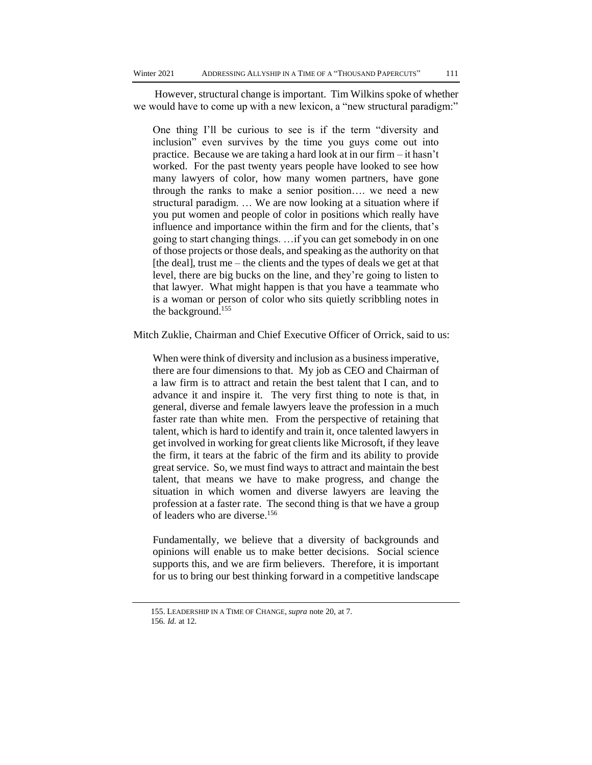However, structural change is important. Tim Wilkins spoke of whether we would have to come up with a new lexicon, a "new structural paradigm:"

> One thing I'll be curious to see is if the term "diversity and inclusion" even survives by the time you guys come out into practice. Because we are taking a hard look at in our firm – it hasn't worked. For the past twenty years people have looked to see how many lawyers of color, how many women partners, have gone through the ranks to make a senior position…. we need a new structural paradigm. … We are now looking at a situation where if you put women and people of color in positions which really have influence and importance within the firm and for the clients, that's going to start changing things. …if you can get somebody in on one of those projects or those deals, and speaking as the authority on that [the deal], trust me – the clients and the types of deals we get at that level, there are big bucks on the line, and they're going to listen to that lawyer. What might happen is that you have a teammate who is a woman or person of color who sits quietly scribbling notes in the background.[155]

Mitch Zuklie, Chairman and Chief Executive Officer of Orrick, said to us:

> When were think of diversity and inclusion as a business imperative, there are four dimensions to that. My job as CEO and Chairman of a law firm is to attract and retain the best talent that I can, and to advance it and inspire it. The very first thing to note is that, in general, diverse and female lawyers leave the profession in a much faster rate than white men. From the perspective of retaining that talent, which is hard to identify and train it, once talented lawyers in get involved in working for great clients like Microsoft, if they leave the firm, it tears at the fabric of the firm and its ability to provide great service. So, we must find ways to attract and maintain the best talent, that means we have to make progress, and change the situation in which women and diverse lawyers are leaving the profession at a faster rate. The second thing is that we have a group of leaders who are diverse.[156]
>
> Fundamentally, we believe that a diversity of backgrounds and opinions will enable us to make better decisions. Social science supports this, and we are firm believers. Therefore, it is important for us to bring our best thinking forward in a competitive landscape

155. LEADERSHIP IN A TIME OF CHANGE, *supra* note 20, at 7.

156. *Id.* at 12.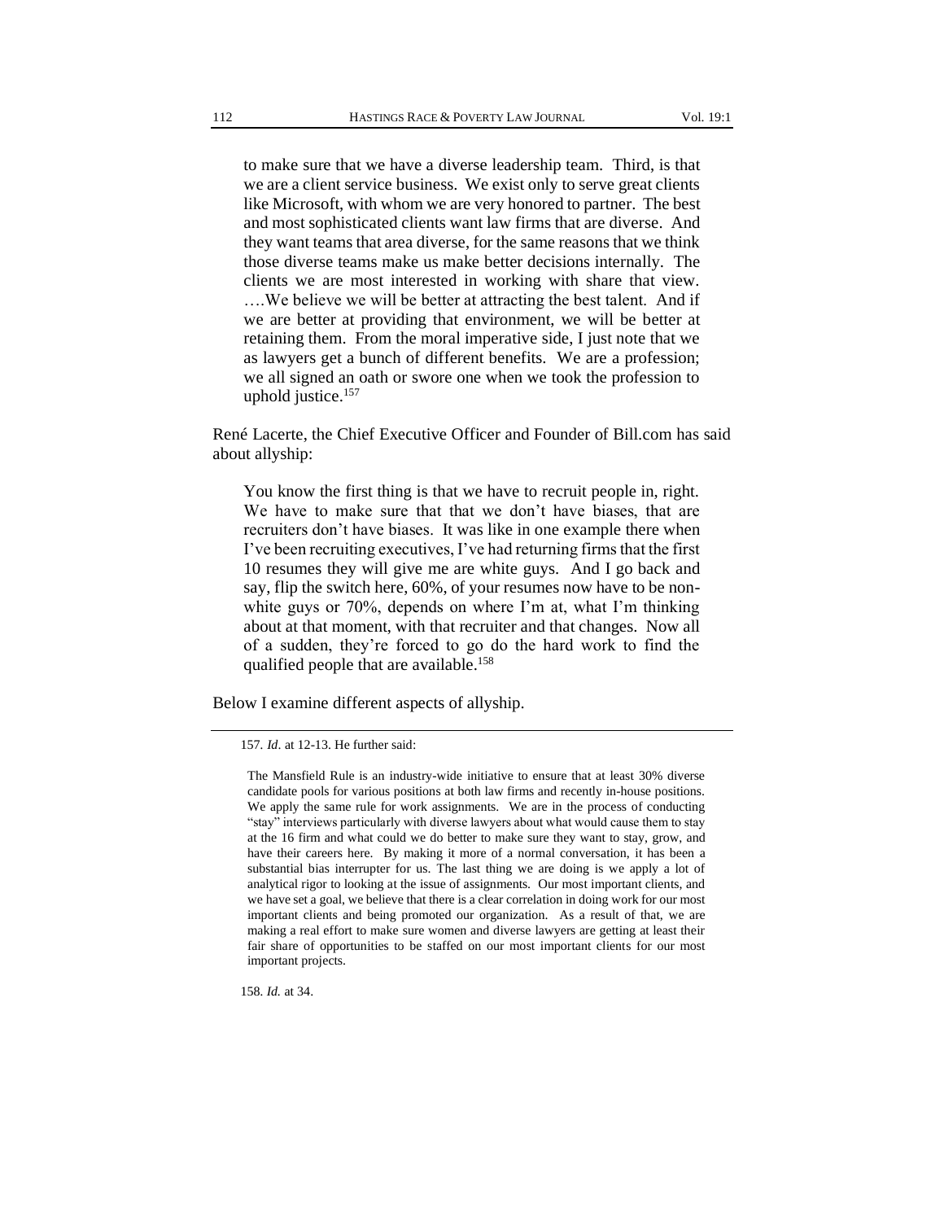> to make sure that we have a diverse leadership team. Third, is that we are a client service business. We exist only to serve great clients like Microsoft, with whom we are very honored to partner. The best and most sophisticated clients want law firms that are diverse. And they want teams that area diverse, for the same reasons that we think those diverse teams make us make better decisions internally. The clients we are most interested in working with share that view. ….We believe we will be better at attracting the best talent. And if we are better at providing that environment, we will be better at retaining them. From the moral imperative side, I just note that we as lawyers get a bunch of different benefits. We are a profession; we all signed an oath or swore one when we took the profession to uphold justice.[157]

René Lacerte, the Chief Executive Officer and Founder of Bill.com has said about allyship:

> You know the first thing is that we have to recruit people in, right. We have to make sure that that we don't have biases, that are recruiters don't have biases. It was like in one example there when I've been recruiting executives, I've had returning firms that the first 10 resumes they will give me are white guys. And I go back and say, flip the switch here, 60%, of your resumes now have to be non-white guys or 70%, depends on where I'm at, what I'm thinking about at that moment, with that recruiter and that changes. Now all of a sudden, they're forced to go do the hard work to find the qualified people that are available.[158]

Below I examine different aspects of allyship.

---

157. *Id*. at 12-13. He further said:

> The Mansfield Rule is an industry-wide initiative to ensure that at least 30% diverse candidate pools for various positions at both law firms and recently in-house positions. We apply the same rule for work assignments. We are in the process of conducting "stay" interviews particularly with diverse lawyers about what would cause them to stay at the 16 firm and what could we do better to make sure they want to stay, grow, and have their careers here. By making it more of a normal conversation, it has been a substantial bias interrupter for us. The last thing we are doing is we apply a lot of analytical rigor to looking at the issue of assignments. Our most important clients, and we have set a goal, we believe that there is a clear correlation in doing work for our most important clients and being promoted our organization. As a result of that, we are making a real effort to make sure women and diverse lawyers are getting at least their fair share of opportunities to be staffed on our most important clients for our most important projects.

158. *Id.* at 34.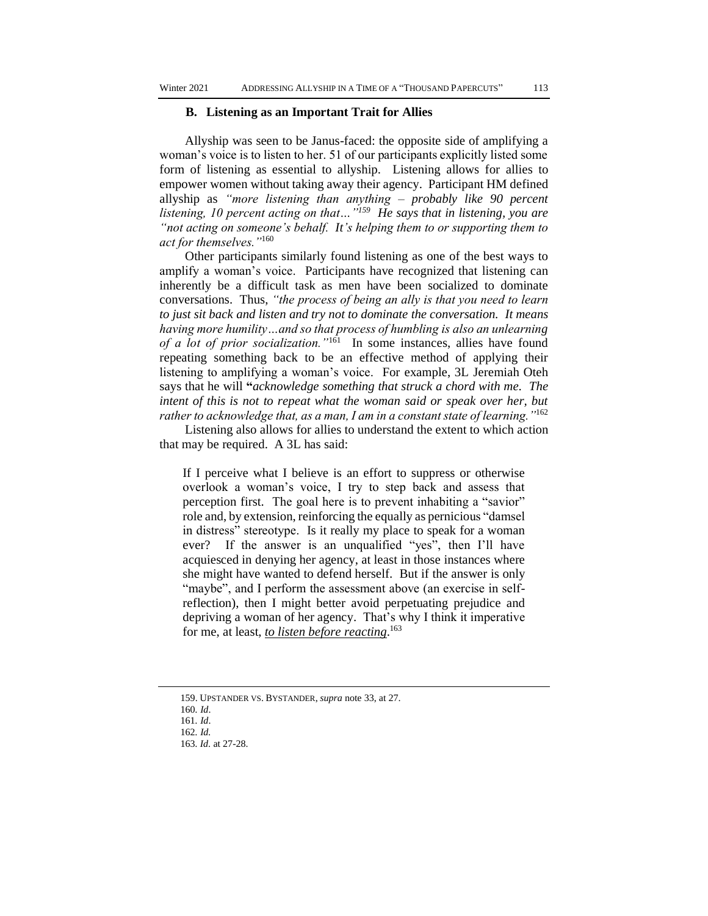### B. Listening as an Important Trait for Allies

Allyship was seen to be Janus-faced: the opposite side of amplifying a woman's voice is to listen to her. 51 of our participants explicitly listed some form of listening as essential to allyship. Listening allows for allies to empower women without taking away their agency. Participant HM defined allyship as *"more listening than anything – probably like 90 percent listening, 10 percent acting on that…"*[159] *He says that in listening, you are "not acting on someone's behalf. It's helping them to or supporting them to act for themselves."*[160]

Other participants similarly found listening as one of the best ways to amplify a woman's voice. Participants have recognized that listening can inherently be a difficult task as men have been socialized to dominate conversations. Thus, *"the process of being an ally is that you need to learn to just sit back and listen and try not to dominate the conversation. It means having more humility…and so that process of humbling is also an unlearning of a lot of prior socialization."*[161] In some instances, allies have found repeating something back to be an effective method of applying their listening to amplifying a woman's voice. For example, 3L Jeremiah Oteh says that he will **"***acknowledge something that struck a chord with me. The intent of this is not to repeat what the woman said or speak over her, but rather to acknowledge that, as a man, I am in a constant state of learning."*[162]

Listening also allows for allies to understand the extent to which action that may be required. A 3L has said:

> If I perceive what I believe is an effort to suppress or otherwise overlook a woman's voice, I try to step back and assess that perception first. The goal here is to prevent inhabiting a "savior" role and, by extension, reinforcing the equally as pernicious "damsel in distress" stereotype. Is it really my place to speak for a woman ever? If the answer is an unqualified "yes", then I'll have acquiesced in denying her agency, at least in those instances where she might have wanted to defend herself. But if the answer is only "maybe", and I perform the assessment above (an exercise in self-reflection), then I might better avoid perpetuating prejudice and depriving a woman of her agency. That's why I think it imperative for me, at least, *to listen before reacting*.[163]

---

159. UPSTANDER VS. BYSTANDER, *supra* note 33, at 27.
160. *Id*.
161. *Id*.
162. *Id.*
163. *Id.* at 27-28.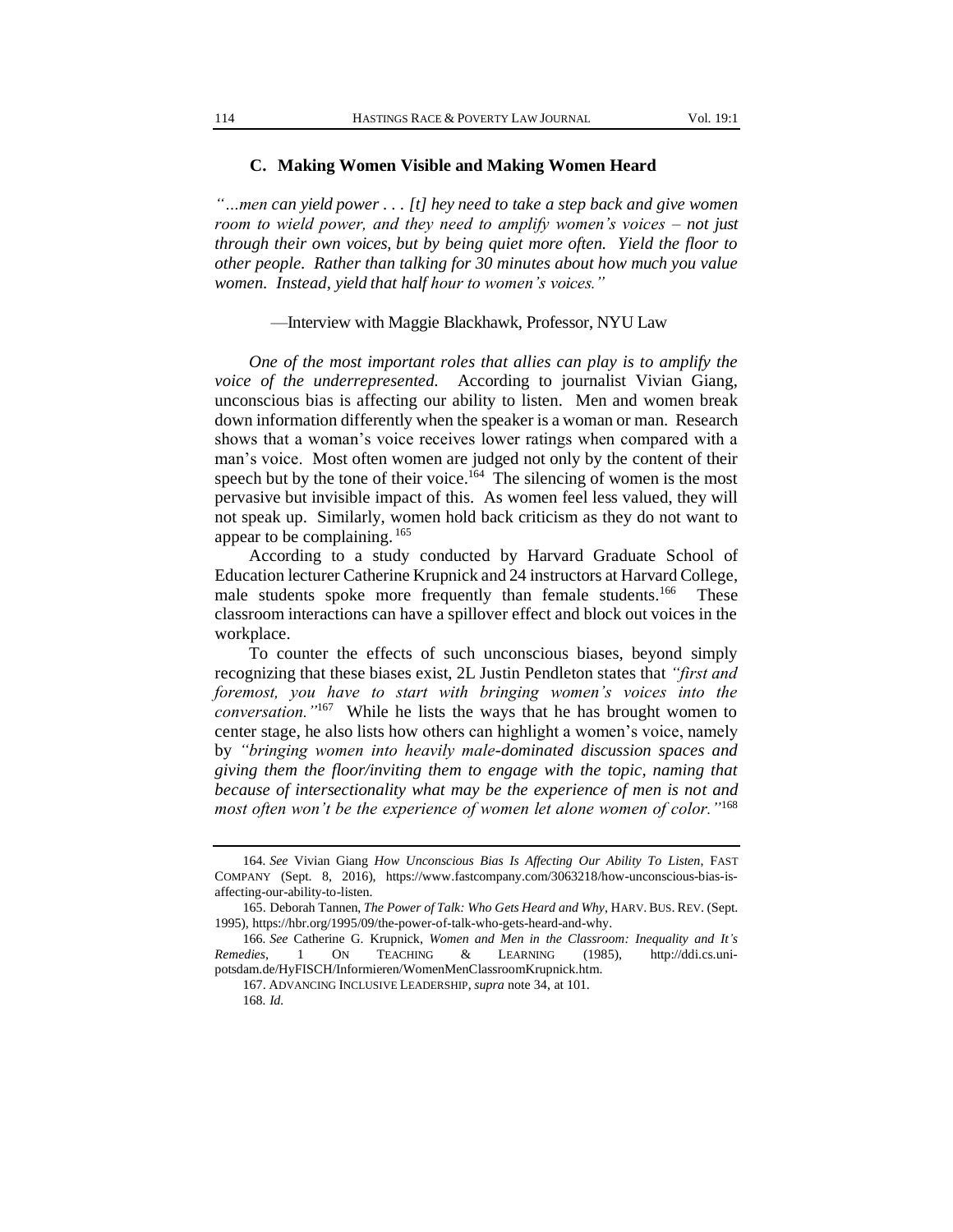### C. Making Women Visible and Making Women Heard

*"…men can yield power . . . [t] hey need to take a step back and give women room to wield power, and they need to amplify women's voices – not just through their own voices, but by being quiet more often. Yield the floor to other people. Rather than talking for 30 minutes about how much you value women. Instead, yield that half hour to women's voices."*

—Interview with Maggie Blackhawk, Professor, NYU Law

*One of the most important roles that allies can play is to amplify the voice of the underrepresented.* According to journalist Vivian Giang, unconscious bias is affecting our ability to listen. Men and women break down information differently when the speaker is a woman or man. Research shows that a woman's voice receives lower ratings when compared with a man's voice. Most often women are judged not only by the content of their speech but by the tone of their voice.[164] The silencing of women is the most pervasive but invisible impact of this. As women feel less valued, they will not speak up. Similarly, women hold back criticism as they do not want to appear to be complaining.[165]

According to a study conducted by Harvard Graduate School of Education lecturer Catherine Krupnick and 24 instructors at Harvard College, male students spoke more frequently than female students.[166] These classroom interactions can have a spillover effect and block out voices in the workplace.

To counter the effects of such unconscious biases, beyond simply recognizing that these biases exist, 2L Justin Pendleton states that *"first and foremost, you have to start with bringing women's voices into the conversation."*[167] While he lists the ways that he has brought women to center stage, he also lists how others can highlight a women's voice, namely by *"bringing women into heavily male-dominated discussion spaces and giving them the floor/inviting them to engage with the topic, naming that because of intersectionality what may be the experience of men is not and most often won't be the experience of women let alone women of color."*[168]

---

164. *See* Vivian Giang *How Unconscious Bias Is Affecting Our Ability To Listen*, FAST COMPANY (Sept. 8, 2016), https://www.fastcompany.com/3063218/how-unconscious-bias-is-affecting-our-ability-to-listen.

165. Deborah Tannen, *The Power of Talk: Who Gets Heard and Why*, HARV. BUS. REV. (Sept. 1995), https://hbr.org/1995/09/the-power-of-talk-who-gets-heard-and-why.

166. *See* Catherine G. Krupnick, *Women and Men in the Classroom: Inequality and It's Remedies*, 1 ON TEACHING & LEARNING (1985), http://ddi.cs.uni-potsdam.de/HyFISCH/Informieren/WomenMenClassroomKrupnick.htm.

167. ADVANCING INCLUSIVE LEADERSHIP, *supra* note 34, at 101.

168. *Id.*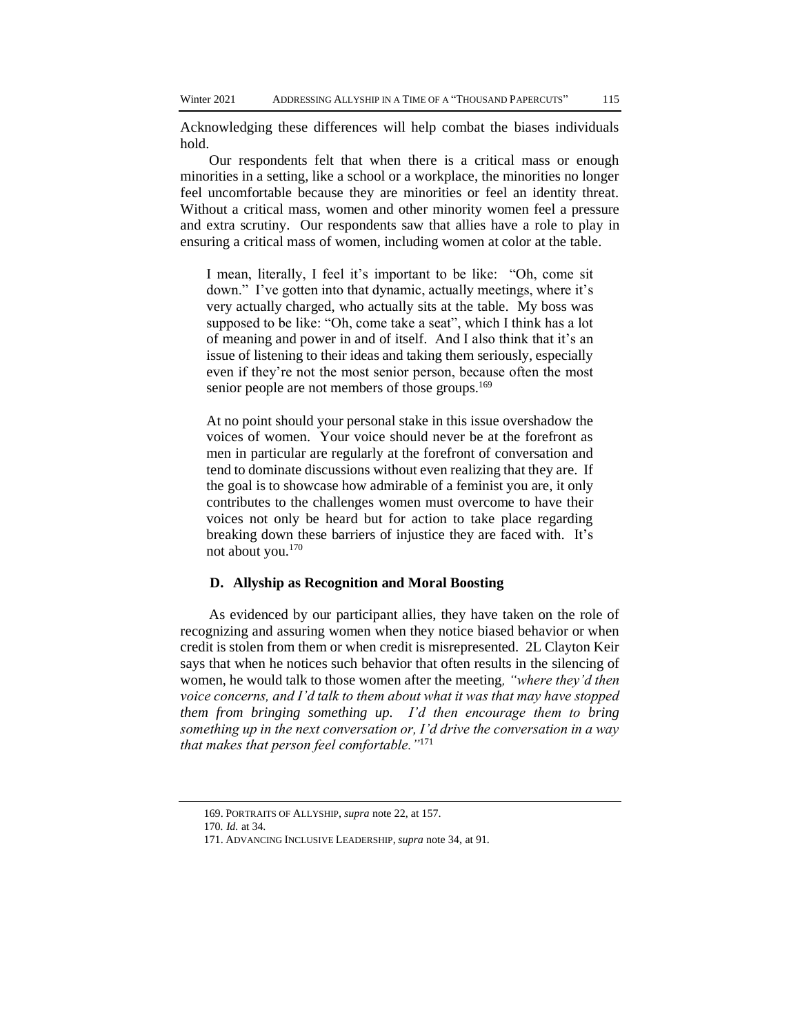Acknowledging these differences will help combat the biases individuals hold.

Our respondents felt that when there is a critical mass or enough minorities in a setting, like a school or a workplace, the minorities no longer feel uncomfortable because they are minorities or feel an identity threat. Without a critical mass, women and other minority women feel a pressure and extra scrutiny. Our respondents saw that allies have a role to play in ensuring a critical mass of women, including women at color at the table.

> I mean, literally, I feel it's important to be like: "Oh, come sit down." I've gotten into that dynamic, actually meetings, where it's very actually charged, who actually sits at the table. My boss was supposed to be like: "Oh, come take a seat", which I think has a lot of meaning and power in and of itself. And I also think that it's an issue of listening to their ideas and taking them seriously, especially even if they're not the most senior person, because often the most senior people are not members of those groups.[169]

> At no point should your personal stake in this issue overshadow the voices of women. Your voice should never be at the forefront as men in particular are regularly at the forefront of conversation and tend to dominate discussions without even realizing that they are. If the goal is to showcase how admirable of a feminist you are, it only contributes to the challenges women must overcome to have their voices not only be heard but for action to take place regarding breaking down these barriers of injustice they are faced with. It's not about you.[170]

### D. Allyship as Recognition and Moral Boosting

As evidenced by our participant allies, they have taken on the role of recognizing and assuring women when they notice biased behavior or when credit is stolen from them or when credit is misrepresented. 2L Clayton Keir says that when he notices such behavior that often results in the silencing of women, he would talk to those women after the meeting*, "where they'd then voice concerns, and I'd talk to them about what it was that may have stopped them from bringing something up. I'd then encourage them to bring something up in the next conversation or, I'd drive the conversation in a way that makes that person feel comfortable."*[171]

---

169. PORTRAITS OF ALLYSHIP, *supra* note 22, at 157.

170. *Id.* at 34.

171. ADVANCING INCLUSIVE LEADERSHIP, *supra* note 34, at 91.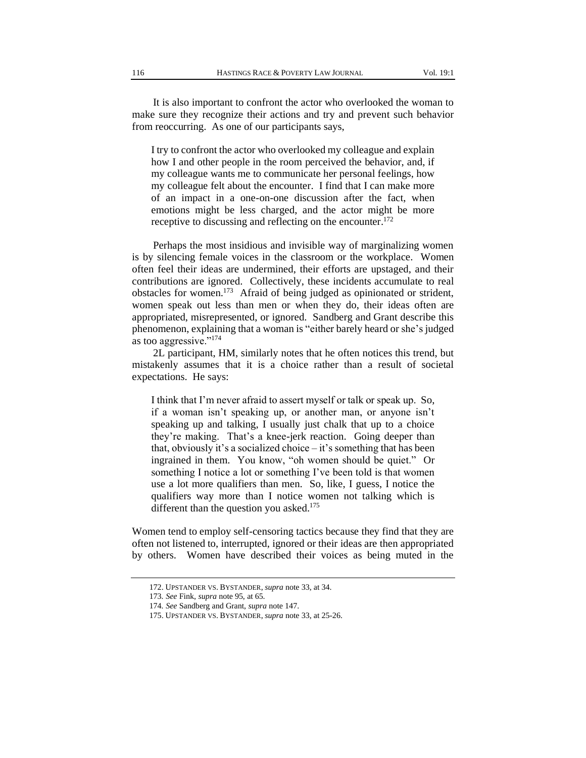It is also important to confront the actor who overlooked the woman to make sure they recognize their actions and try and prevent such behavior from reoccurring. As one of our participants says,

> I try to confront the actor who overlooked my colleague and explain how I and other people in the room perceived the behavior, and, if my colleague wants me to communicate her personal feelings, how my colleague felt about the encounter. I find that I can make more of an impact in a one-on-one discussion after the fact, when emotions might be less charged, and the actor might be more receptive to discussing and reflecting on the encounter.[172]

Perhaps the most insidious and invisible way of marginalizing women is by silencing female voices in the classroom or the workplace. Women often feel their ideas are undermined, their efforts are upstaged, and their contributions are ignored. Collectively, these incidents accumulate to real obstacles for women.[173] Afraid of being judged as opinionated or strident, women speak out less than men or when they do, their ideas often are appropriated, misrepresented, or ignored. Sandberg and Grant describe this phenomenon, explaining that a woman is "either barely heard or she's judged as too aggressive."[174]

2L participant, HM, similarly notes that he often notices this trend, but mistakenly assumes that it is a choice rather than a result of societal expectations. He says:

> I think that I'm never afraid to assert myself or talk or speak up. So, if a woman isn't speaking up, or another man, or anyone isn't speaking up and talking, I usually just chalk that up to a choice they're making. That's a knee-jerk reaction. Going deeper than that, obviously it's a socialized choice – it's something that has been ingrained in them. You know, "oh women should be quiet." Or something I notice a lot or something I've been told is that women use a lot more qualifiers than men. So, like, I guess, I notice the qualifiers way more than I notice women not talking which is different than the question you asked.[175]

Women tend to employ self-censoring tactics because they find that they are often not listened to, interrupted, ignored or their ideas are then appropriated by others. Women have described their voices as being muted in the

---

172. UPSTANDER VS. BYSTANDER, *supra* note 33, at 34.

173. *See* Fink, *supra* note 95, at 65.

174. *See* Sandberg and Grant, *supra* note 147.

175. UPSTANDER VS. BYSTANDER, *supra* note 33, at 25-26.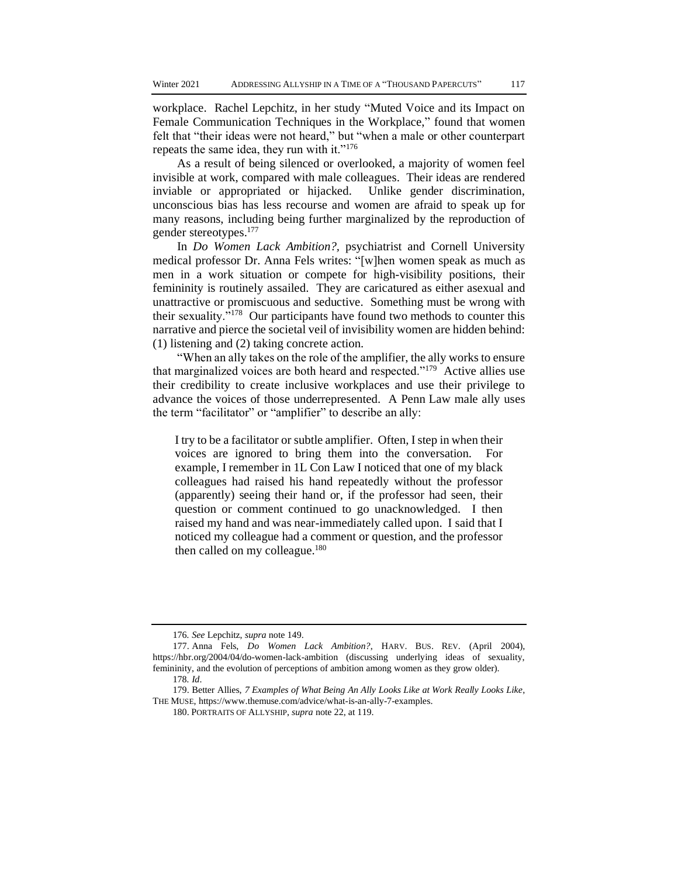workplace. Rachel Lepchitz, in her study "Muted Voice and its Impact on Female Communication Techniques in the Workplace," found that women felt that "their ideas were not heard," but "when a male or other counterpart repeats the same idea, they run with it."[176]

As a result of being silenced or overlooked, a majority of women feel invisible at work, compared with male colleagues. Their ideas are rendered inviable or appropriated or hijacked. Unlike gender discrimination, unconscious bias has less recourse and women are afraid to speak up for many reasons, including being further marginalized by the reproduction of gender stereotypes.[177]

In *Do Women Lack Ambition?,* psychiatrist and Cornell University medical professor Dr. Anna Fels writes: "[w]hen women speak as much as men in a work situation or compete for high-visibility positions, their femininity is routinely assailed. They are caricatured as either asexual and unattractive or promiscuous and seductive. Something must be wrong with their sexuality."[178] Our participants have found two methods to counter this narrative and pierce the societal veil of invisibility women are hidden behind: (1) listening and (2) taking concrete action.

"When an ally takes on the role of the amplifier, the ally works to ensure that marginalized voices are both heard and respected."[179] Active allies use their credibility to create inclusive workplaces and use their privilege to advance the voices of those underrepresented. A Penn Law male ally uses the term "facilitator" or "amplifier" to describe an ally:

> I try to be a facilitator or subtle amplifier. Often, I step in when their voices are ignored to bring them into the conversation. For example, I remember in 1L Con Law I noticed that one of my black colleagues had raised his hand repeatedly without the professor (apparently) seeing their hand or, if the professor had seen, their question or comment continued to go unacknowledged. I then raised my hand and was near-immediately called upon. I said that I noticed my colleague had a comment or question, and the professor then called on my colleague.[180]

---

176. *See* Lepchitz, *supra* note 149.

177. Anna Fels, *Do Women Lack Ambition?*, HARV. BUS. REV. (April 2004), https://hbr.org/2004/04/do-women-lack-ambition (discussing underlying ideas of sexuality, femininity, and the evolution of perceptions of ambition among women as they grow older).

178. *Id*.

179. Better Allies, *7 Examples of What Being An Ally Looks Like at Work Really Looks Like*, THE MUSE, https://www.themuse.com/advice/what-is-an-ally-7-examples.

180. PORTRAITS OF ALLYSHIP, *supra* note 22, at 119.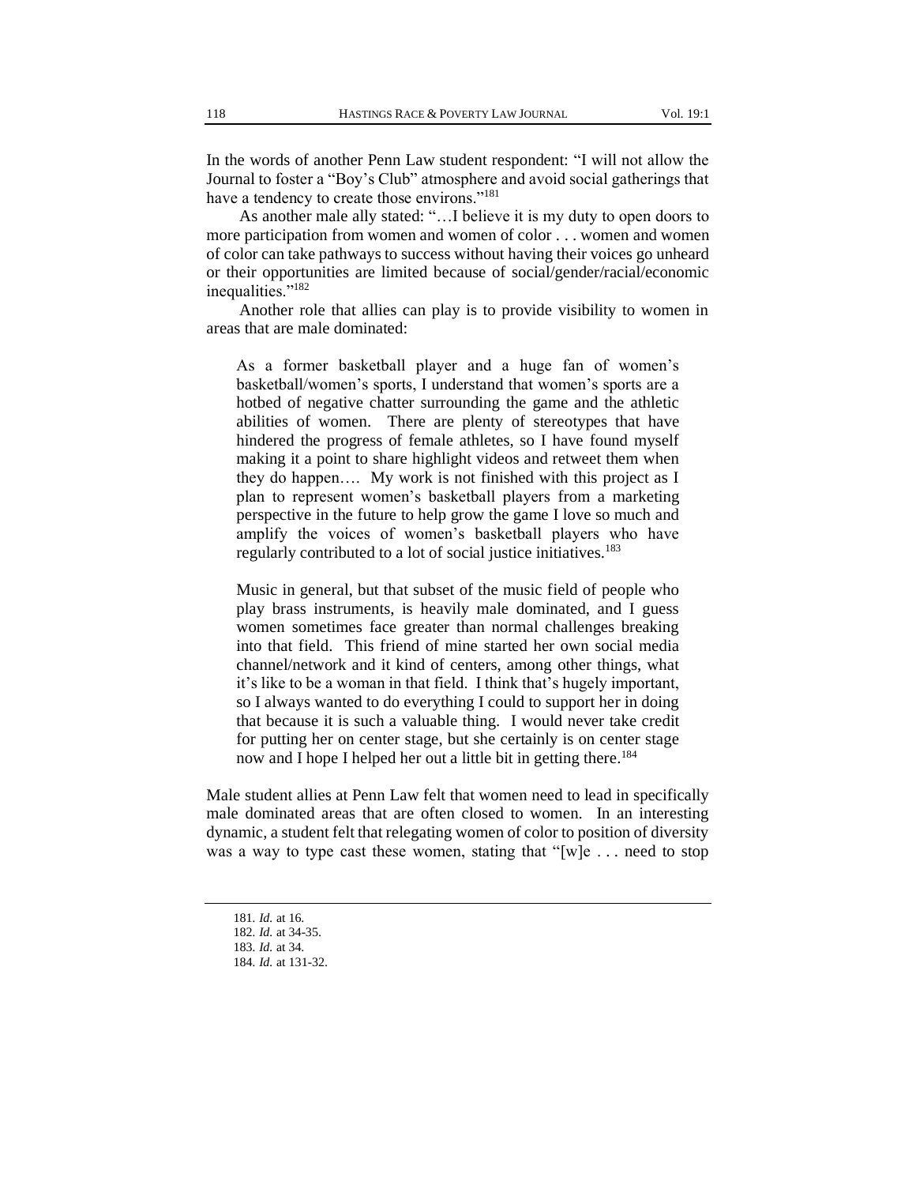In the words of another Penn Law student respondent: "I will not allow the Journal to foster a "Boy's Club" atmosphere and avoid social gatherings that have a tendency to create those environs."[181]

As another male ally stated: "…I believe it is my duty to open doors to more participation from women and women of color . . . women and women of color can take pathways to success without having their voices go unheard or their opportunities are limited because of social/gender/racial/economic inequalities."[182]

Another role that allies can play is to provide visibility to women in areas that are male dominated:

> As a former basketball player and a huge fan of women's basketball/women's sports, I understand that women's sports are a hotbed of negative chatter surrounding the game and the athletic abilities of women. There are plenty of stereotypes that have hindered the progress of female athletes, so I have found myself making it a point to share highlight videos and retweet them when they do happen…. My work is not finished with this project as I plan to represent women's basketball players from a marketing perspective in the future to help grow the game I love so much and amplify the voices of women's basketball players who have regularly contributed to a lot of social justice initiatives.[183]
>
> Music in general, but that subset of the music field of people who play brass instruments, is heavily male dominated, and I guess women sometimes face greater than normal challenges breaking into that field. This friend of mine started her own social media channel/network and it kind of centers, among other things, what it's like to be a woman in that field. I think that's hugely important, so I always wanted to do everything I could to support her in doing that because it is such a valuable thing. I would never take credit for putting her on center stage, but she certainly is on center stage now and I hope I helped her out a little bit in getting there.[184]

Male student allies at Penn Law felt that women need to lead in specifically male dominated areas that are often closed to women. In an interesting dynamic, a student felt that relegating women of color to position of diversity was a way to type cast these women, stating that "[w]e . . . need to stop

---

181. *Id.* at 16.
182. *Id.* at 34-35.
183. *Id.* at 34.
184. *Id.* at 131-32.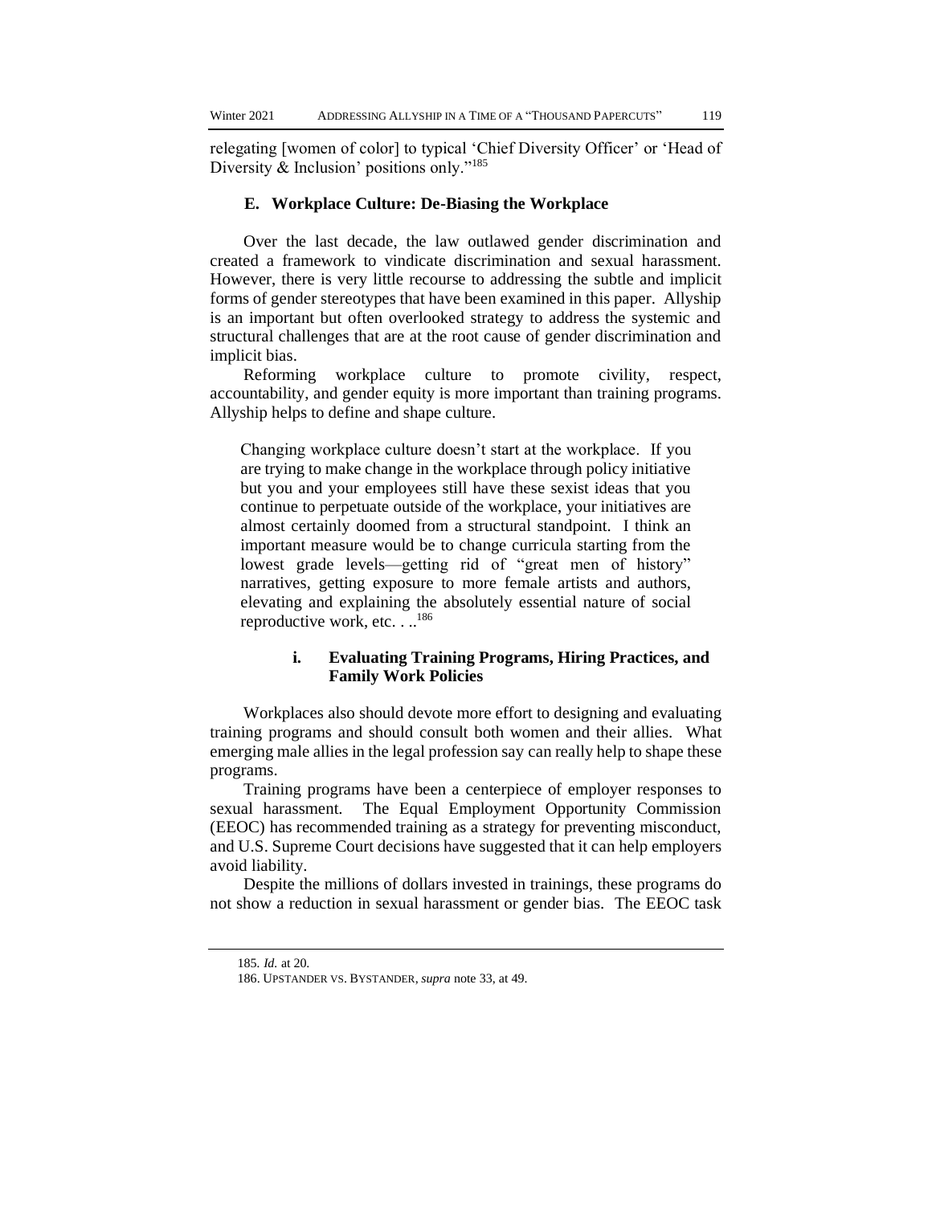relegating [women of color] to typical 'Chief Diversity Officer' or 'Head of Diversity & Inclusion' positions only."[185]

### E. Workplace Culture: De-Biasing the Workplace

Over the last decade, the law outlawed gender discrimination and created a framework to vindicate discrimination and sexual harassment. However, there is very little recourse to addressing the subtle and implicit forms of gender stereotypes that have been examined in this paper. Allyship is an important but often overlooked strategy to address the systemic and structural challenges that are at the root cause of gender discrimination and implicit bias.

Reforming workplace culture to promote civility, respect, accountability, and gender equity is more important than training programs. Allyship helps to define and shape culture.

> Changing workplace culture doesn't start at the workplace. If you are trying to make change in the workplace through policy initiative but you and your employees still have these sexist ideas that you continue to perpetuate outside of the workplace, your initiatives are almost certainly doomed from a structural standpoint. I think an important measure would be to change curricula starting from the lowest grade levels—getting rid of "great men of history" narratives, getting exposure to more female artists and authors, elevating and explaining the absolutely essential nature of social reproductive work, etc. . ..[186]

#### i. Evaluating Training Programs, Hiring Practices, and Family Work Policies

Workplaces also should devote more effort to designing and evaluating training programs and should consult both women and their allies. What emerging male allies in the legal profession say can really help to shape these programs.

Training programs have been a centerpiece of employer responses to sexual harassment. The Equal Employment Opportunity Commission (EEOC) has recommended training as a strategy for preventing misconduct, and U.S. Supreme Court decisions have suggested that it can help employers avoid liability.

Despite the millions of dollars invested in trainings, these programs do not show a reduction in sexual harassment or gender bias. The EEOC task

---

185. *Id.* at 20.

186. UPSTANDER VS. BYSTANDER, *supra* note 33, at 49.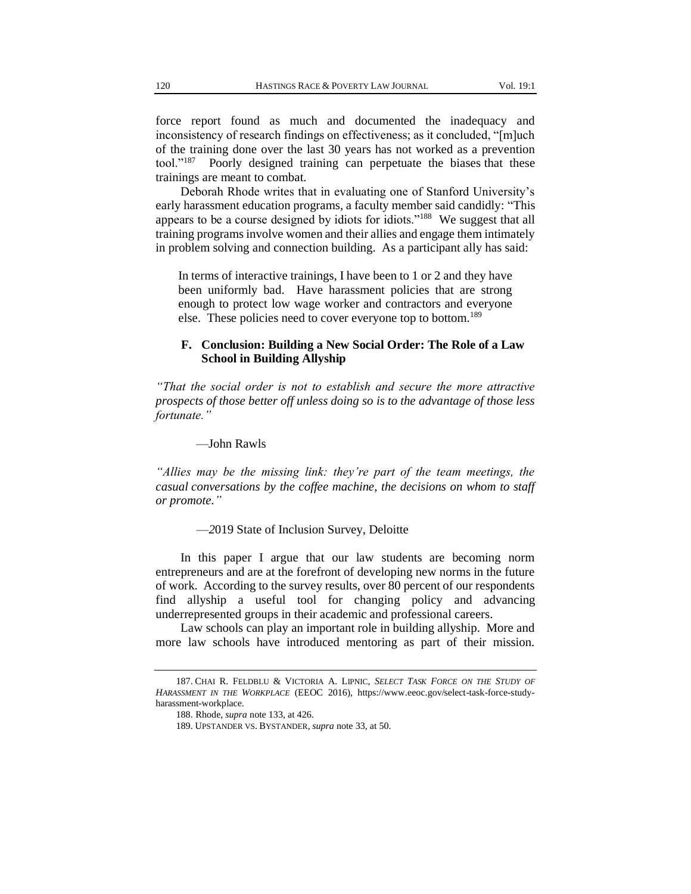force report found as much and documented the inadequacy and inconsistency of research findings on effectiveness; as it concluded, "[m]uch of the training done over the last 30 years has not worked as a prevention tool."[187] Poorly designed training can perpetuate the biases that these trainings are meant to combat.

Deborah Rhode writes that in evaluating one of Stanford University's early harassment education programs, a faculty member said candidly: "This appears to be a course designed by idiots for idiots."[188] We suggest that all training programs involve women and their allies and engage them intimately in problem solving and connection building. As a participant ally has said:

> In terms of interactive trainings, I have been to 1 or 2 and they have been uniformly bad. Have harassment policies that are strong enough to protect low wage worker and contractors and everyone else. These policies need to cover everyone top to bottom.[189]

### F. Conclusion: Building a New Social Order: The Role of a Law School in Building Allyship

*"That the social order is not to establish and secure the more attractive prospects of those better off unless doing so is to the advantage of those less fortunate."*

—John Rawls

*"Allies may be the missing link: they're part of the team meetings, the casual conversations by the coffee machine, the decisions on whom to staff or promote."*

—2019 State of Inclusion Survey, Deloitte

In this paper I argue that our law students are becoming norm entrepreneurs and are at the forefront of developing new norms in the future of work. According to the survey results, over 80 percent of our respondents find allyship a useful tool for changing policy and advancing underrepresented groups in their academic and professional careers.

Law schools can play an important role in building allyship. More and more law schools have introduced mentoring as part of their mission.

---

187. CHAI R. FELDBLU & VICTORIA A. LIPNIC, *SELECT TASK FORCE ON THE STUDY OF HARASSMENT IN THE WORKPLACE* (EEOC 2016), https://www.eeoc.gov/select-task-force-study-harassment-workplace.

188. Rhode, *supra* note 133, at 426.

189. UPSTANDER VS. BYSTANDER, *supra* note 33, at 50.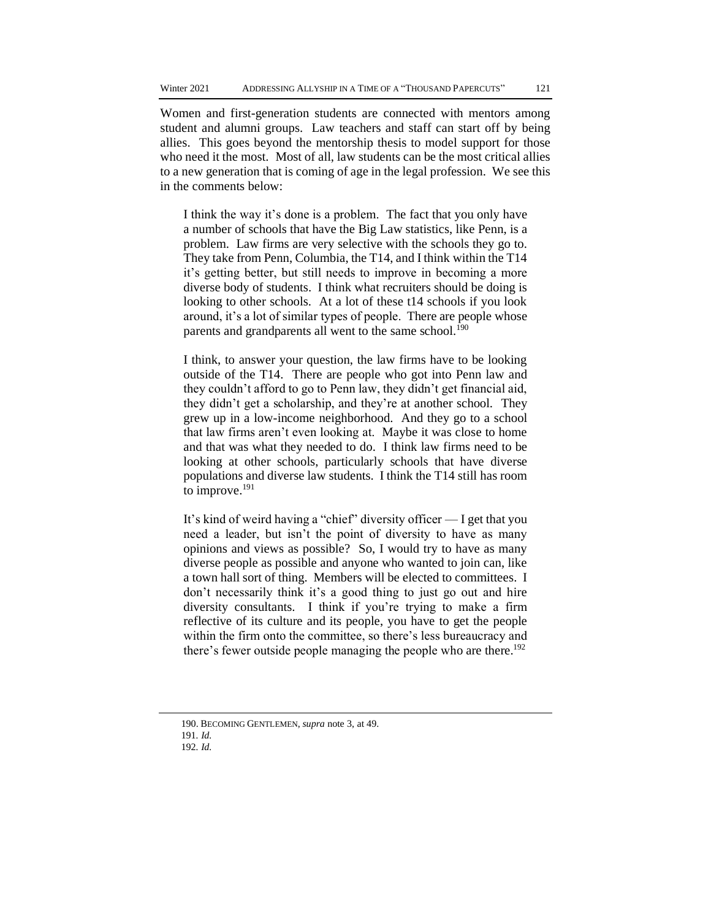Women and first-generation students are connected with mentors among student and alumni groups. Law teachers and staff can start off by being allies. This goes beyond the mentorship thesis to model support for those who need it the most. Most of all, law students can be the most critical allies to a new generation that is coming of age in the legal profession. We see this in the comments below:

> I think the way it's done is a problem. The fact that you only have a number of schools that have the Big Law statistics, like Penn, is a problem. Law firms are very selective with the schools they go to. They take from Penn, Columbia, the T14, and I think within the T14 it's getting better, but still needs to improve in becoming a more diverse body of students. I think what recruiters should be doing is looking to other schools. At a lot of these t14 schools if you look around, it's a lot of similar types of people. There are people whose parents and grandparents all went to the same school.[190]
>
> I think, to answer your question, the law firms have to be looking outside of the T14. There are people who got into Penn law and they couldn't afford to go to Penn law, they didn't get financial aid, they didn't get a scholarship, and they're at another school. They grew up in a low-income neighborhood. And they go to a school that law firms aren't even looking at. Maybe it was close to home and that was what they needed to do. I think law firms need to be looking at other schools, particularly schools that have diverse populations and diverse law students. I think the T14 still has room to improve.[191]
>
> It's kind of weird having a "chief" diversity officer — I get that you need a leader, but isn't the point of diversity to have as many opinions and views as possible? So, I would try to have as many diverse people as possible and anyone who wanted to join can, like a town hall sort of thing. Members will be elected to committees. I don't necessarily think it's a good thing to just go out and hire diversity consultants. I think if you're trying to make a firm reflective of its culture and its people, you have to get the people within the firm onto the committee, so there's less bureaucracy and there's fewer outside people managing the people who are there.[192]

---

190. BECOMING GENTLEMEN, *supra* note 3, at 49.

191. *Id.*

192. *Id.*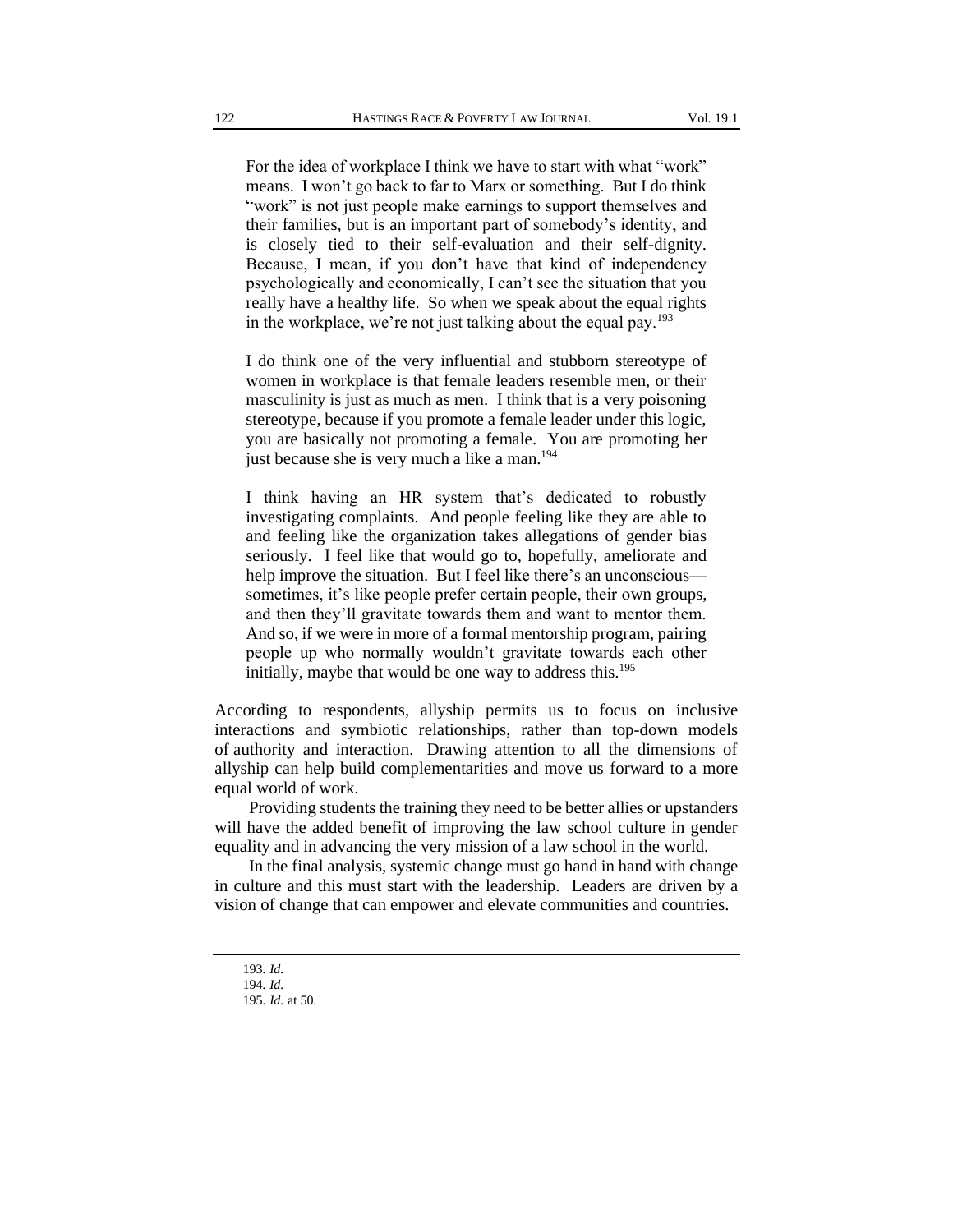> For the idea of workplace I think we have to start with what "work" means. I won't go back to far to Marx or something. But I do think "work" is not just people make earnings to support themselves and their families, but is an important part of somebody's identity, and is closely tied to their self-evaluation and their self-dignity. Because, I mean, if you don't have that kind of independency psychologically and economically, I can't see the situation that you really have a healthy life. So when we speak about the equal rights in the workplace, we're not just talking about the equal pay.[193]

> I do think one of the very influential and stubborn stereotype of women in workplace is that female leaders resemble men, or their masculinity is just as much as men. I think that is a very poisoning stereotype, because if you promote a female leader under this logic, you are basically not promoting a female. You are promoting her just because she is very much a like a man.[194]

> I think having an HR system that's dedicated to robustly investigating complaints. And people feeling like they are able to and feeling like the organization takes allegations of gender bias seriously. I feel like that would go to, hopefully, ameliorate and help improve the situation. But I feel like there's an unconscious—sometimes, it's like people prefer certain people, their own groups, and then they'll gravitate towards them and want to mentor them. And so, if we were in more of a formal mentorship program, pairing people up who normally wouldn't gravitate towards each other initially, maybe that would be one way to address this.[195]

According to respondents, allyship permits us to focus on inclusive interactions and symbiotic relationships, rather than top-down models of authority and interaction. Drawing attention to all the dimensions of allyship can help build complementarities and move us forward to a more equal world of work.

Providing students the training they need to be better allies or upstanders will have the added benefit of improving the law school culture in gender equality and in advancing the very mission of a law school in the world.

In the final analysis, systemic change must go hand in hand with change in culture and this must start with the leadership. Leaders are driven by a vision of change that can empower and elevate communities and countries.

---

193. *Id.*

194. *Id.*

195. *Id.* at 50.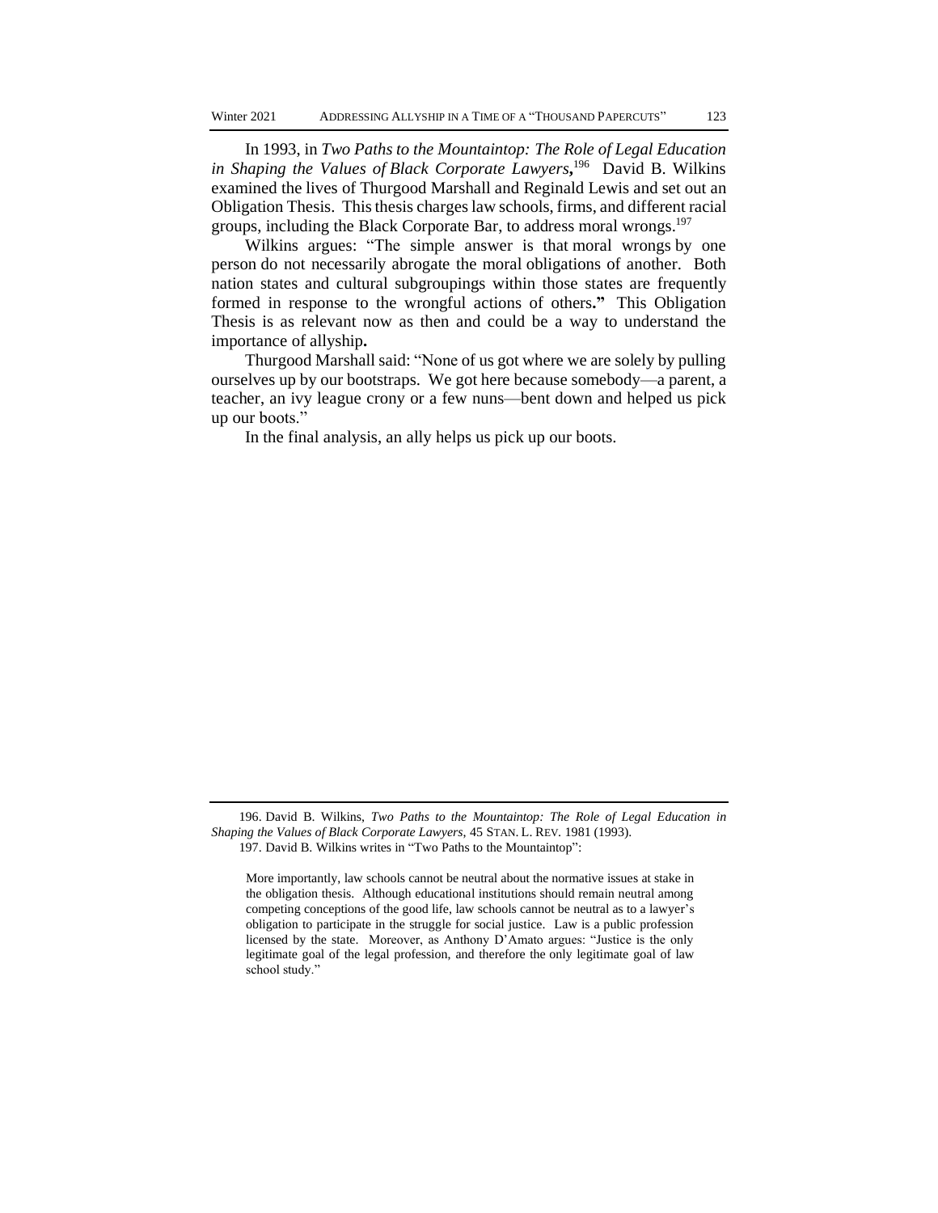In 1993, in *Two Paths to the Mountaintop: The Role of Legal Education in Shaping the Values of Black Corporate Lawyers*,[196] David B. Wilkins examined the lives of Thurgood Marshall and Reginald Lewis and set out an Obligation Thesis. This thesis charges law schools, firms, and different racial groups, including the Black Corporate Bar, to address moral wrongs.[197]

Wilkins argues: "The simple answer is that moral wrongs by one person do not necessarily abrogate the moral obligations of another. Both nation states and cultural subgroupings within those states are frequently formed in response to the wrongful actions of others**."** This Obligation Thesis is as relevant now as then and could be a way to understand the importance of allyship**.**

Thurgood Marshall said: "None of us got where we are solely by pulling ourselves up by our bootstraps. We got here because somebody—a parent, a teacher, an ivy league crony or a few nuns—bent down and helped us pick up our boots."

In the final analysis, an ally helps us pick up our boots.

---

196. David B. Wilkins, *Two Paths to the Mountaintop: The Role of Legal Education in Shaping the Values of Black Corporate Lawyers*, 45 STAN. L. REV. 1981 (1993).

197. David B. Wilkins writes in "Two Paths to the Mountaintop":

> More importantly, law schools cannot be neutral about the normative issues at stake in the obligation thesis. Although educational institutions should remain neutral among competing conceptions of the good life, law schools cannot be neutral as to a lawyer's obligation to participate in the struggle for social justice. Law is a public profession licensed by the state. Moreover, as Anthony D'Amato argues: "Justice is the only legitimate goal of the legal profession, and therefore the only legitimate goal of law school study."